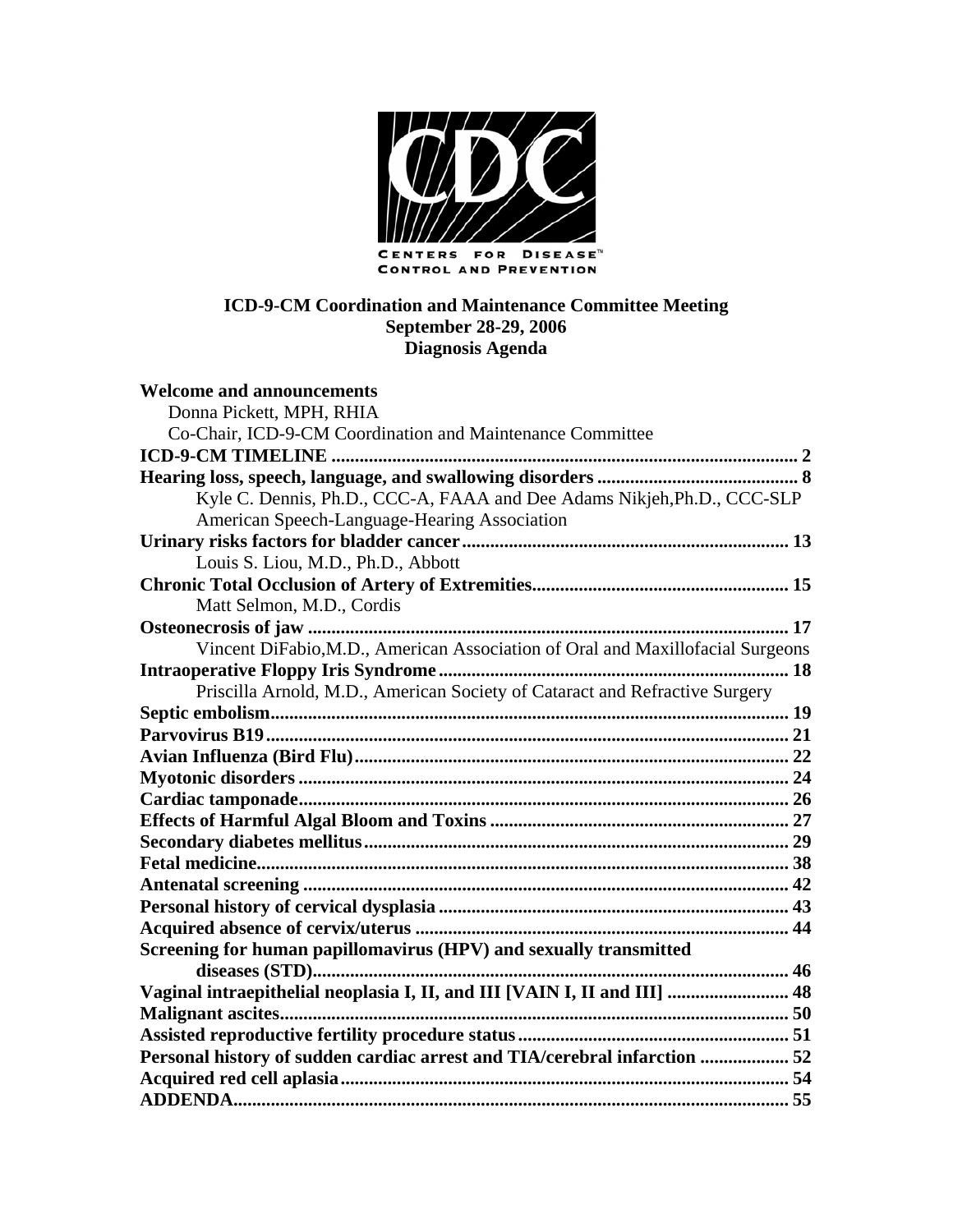CENTERS FOR DISEASE™ CONTROL AND PREVENTION

# ICD-9-CM Coordination and Maintenance Committee Meeting
## September 28-29, 2006
## Diagnosis Agenda

**Welcome and announcements**
Donna Pickett, MPH, RHIA
Co-Chair, ICD-9-CM Coordination and Maintenance Committee

**ICD-9-CM TIMELINE** .......... 2

**Hearing loss, speech, language, and swallowing disorders** .......... 8
Kyle C. Dennis, Ph.D., CCC-A, FAAA and Dee Adams Nikjeh,Ph.D., CCC-SLP
American Speech-Language-Hearing Association

**Urinary risks factors for bladder cancer** .......... 13
Louis S. Liou, M.D., Ph.D., Abbott

**Chronic Total Occlusion of Artery of Extremities** .......... 15
Matt Selmon, M.D., Cordis

**Osteonecrosis of jaw** .......... 17
Vincent DiFabio,M.D., American Association of Oral and Maxillofacial Surgeons

**Intraoperative Floppy Iris Syndrome** .......... 18
Priscilla Arnold, M.D., American Society of Cataract and Refractive Surgery

**Septic embolism** .......... 19

**Parvovirus B19** .......... 21

**Avian Influenza (Bird Flu)** .......... 22

**Myotonic disorders** .......... 24

**Cardiac tamponade** .......... 26

**Effects of Harmful Algal Bloom and Toxins** .......... 27

**Secondary diabetes mellitus** .......... 29

**Fetal medicine** .......... 38

**Antenatal screening** .......... 42

**Personal history of cervical dysplasia** .......... 43

**Acquired absence of cervix/uterus** .......... 44

**Screening for human papillomavirus (HPV) and sexually transmitted diseases (STD)** .......... 46

**Vaginal intraepithelial neoplasia I, II, and III [VAIN I, II and III]** .......... 48

**Malignant ascites** .......... 50

**Assisted reproductive fertility procedure status** .......... 51

**Personal history of sudden cardiac arrest and TIA/cerebral infarction** .......... 52

**Acquired red cell aplasia** .......... 54

**ADDENDA** .......... 55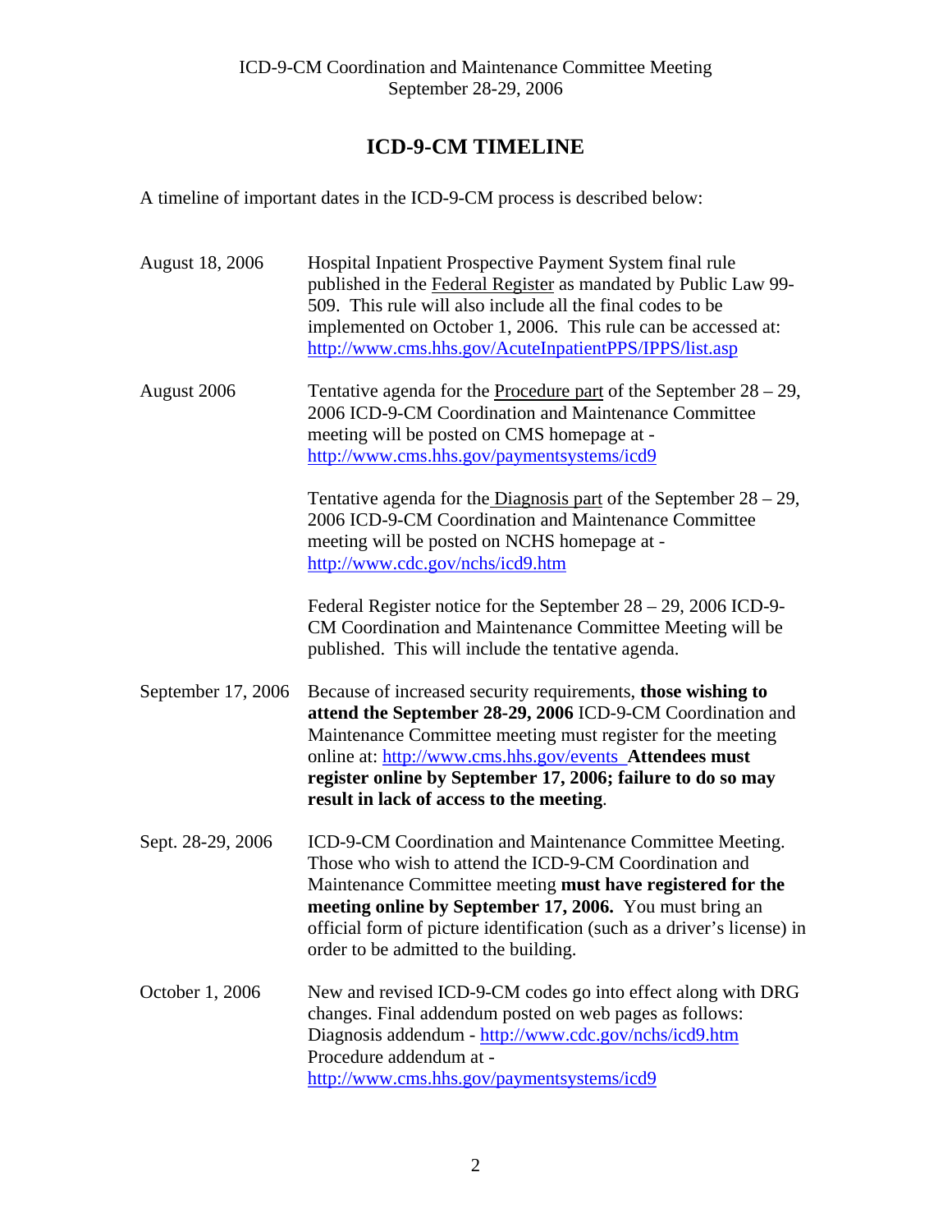# ICD-9-CM TIMELINE

A timeline of important dates in the ICD-9-CM process is described below:

| | |
|---|---|
| August 18, 2006 | Hospital Inpatient Prospective Payment System final rule published in the Federal Register as mandated by Public Law 99-509. This rule will also include all the final codes to be implemented on October 1, 2006. This rule can be accessed at: http://www.cms.hhs.gov/AcuteInpatientPPS/IPPS/list.asp |
| August 2006 | Tentative agenda for the Procedure part of the September 28 – 29, 2006 ICD-9-CM Coordination and Maintenance Committee meeting will be posted on CMS homepage at - http://www.cms.hhs.gov/paymentsystems/icd9 |
| | Tentative agenda for the Diagnosis part of the September 28 – 29, 2006 ICD-9-CM Coordination and Maintenance Committee meeting will be posted on NCHS homepage at - http://www.cdc.gov/nchs/icd9.htm |
| | Federal Register notice for the September 28 – 29, 2006 ICD-9-CM Coordination and Maintenance Committee Meeting will be published. This will include the tentative agenda. |
| September 17, 2006 | Because of increased security requirements, **those wishing to attend the September 28-29, 2006** ICD-9-CM Coordination and Maintenance Committee meeting must register for the meeting online at: http://www.cms.hhs.gov/events **Attendees must register online by September 17, 2006; failure to do so may result in lack of access to the meeting**. |
| Sept. 28-29, 2006 | ICD-9-CM Coordination and Maintenance Committee Meeting. Those who wish to attend the ICD-9-CM Coordination and Maintenance Committee meeting **must have registered for the meeting online by September 17, 2006.** You must bring an official form of picture identification (such as a driver's license) in order to be admitted to the building. |
| October 1, 2006 | New and revised ICD-9-CM codes go into effect along with DRG changes. Final addendum posted on web pages as follows: Diagnosis addendum - http://www.cdc.gov/nchs/icd9.htm Procedure addendum at - http://www.cms.hhs.gov/paymentsystems/icd9 |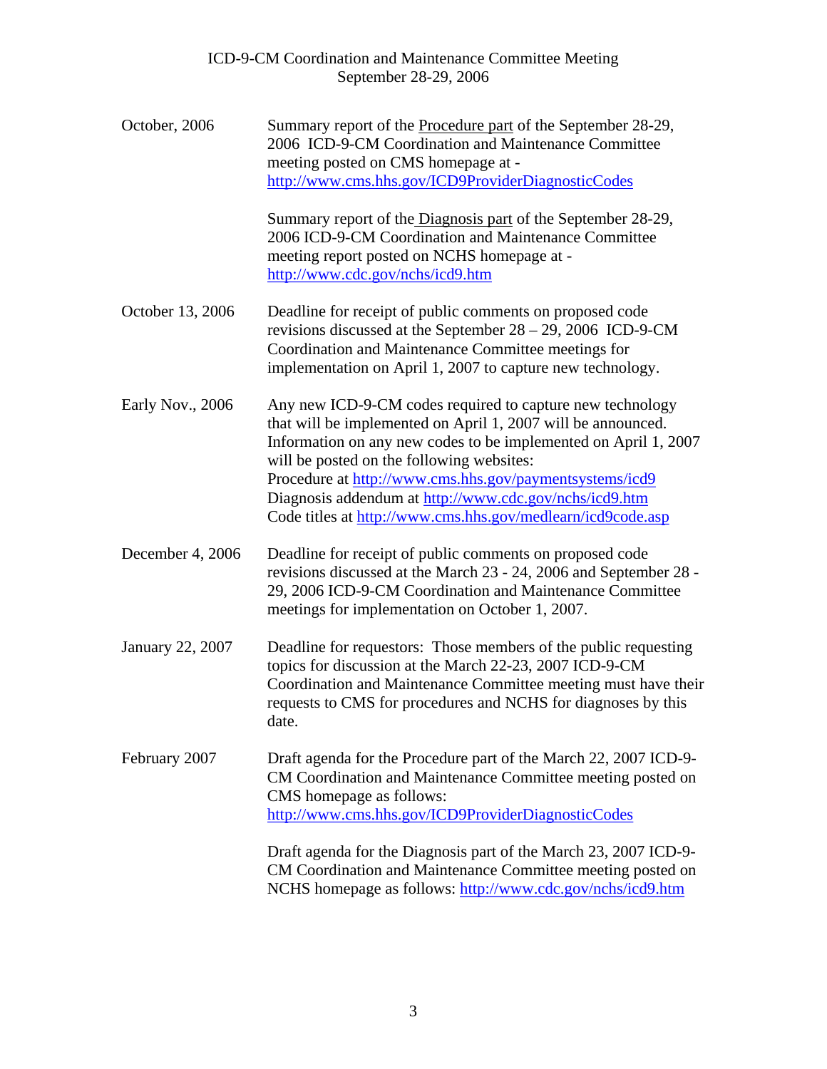| | |
|---|---|
| October, 2006 | Summary report of the Procedure part of the September 28-29, 2006 ICD-9-CM Coordination and Maintenance Committee meeting posted on CMS homepage at - http://www.cms.hhs.gov/ICD9ProviderDiagnosticCodes<br><br>Summary report of the Diagnosis part of the September 28-29, 2006 ICD-9-CM Coordination and Maintenance Committee meeting report posted on NCHS homepage at - http://www.cdc.gov/nchs/icd9.htm |
| October 13, 2006 | Deadline for receipt of public comments on proposed code revisions discussed at the September 28 – 29, 2006 ICD-9-CM Coordination and Maintenance Committee meetings for implementation on April 1, 2007 to capture new technology. |
| Early Nov., 2006 | Any new ICD-9-CM codes required to capture new technology that will be implemented on April 1, 2007 will be announced. Information on any new codes to be implemented on April 1, 2007 will be posted on the following websites:<br>Procedure at http://www.cms.hhs.gov/paymentsystems/icd9<br>Diagnosis addendum at http://www.cdc.gov/nchs/icd9.htm<br>Code titles at http://www.cms.hhs.gov/medlearn/icd9code.asp |
| December 4, 2006 | Deadline for receipt of public comments on proposed code revisions discussed at the March 23 - 24, 2006 and September 28 - 29, 2006 ICD-9-CM Coordination and Maintenance Committee meetings for implementation on October 1, 2007. |
| January 22, 2007 | Deadline for requestors: Those members of the public requesting topics for discussion at the March 22-23, 2007 ICD-9-CM Coordination and Maintenance Committee meeting must have their requests to CMS for procedures and NCHS for diagnoses by this date. |
| February 2007 | Draft agenda for the Procedure part of the March 22, 2007 ICD-9-CM Coordination and Maintenance Committee meeting posted on CMS homepage as follows:<br>http://www.cms.hhs.gov/ICD9ProviderDiagnosticCodes<br><br>Draft agenda for the Diagnosis part of the March 23, 2007 ICD-9-CM Coordination and Maintenance Committee meeting posted on NCHS homepage as follows: http://www.cdc.gov/nchs/icd9.htm |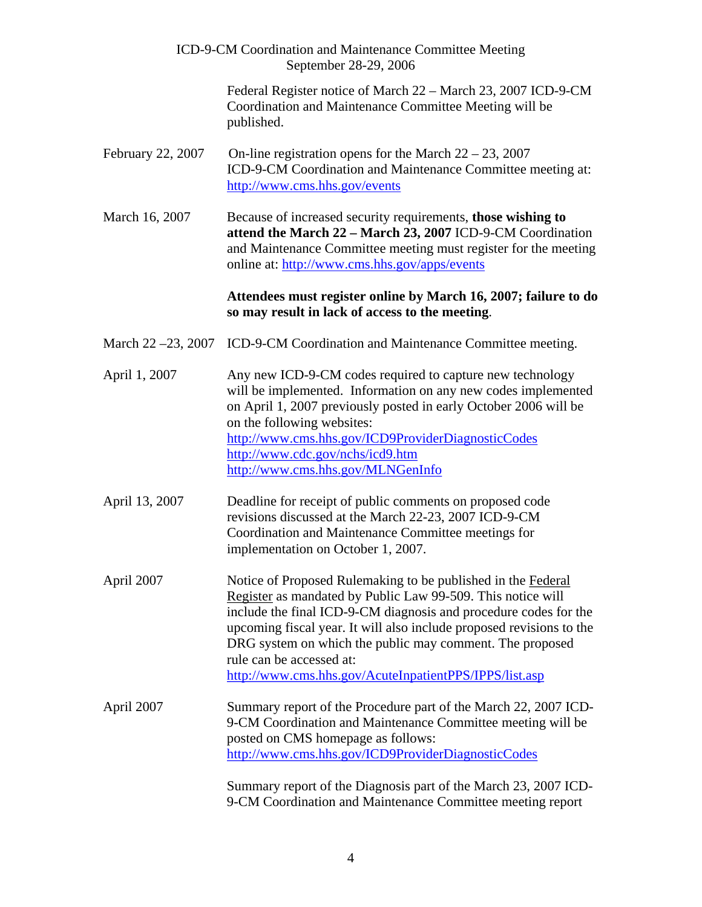| | |
|---|---|
| | Federal Register notice of March 22 – March 23, 2007 ICD-9-CM Coordination and Maintenance Committee Meeting will be published. |
| February 22, 2007 | On-line registration opens for the March 22 – 23, 2007 ICD-9-CM Coordination and Maintenance Committee meeting at: http://www.cms.hhs.gov/events |
| March 16, 2007 | Because of increased security requirements, **those wishing to attend the March 22 – March 23, 2007** ICD-9-CM Coordination and Maintenance Committee meeting must register for the meeting online at: http://www.cms.hhs.gov/apps/events<br><br>**Attendees must register online by March 16, 2007; failure to do so may result in lack of access to the meeting**. |
| March 22 –23, 2007 | ICD-9-CM Coordination and Maintenance Committee meeting. |
| April 1, 2007 | Any new ICD-9-CM codes required to capture new technology will be implemented. Information on any new codes implemented on April 1, 2007 previously posted in early October 2006 will be on the following websites:<br>http://www.cms.hhs.gov/ICD9ProviderDiagnosticCodes<br>http://www.cdc.gov/nchs/icd9.htm<br>http://www.cms.hhs.gov/MLNGenInfo |
| April 13, 2007 | Deadline for receipt of public comments on proposed code revisions discussed at the March 22-23, 2007 ICD-9-CM Coordination and Maintenance Committee meetings for implementation on October 1, 2007. |
| April 2007 | Notice of Proposed Rulemaking to be published in the Federal Register as mandated by Public Law 99-509. This notice will include the final ICD-9-CM diagnosis and procedure codes for the upcoming fiscal year. It will also include proposed revisions to the DRG system on which the public may comment. The proposed rule can be accessed at:<br>http://www.cms.hhs.gov/AcuteInpatientPPS/IPPS/list.asp |
| April 2007 | Summary report of the Procedure part of the March 22, 2007 ICD-9-CM Coordination and Maintenance Committee meeting will be posted on CMS homepage as follows:<br>http://www.cms.hhs.gov/ICD9ProviderDiagnosticCodes<br><br>Summary report of the Diagnosis part of the March 23, 2007 ICD-9-CM Coordination and Maintenance Committee meeting report |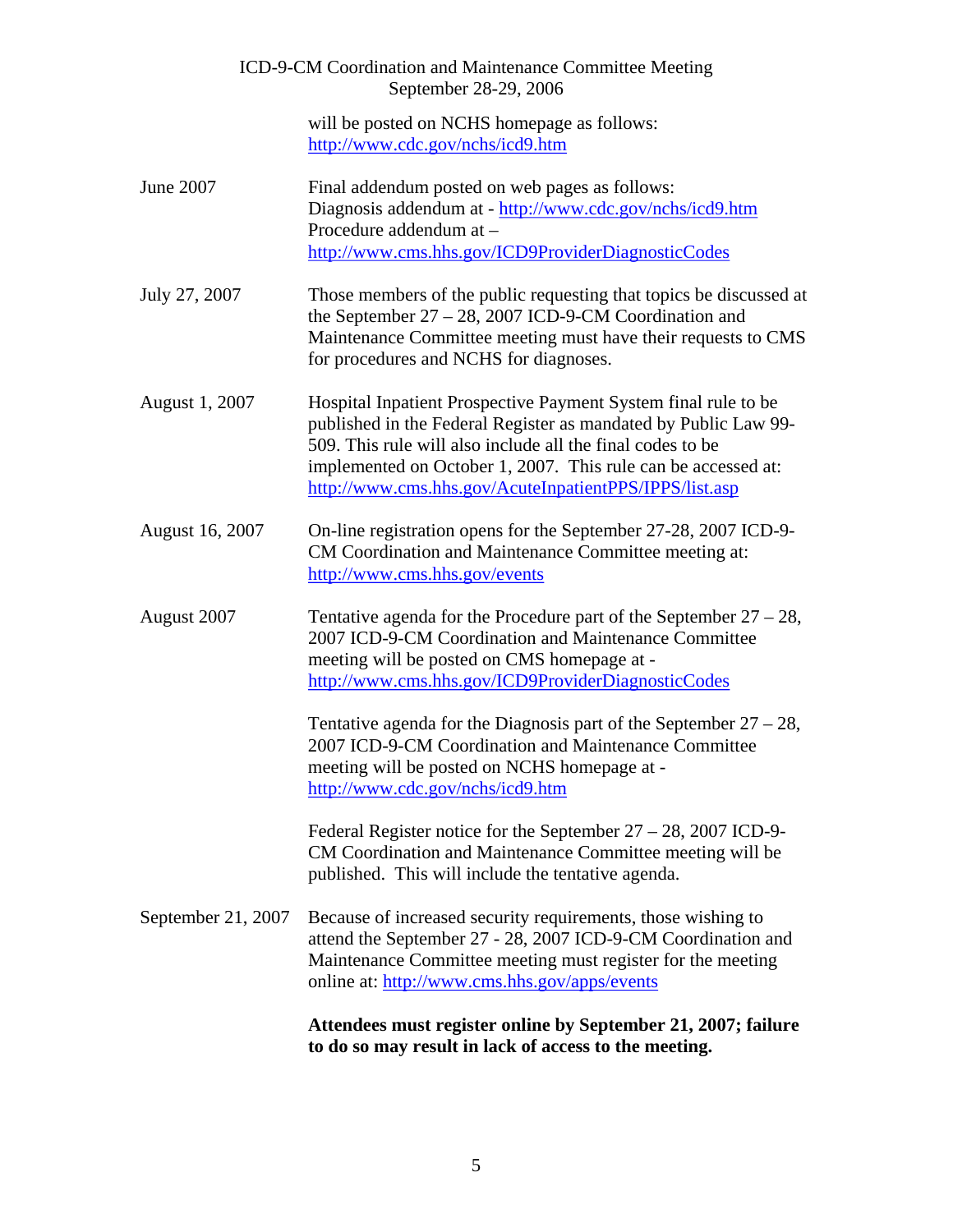will be posted on NCHS homepage as follows: http://www.cdc.gov/nchs/icd9.htm

| | |
|---|---|
| June 2007 | Final addendum posted on web pages as follows:<br>Diagnosis addendum at - http://www.cdc.gov/nchs/icd9.htm<br>Procedure addendum at – http://www.cms.hhs.gov/ICD9ProviderDiagnosticCodes |
| July 27, 2007 | Those members of the public requesting that topics be discussed at the September 27 – 28, 2007 ICD-9-CM Coordination and Maintenance Committee meeting must have their requests to CMS for procedures and NCHS for diagnoses. |
| August 1, 2007 | Hospital Inpatient Prospective Payment System final rule to be published in the Federal Register as mandated by Public Law 99-509. This rule will also include all the final codes to be implemented on October 1, 2007. This rule can be accessed at: http://www.cms.hhs.gov/AcuteInpatientPPS/IPPS/list.asp |
| August 16, 2007 | On-line registration opens for the September 27-28, 2007 ICD-9-CM Coordination and Maintenance Committee meeting at: http://www.cms.hhs.gov/events |
| August 2007 | Tentative agenda for the Procedure part of the September 27 – 28, 2007 ICD-9-CM Coordination and Maintenance Committee meeting will be posted on CMS homepage at - http://www.cms.hhs.gov/ICD9ProviderDiagnosticCodes<br><br>Tentative agenda for the Diagnosis part of the September 27 – 28, 2007 ICD-9-CM Coordination and Maintenance Committee meeting will be posted on NCHS homepage at - http://www.cdc.gov/nchs/icd9.htm<br><br>Federal Register notice for the September 27 – 28, 2007 ICD-9-CM Coordination and Maintenance Committee meeting will be published. This will include the tentative agenda. |
| September 21, 2007 | Because of increased security requirements, those wishing to attend the September 27 - 28, 2007 ICD-9-CM Coordination and Maintenance Committee meeting must register for the meeting online at: http://www.cms.hhs.gov/apps/events<br><br>**Attendees must register online by September 21, 2007; failure to do so may result in lack of access to the meeting.** |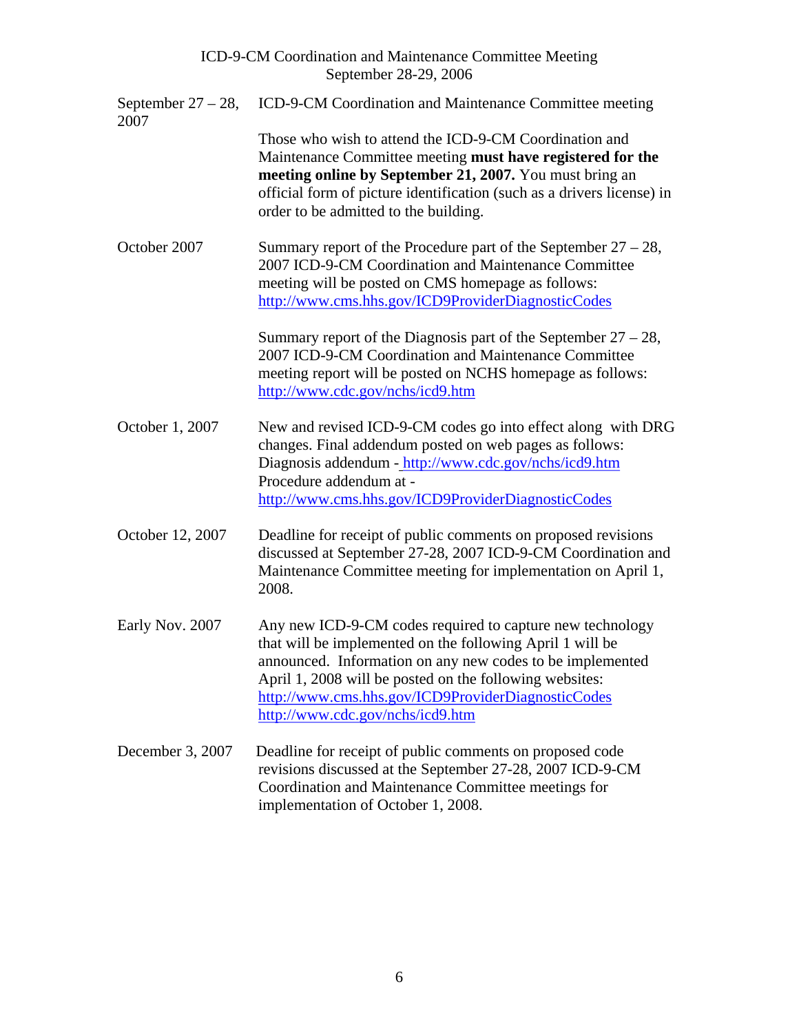| | |
|---|---|
| September 27 – 28, 2007 | ICD-9-CM Coordination and Maintenance Committee meeting<br><br>Those who wish to attend the ICD-9-CM Coordination and Maintenance Committee meeting **must have registered for the meeting online by September 21, 2007.** You must bring an official form of picture identification (such as a drivers license) in order to be admitted to the building. |
| October 2007 | Summary report of the Procedure part of the September 27 – 28, 2007 ICD-9-CM Coordination and Maintenance Committee meeting will be posted on CMS homepage as follows: http://www.cms.hhs.gov/ICD9ProviderDiagnosticCodes<br><br>Summary report of the Diagnosis part of the September 27 – 28, 2007 ICD-9-CM Coordination and Maintenance Committee meeting report will be posted on NCHS homepage as follows: http://www.cdc.gov/nchs/icd9.htm |
| October 1, 2007 | New and revised ICD-9-CM codes go into effect along with DRG changes. Final addendum posted on web pages as follows:<br>Diagnosis addendum - http://www.cdc.gov/nchs/icd9.htm<br>Procedure addendum at -<br>http://www.cms.hhs.gov/ICD9ProviderDiagnosticCodes |
| October 12, 2007 | Deadline for receipt of public comments on proposed revisions discussed at September 27-28, 2007 ICD-9-CM Coordination and Maintenance Committee meeting for implementation on April 1, 2008. |
| Early Nov. 2007 | Any new ICD-9-CM codes required to capture new technology that will be implemented on the following April 1 will be announced. Information on any new codes to be implemented April 1, 2008 will be posted on the following websites:<br>http://www.cms.hhs.gov/ICD9ProviderDiagnosticCodes<br>http://www.cdc.gov/nchs/icd9.htm |
| December 3, 2007 | Deadline for receipt of public comments on proposed code revisions discussed at the September 27-28, 2007 ICD-9-CM Coordination and Maintenance Committee meetings for implementation of October 1, 2008. |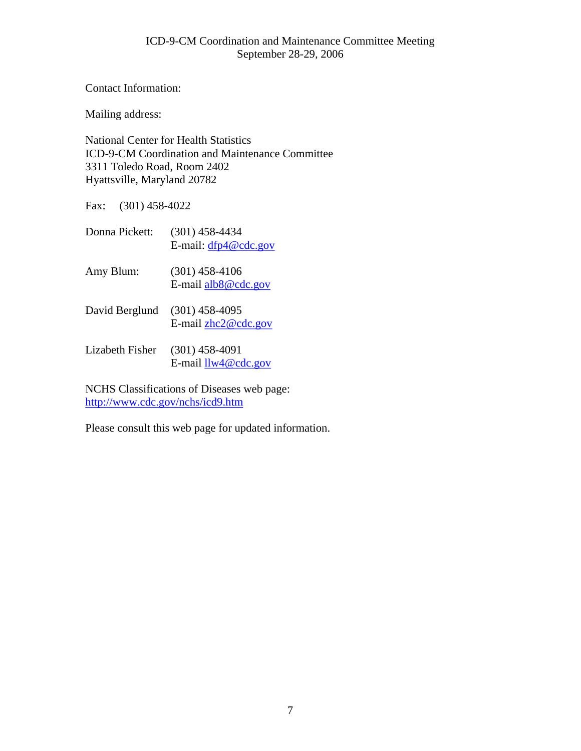Contact Information:

Mailing address:

National Center for Health Statistics  
ICD-9-CM Coordination and Maintenance Committee  
3311 Toledo Road, Room 2402  
Hyattsville, Maryland 20782

Fax: (301) 458-4022

Donna Pickett: (301) 458-4434  
E-mail: dfp4@cdc.gov

Amy Blum: (301) 458-4106  
E-mail alb8@cdc.gov

David Berglund (301) 458-4095  
E-mail zhc2@cdc.gov

Lizabeth Fisher (301) 458-4091  
E-mail llw4@cdc.gov

NCHS Classifications of Diseases web page:  
http://www.cdc.gov/nchs/icd9.htm

Please consult this web page for updated information.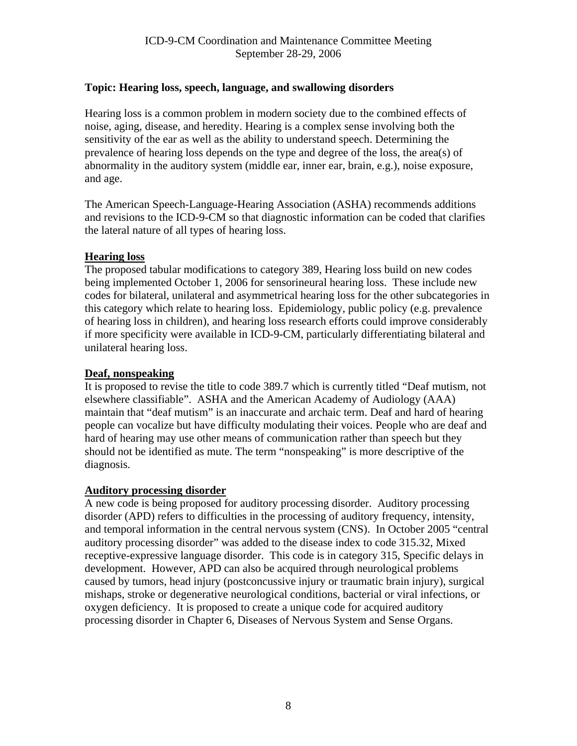**Topic: Hearing loss, speech, language, and swallowing disorders**

Hearing loss is a common problem in modern society due to the combined effects of noise, aging, disease, and heredity. Hearing is a complex sense involving both the sensitivity of the ear as well as the ability to understand speech. Determining the prevalence of hearing loss depends on the type and degree of the loss, the area(s) of abnormality in the auditory system (middle ear, inner ear, brain, e.g.), noise exposure, and age.

The American Speech-Language-Hearing Association (ASHA) recommends additions and revisions to the ICD-9-CM so that diagnostic information can be coded that clarifies the lateral nature of all types of hearing loss.

**Hearing loss**

The proposed tabular modifications to category 389, Hearing loss build on new codes being implemented October 1, 2006 for sensorineural hearing loss. These include new codes for bilateral, unilateral and asymmetrical hearing loss for the other subcategories in this category which relate to hearing loss. Epidemiology, public policy (e.g. prevalence of hearing loss in children), and hearing loss research efforts could improve considerably if more specificity were available in ICD-9-CM, particularly differentiating bilateral and unilateral hearing loss.

**Deaf, nonspeaking**

It is proposed to revise the title to code 389.7 which is currently titled "Deaf mutism, not elsewhere classifiable". ASHA and the American Academy of Audiology (AAA) maintain that "deaf mutism" is an inaccurate and archaic term. Deaf and hard of hearing people can vocalize but have difficulty modulating their voices. People who are deaf and hard of hearing may use other means of communication rather than speech but they should not be identified as mute. The term "nonspeaking" is more descriptive of the diagnosis.

**Auditory processing disorder**

A new code is being proposed for auditory processing disorder. Auditory processing disorder (APD) refers to difficulties in the processing of auditory frequency, intensity, and temporal information in the central nervous system (CNS). In October 2005 "central auditory processing disorder" was added to the disease index to code 315.32, Mixed receptive-expressive language disorder. This code is in category 315, Specific delays in development. However, APD can also be acquired through neurological problems caused by tumors, head injury (postconcussive injury or traumatic brain injury), surgical mishaps, stroke or degenerative neurological conditions, bacterial or viral infections, or oxygen deficiency. It is proposed to create a unique code for acquired auditory processing disorder in Chapter 6, Diseases of Nervous System and Sense Organs.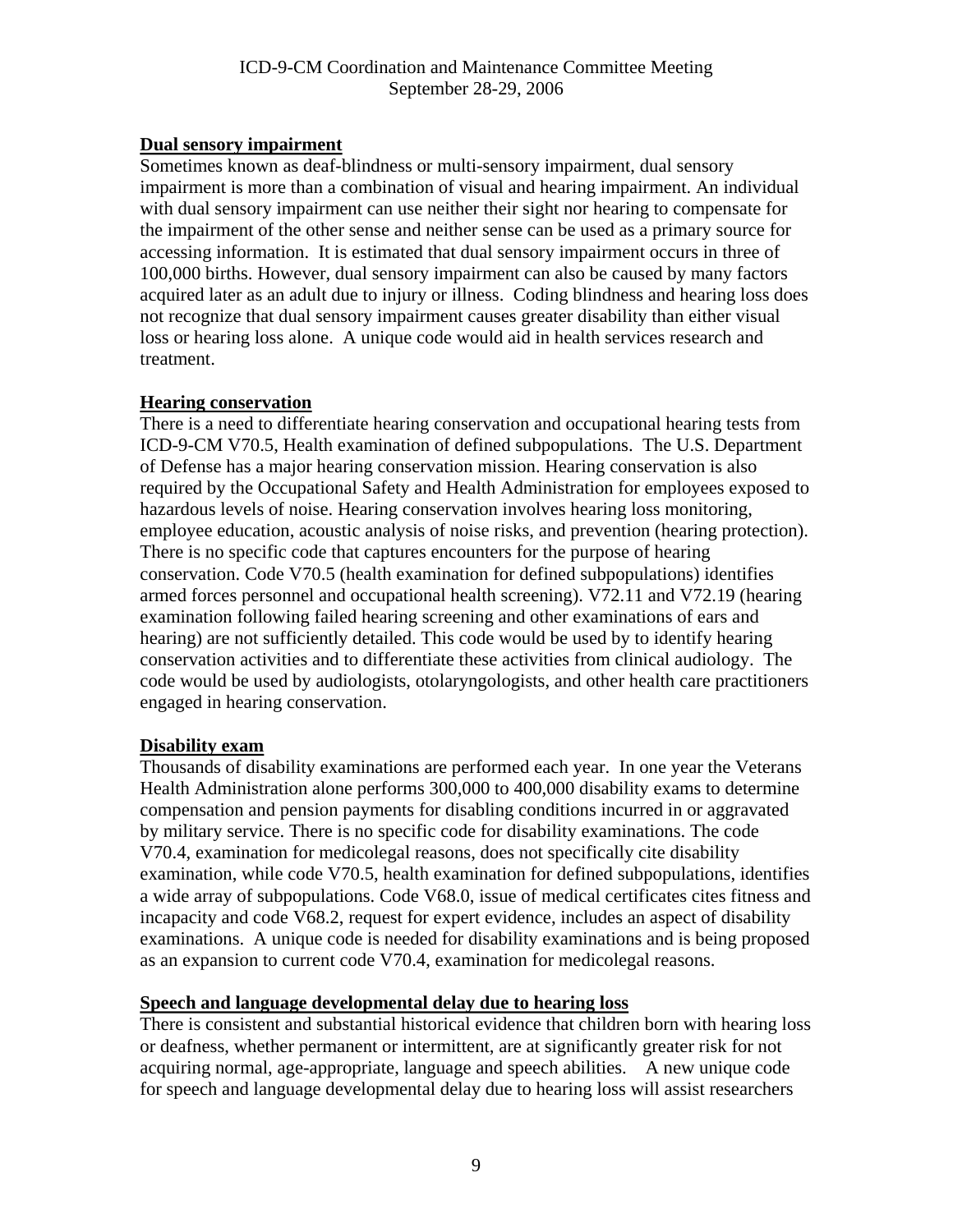**Dual sensory impairment**

Sometimes known as deaf-blindness or multi-sensory impairment, dual sensory impairment is more than a combination of visual and hearing impairment. An individual with dual sensory impairment can use neither their sight nor hearing to compensate for the impairment of the other sense and neither sense can be used as a primary source for accessing information. It is estimated that dual sensory impairment occurs in three of 100,000 births. However, dual sensory impairment can also be caused by many factors acquired later as an adult due to injury or illness. Coding blindness and hearing loss does not recognize that dual sensory impairment causes greater disability than either visual loss or hearing loss alone. A unique code would aid in health services research and treatment.

**Hearing conservation**

There is a need to differentiate hearing conservation and occupational hearing tests from ICD-9-CM V70.5, Health examination of defined subpopulations. The U.S. Department of Defense has a major hearing conservation mission. Hearing conservation is also required by the Occupational Safety and Health Administration for employees exposed to hazardous levels of noise. Hearing conservation involves hearing loss monitoring, employee education, acoustic analysis of noise risks, and prevention (hearing protection). There is no specific code that captures encounters for the purpose of hearing conservation. Code V70.5 (health examination for defined subpopulations) identifies armed forces personnel and occupational health screening). V72.11 and V72.19 (hearing examination following failed hearing screening and other examinations of ears and hearing) are not sufficiently detailed. This code would be used by to identify hearing conservation activities and to differentiate these activities from clinical audiology. The code would be used by audiologists, otolaryngologists, and other health care practitioners engaged in hearing conservation.

**Disability exam**

Thousands of disability examinations are performed each year. In one year the Veterans Health Administration alone performs 300,000 to 400,000 disability exams to determine compensation and pension payments for disabling conditions incurred in or aggravated by military service. There is no specific code for disability examinations. The code V70.4, examination for medicolegal reasons, does not specifically cite disability examination, while code V70.5, health examination for defined subpopulations, identifies a wide array of subpopulations. Code V68.0, issue of medical certificates cites fitness and incapacity and code V68.2, request for expert evidence, includes an aspect of disability examinations. A unique code is needed for disability examinations and is being proposed as an expansion to current code V70.4, examination for medicolegal reasons.

**Speech and language developmental delay due to hearing loss**

There is consistent and substantial historical evidence that children born with hearing loss or deafness, whether permanent or intermittent, are at significantly greater risk for not acquiring normal, age-appropriate, language and speech abilities. A new unique code for speech and language developmental delay due to hearing loss will assist researchers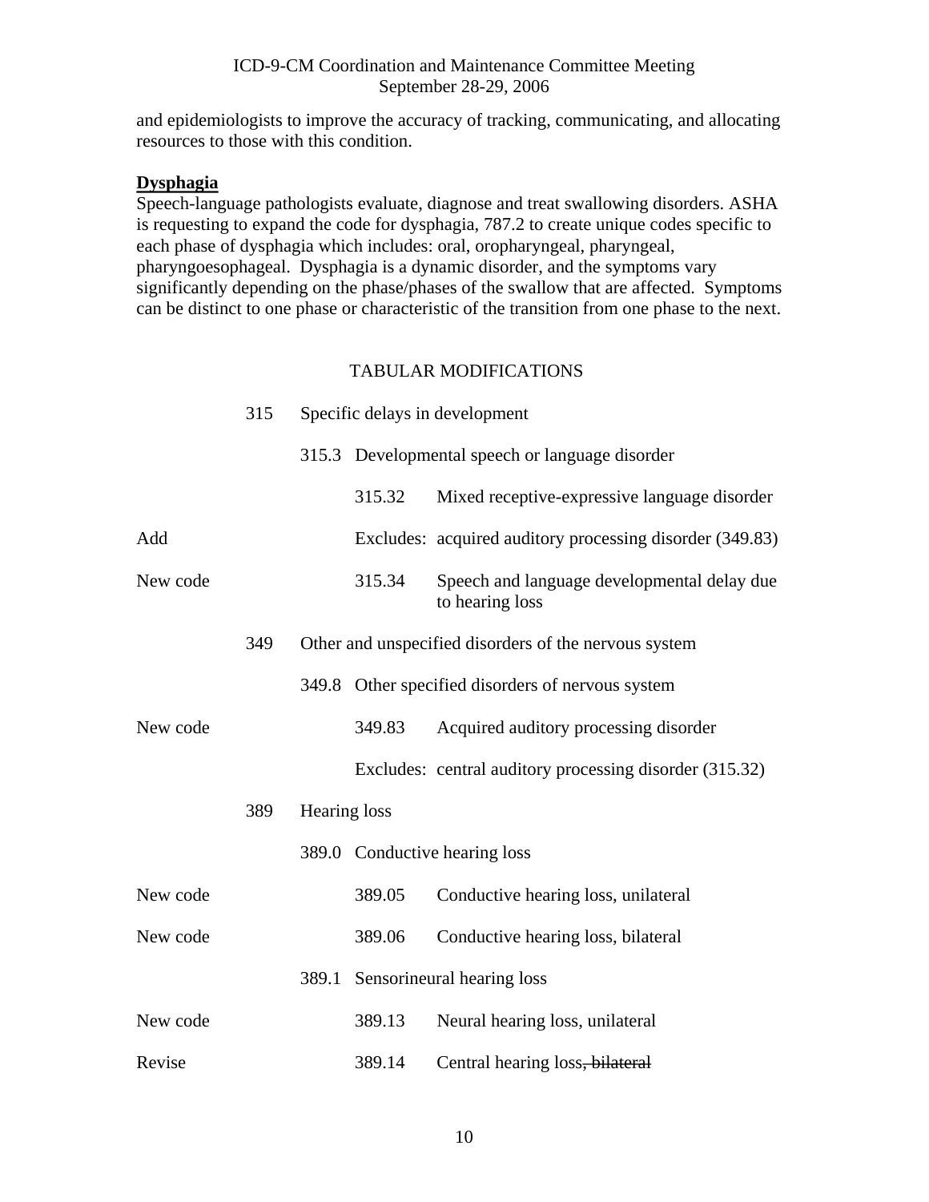and epidemiologists to improve the accuracy of tracking, communicating, and allocating resources to those with this condition.

**Dysphagia**

Speech-language pathologists evaluate, diagnose and treat swallowing disorders. ASHA is requesting to expand the code for dysphagia, 787.2 to create unique codes specific to each phase of dysphagia which includes: oral, oropharyngeal, pharyngeal, pharyngoesophageal. Dysphagia is a dynamic disorder, and the symptoms vary significantly depending on the phase/phases of the swallow that are affected. Symptoms can be distinct to one phase or characteristic of the transition from one phase to the next.

TABULAR MODIFICATIONS

| | | | | |
|---|---|---|---|---|
| | 315 | Specific delays in development | | |
| | | 315.3 | Developmental speech or language disorder | |
| | | | 315.32 | Mixed receptive-expressive language disorder |
| Add | | | Excludes: | acquired auditory processing disorder (349.83) |
| New code | | | 315.34 | Speech and language developmental delay due to hearing loss |
| | 349 | Other and unspecified disorders of the nervous system | | |
| | | 349.8 | Other specified disorders of nervous system | |
| New code | | | 349.83 | Acquired auditory processing disorder |
| | | | Excludes: | central auditory processing disorder (315.32) |
| | 389 | Hearing loss | | |
| | | 389.0 | Conductive hearing loss | |
| New code | | | 389.05 | Conductive hearing loss, unilateral |
| New code | | | 389.06 | Conductive hearing loss, bilateral |
| | | 389.1 | Sensorineural hearing loss | |
| New code | | | 389.13 | Neural hearing loss, unilateral |
| Revise | | | 389.14 | Central hearing loss~~, bilateral~~ |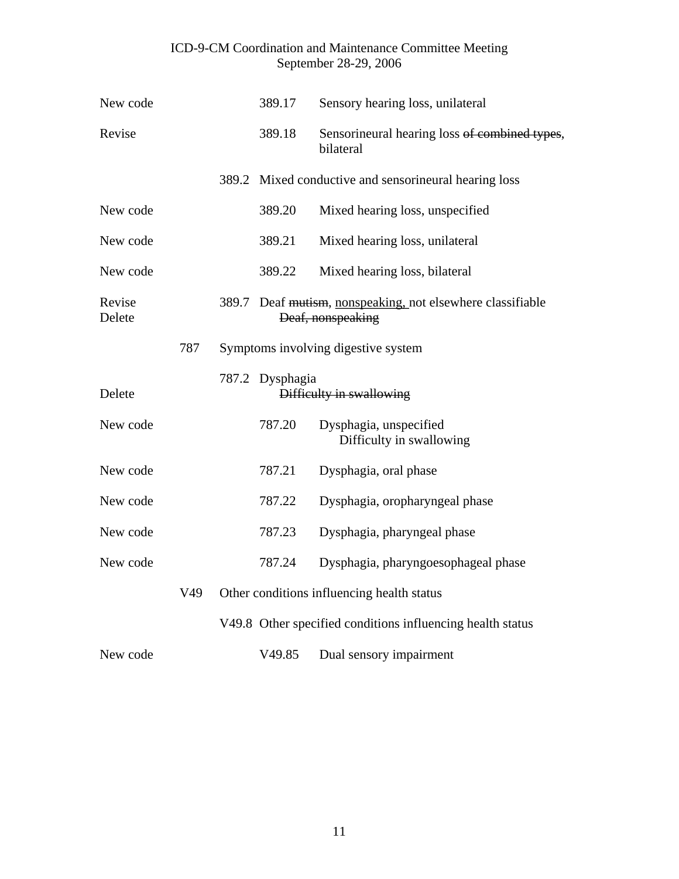| | | | | |
|---|---|---|---|---|
| New code | | | 389.17 | Sensory hearing loss, unilateral |
| Revise | | | 389.18 | Sensorineural hearing loss ~~of combined types~~, bilateral |
| | | 389.2 | Mixed conductive and sensorineural hearing loss | |
| New code | | | 389.20 | Mixed hearing loss, unspecified |
| New code | | | 389.21 | Mixed hearing loss, unilateral |
| New code | | | 389.22 | Mixed hearing loss, bilateral |
| Revise<br>Delete | | 389.7 | Deaf ~~mutism~~, <u>nonspeaking,</u> not elsewhere classifiable<br>~~Deaf, nonspeaking~~ | |
| | 787 | Symptoms involving digestive system | | |
| Delete | | 787.2 | Dysphagia<br>~~Difficulty in swallowing~~ | |
| New code | | | 787.20 | Dysphagia, unspecified<br>Difficulty in swallowing |
| New code | | | 787.21 | Dysphagia, oral phase |
| New code | | | 787.22 | Dysphagia, oropharyngeal phase |
| New code | | | 787.23 | Dysphagia, pharyngeal phase |
| New code | | | 787.24 | Dysphagia, pharyngoesophageal phase |
| | V49 | Other conditions influencing health status | | |
| | | V49.8 | Other specified conditions influencing health status | |
| New code | | | V49.85 | Dual sensory impairment |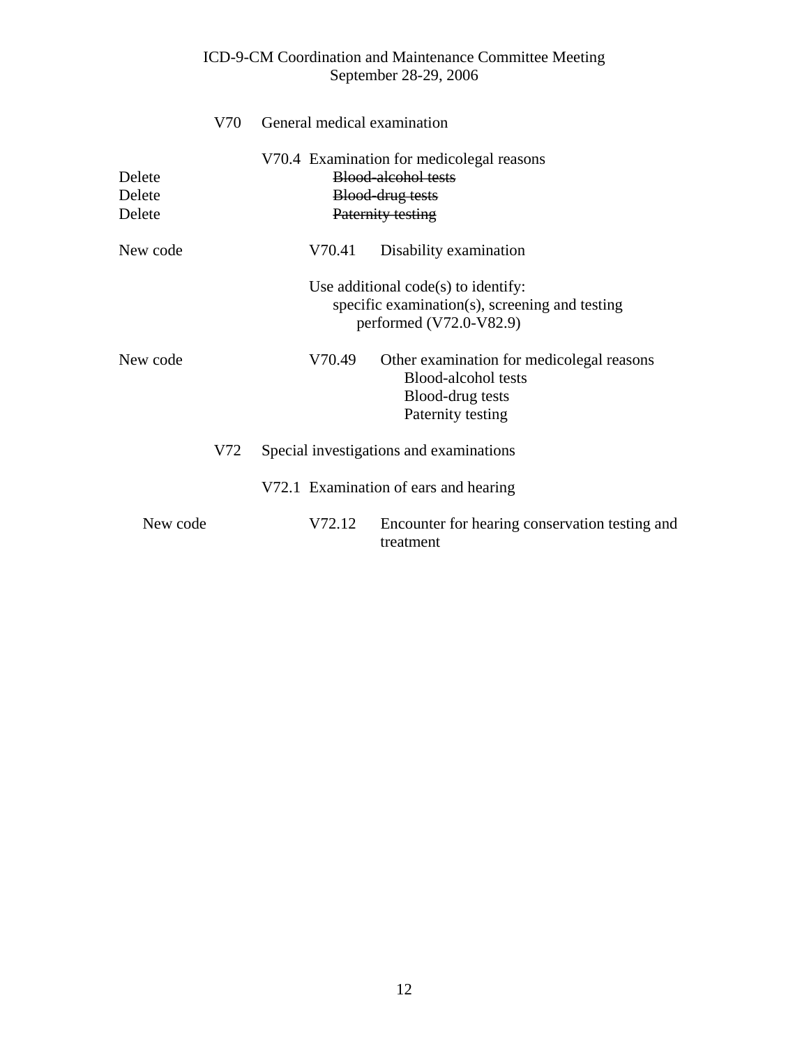V70 General medical examination

V70.4 Examination for medicolegal reasons

Delete ~~Blood-alcohol tests~~

Delete ~~Blood-drug tests~~

Delete ~~Paternity testing~~

New code V70.41 Disability examination

Use additional code(s) to identify:
specific examination(s), screening and testing performed (V72.0-V82.9)

New code V70.49 Other examination for medicolegal reasons
Blood-alcohol tests
Blood-drug tests
Paternity testing

V72 Special investigations and examinations

V72.1 Examination of ears and hearing

New code V72.12 Encounter for hearing conservation testing and treatment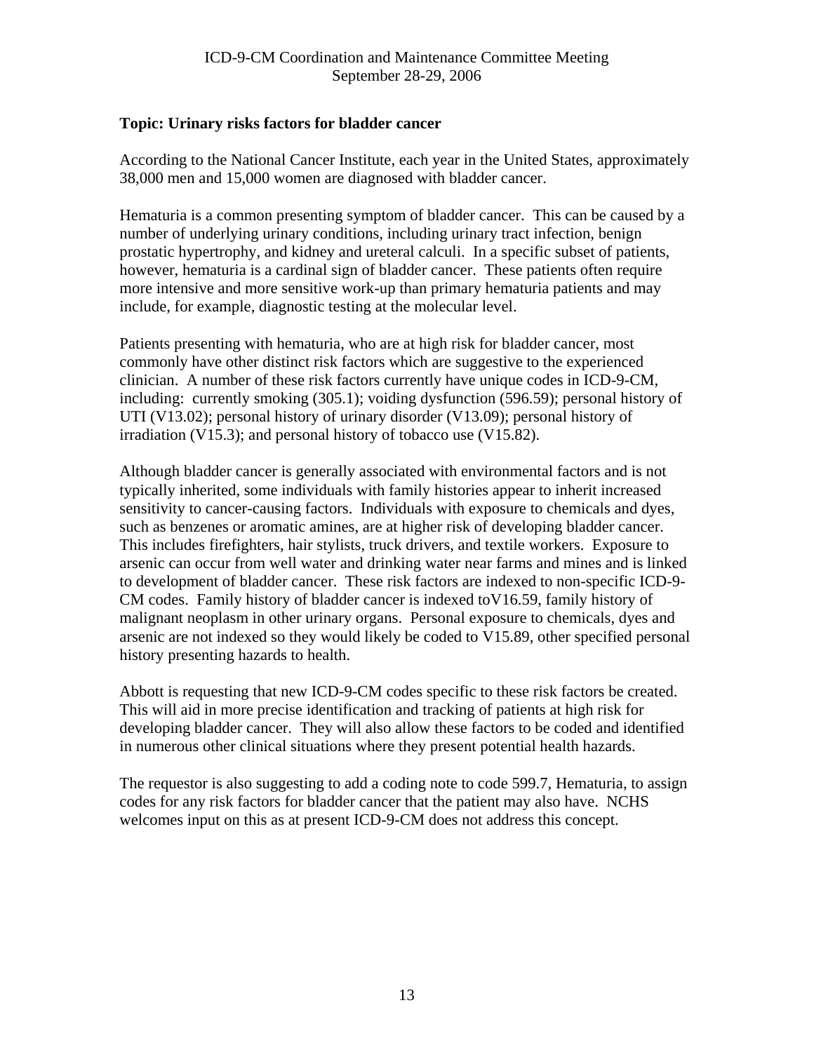**Topic: Urinary risks factors for bladder cancer**

According to the National Cancer Institute, each year in the United States, approximately 38,000 men and 15,000 women are diagnosed with bladder cancer.

Hematuria is a common presenting symptom of bladder cancer. This can be caused by a number of underlying urinary conditions, including urinary tract infection, benign prostatic hypertrophy, and kidney and ureteral calculi. In a specific subset of patients, however, hematuria is a cardinal sign of bladder cancer. These patients often require more intensive and more sensitive work-up than primary hematuria patients and may include, for example, diagnostic testing at the molecular level.

Patients presenting with hematuria, who are at high risk for bladder cancer, most commonly have other distinct risk factors which are suggestive to the experienced clinician. A number of these risk factors currently have unique codes in ICD-9-CM, including: currently smoking (305.1); voiding dysfunction (596.59); personal history of UTI (V13.02); personal history of urinary disorder (V13.09); personal history of irradiation (V15.3); and personal history of tobacco use (V15.82).

Although bladder cancer is generally associated with environmental factors and is not typically inherited, some individuals with family histories appear to inherit increased sensitivity to cancer-causing factors. Individuals with exposure to chemicals and dyes, such as benzenes or aromatic amines, are at higher risk of developing bladder cancer. This includes firefighters, hair stylists, truck drivers, and textile workers. Exposure to arsenic can occur from well water and drinking water near farms and mines and is linked to development of bladder cancer. These risk factors are indexed to non-specific ICD-9-CM codes. Family history of bladder cancer is indexed toV16.59, family history of malignant neoplasm in other urinary organs. Personal exposure to chemicals, dyes and arsenic are not indexed so they would likely be coded to V15.89, other specified personal history presenting hazards to health.

Abbott is requesting that new ICD-9-CM codes specific to these risk factors be created. This will aid in more precise identification and tracking of patients at high risk for developing bladder cancer. They will also allow these factors to be coded and identified in numerous other clinical situations where they present potential health hazards.

The requestor is also suggesting to add a coding note to code 599.7, Hematuria, to assign codes for any risk factors for bladder cancer that the patient may also have. NCHS welcomes input on this as at present ICD-9-CM does not address this concept.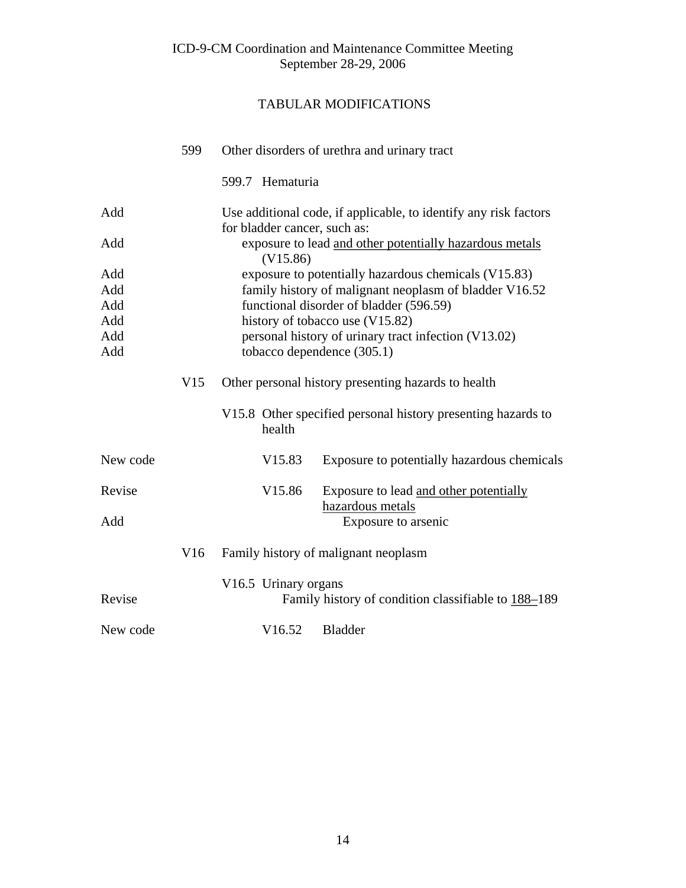## TABULAR MODIFICATIONS

| | | |
|---|---|---|
| | 599 | Other disorders of urethra and urinary tract |
| | | 599.7 Hematuria |
| Add | | Use additional code, if applicable, to identify any risk factors for bladder cancer, such as: |
| Add | | exposure to lead <u>and other potentially hazardous metals</u> (V15.86) |
| Add | | exposure to potentially hazardous chemicals (V15.83) |
| Add | | family history of malignant neoplasm of bladder V16.52 |
| Add | | functional disorder of bladder (596.59) |
| Add | | history of tobacco use (V15.82) |
| Add | | personal history of urinary tract infection (V13.02) |
| Add | | tobacco dependence (305.1) |
| | V15 | Other personal history presenting hazards to health |
| | | V15.8 Other specified personal history presenting hazards to health |
| New code | | V15.83 Exposure to potentially hazardous chemicals |
| Revise | | V15.86 Exposure to lead <u>and other potentially hazardous metals</u> |
| Add | | Exposure to arsenic |
| | V16 | Family history of malignant neoplasm |
| | | V16.5 Urinary organs |
| Revise | | Family history of condition classifiable to <u>188–</u>189 |
| New code | | V16.52 Bladder |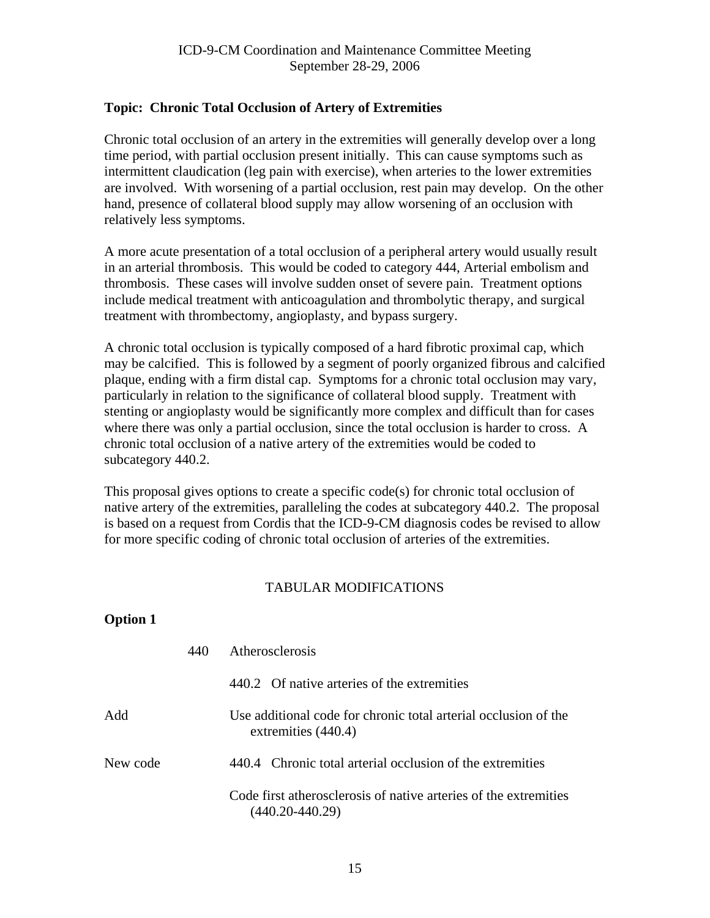**Topic: Chronic Total Occlusion of Artery of Extremities**

Chronic total occlusion of an artery in the extremities will generally develop over a long time period, with partial occlusion present initially. This can cause symptoms such as intermittent claudication (leg pain with exercise), when arteries to the lower extremities are involved. With worsening of a partial occlusion, rest pain may develop. On the other hand, presence of collateral blood supply may allow worsening of an occlusion with relatively less symptoms.

A more acute presentation of a total occlusion of a peripheral artery would usually result in an arterial thrombosis. This would be coded to category 444, Arterial embolism and thrombosis. These cases will involve sudden onset of severe pain. Treatment options include medical treatment with anticoagulation and thrombolytic therapy, and surgical treatment with thrombectomy, angioplasty, and bypass surgery.

A chronic total occlusion is typically composed of a hard fibrotic proximal cap, which may be calcified. This is followed by a segment of poorly organized fibrous and calcified plaque, ending with a firm distal cap. Symptoms for a chronic total occlusion may vary, particularly in relation to the significance of collateral blood supply. Treatment with stenting or angioplasty would be significantly more complex and difficult than for cases where there was only a partial occlusion, since the total occlusion is harder to cross. A chronic total occlusion of a native artery of the extremities would be coded to subcategory 440.2.

This proposal gives options to create a specific code(s) for chronic total occlusion of native artery of the extremities, paralleling the codes at subcategory 440.2. The proposal is based on a request from Cordis that the ICD-9-CM diagnosis codes be revised to allow for more specific coding of chronic total occlusion of arteries of the extremities.

TABULAR MODIFICATIONS

**Option 1**

| | | |
|---|---|---|
| | 440 | Atherosclerosis |
| | | 440.2 Of native arteries of the extremities |
| Add | | Use additional code for chronic total arterial occlusion of the extremities (440.4) |
| New code | | 440.4 Chronic total arterial occlusion of the extremities |
| | | Code first atherosclerosis of native arteries of the extremities (440.20-440.29) |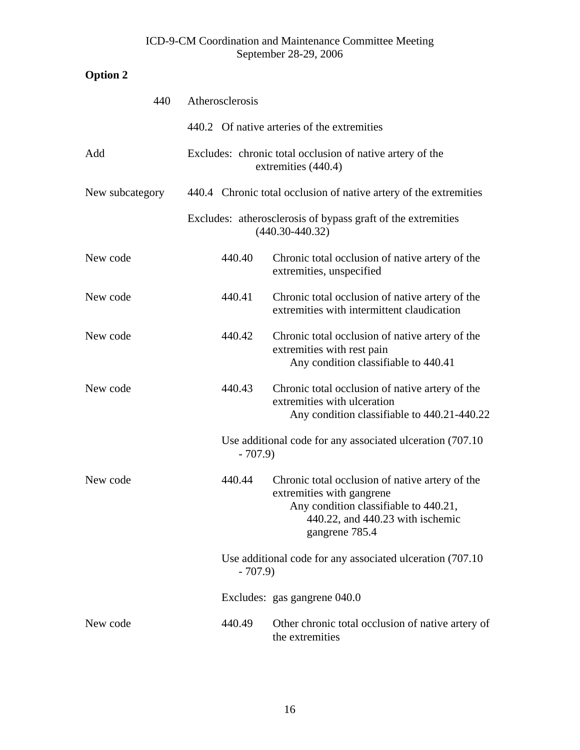**Option 2**

| | |
|---|---|
| 440 | Atherosclerosis |
| | 440.2 Of native arteries of the extremities |
| Add | Excludes: chronic total occlusion of native artery of the extremities (440.4) |
| New subcategory | 440.4 Chronic total occlusion of native artery of the extremities |
| | Excludes: atherosclerosis of bypass graft of the extremities (440.30-440.32) |
| New code | 440.40 Chronic total occlusion of native artery of the extremities, unspecified |
| New code | 440.41 Chronic total occlusion of native artery of the extremities with intermittent claudication |
| New code | 440.42 Chronic total occlusion of native artery of the extremities with rest pain<br>Any condition classifiable to 440.41 |
| New code | 440.43 Chronic total occlusion of native artery of the extremities with ulceration<br>Any condition classifiable to 440.21-440.22 |
| | Use additional code for any associated ulceration (707.10 - 707.9) |
| New code | 440.44 Chronic total occlusion of native artery of the extremities with gangrene<br>Any condition classifiable to 440.21, 440.22, and 440.23 with ischemic gangrene 785.4 |
| | Use additional code for any associated ulceration (707.10 - 707.9) |
| | Excludes: gas gangrene 040.0 |
| New code | 440.49 Other chronic total occlusion of native artery of the extremities |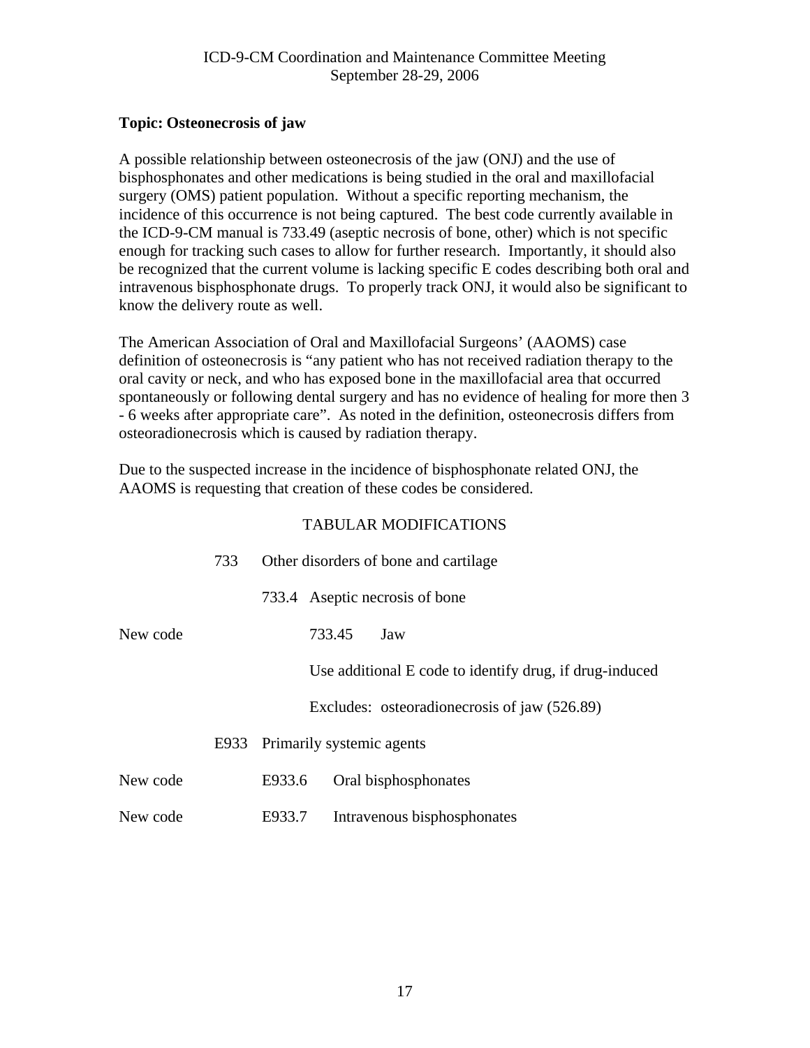**Topic: Osteonecrosis of jaw**

A possible relationship between osteonecrosis of the jaw (ONJ) and the use of bisphosphonates and other medications is being studied in the oral and maxillofacial surgery (OMS) patient population. Without a specific reporting mechanism, the incidence of this occurrence is not being captured. The best code currently available in the ICD-9-CM manual is 733.49 (aseptic necrosis of bone, other) which is not specific enough for tracking such cases to allow for further research. Importantly, it should also be recognized that the current volume is lacking specific E codes describing both oral and intravenous bisphosphonate drugs. To properly track ONJ, it would also be significant to know the delivery route as well.

The American Association of Oral and Maxillofacial Surgeons' (AAOMS) case definition of osteonecrosis is "any patient who has not received radiation therapy to the oral cavity or neck, and who has exposed bone in the maxillofacial area that occurred spontaneously or following dental surgery and has no evidence of healing for more then 3 - 6 weeks after appropriate care". As noted in the definition, osteonecrosis differs from osteoradionecrosis which is caused by radiation therapy.

Due to the suspected increase in the incidence of bisphosphonate related ONJ, the AAOMS is requesting that creation of these codes be considered.

TABULAR MODIFICATIONS

733 Other disorders of bone and cartilage

733.4 Aseptic necrosis of bone

New code 733.45 Jaw

Use additional E code to identify drug, if drug-induced

Excludes: osteoradionecrosis of jaw (526.89)

E933 Primarily systemic agents

New code E933.6 Oral bisphosphonates

New code E933.7 Intravenous bisphosphonates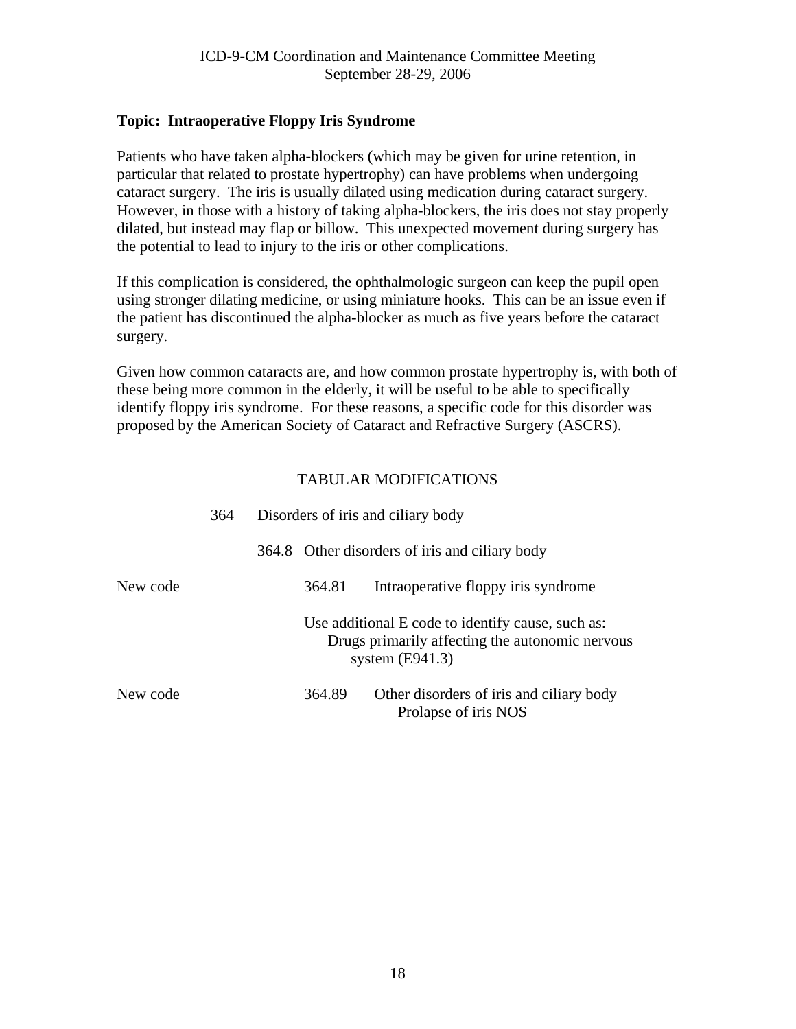**Topic: Intraoperative Floppy Iris Syndrome**

Patients who have taken alpha-blockers (which may be given for urine retention, in particular that related to prostate hypertrophy) can have problems when undergoing cataract surgery. The iris is usually dilated using medication during cataract surgery. However, in those with a history of taking alpha-blockers, the iris does not stay properly dilated, but instead may flap or billow. This unexpected movement during surgery has the potential to lead to injury to the iris or other complications.

If this complication is considered, the ophthalmologic surgeon can keep the pupil open using stronger dilating medicine, or using miniature hooks. This can be an issue even if the patient has discontinued the alpha-blocker as much as five years before the cataract surgery.

Given how common cataracts are, and how common prostate hypertrophy is, with both of these being more common in the elderly, it will be useful to be able to specifically identify floppy iris syndrome. For these reasons, a specific code for this disorder was proposed by the American Society of Cataract and Refractive Surgery (ASCRS).

TABULAR MODIFICATIONS

364 Disorders of iris and ciliary body

364.8 Other disorders of iris and ciliary body

New code 364.81 Intraoperative floppy iris syndrome

Use additional E code to identify cause, such as:
Drugs primarily affecting the autonomic nervous system (E941.3)

New code 364.89 Other disorders of iris and ciliary body
Prolapse of iris NOS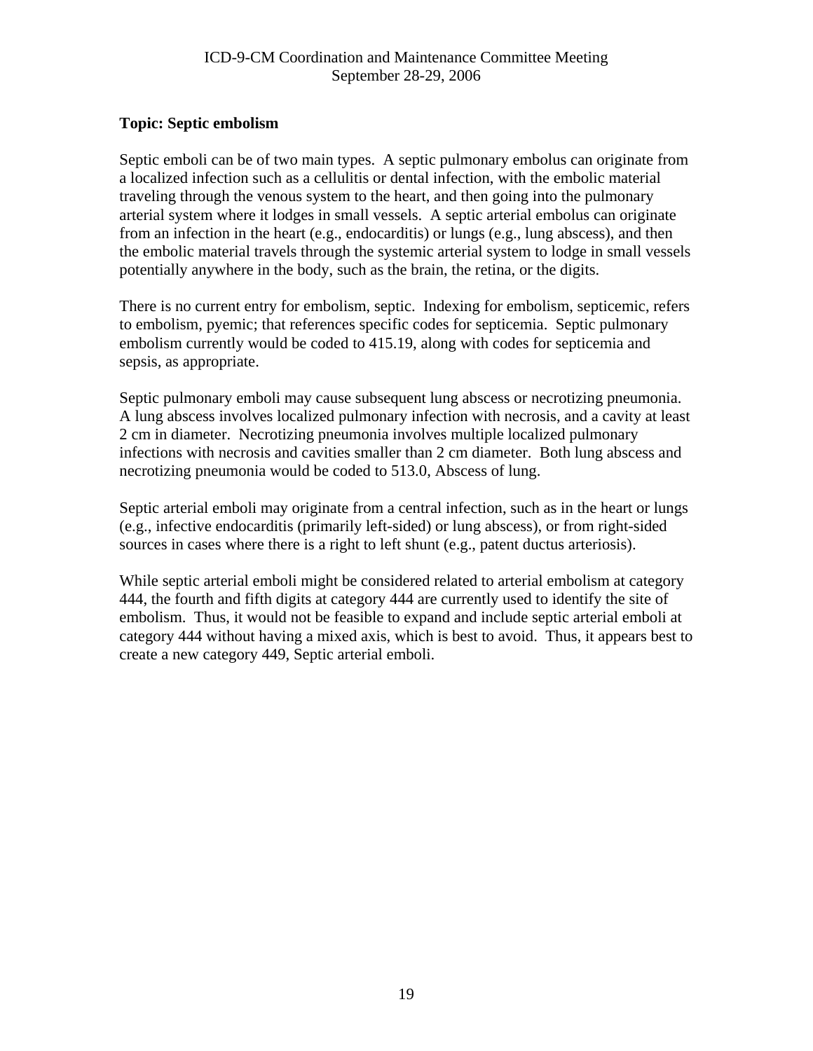**Topic: Septic embolism**

Septic emboli can be of two main types. A septic pulmonary embolus can originate from a localized infection such as a cellulitis or dental infection, with the embolic material traveling through the venous system to the heart, and then going into the pulmonary arterial system where it lodges in small vessels. A septic arterial embolus can originate from an infection in the heart (e.g., endocarditis) or lungs (e.g., lung abscess), and then the embolic material travels through the systemic arterial system to lodge in small vessels potentially anywhere in the body, such as the brain, the retina, or the digits.

There is no current entry for embolism, septic. Indexing for embolism, septicemic, refers to embolism, pyemic; that references specific codes for septicemia. Septic pulmonary embolism currently would be coded to 415.19, along with codes for septicemia and sepsis, as appropriate.

Septic pulmonary emboli may cause subsequent lung abscess or necrotizing pneumonia. A lung abscess involves localized pulmonary infection with necrosis, and a cavity at least 2 cm in diameter. Necrotizing pneumonia involves multiple localized pulmonary infections with necrosis and cavities smaller than 2 cm diameter. Both lung abscess and necrotizing pneumonia would be coded to 513.0, Abscess of lung.

Septic arterial emboli may originate from a central infection, such as in the heart or lungs (e.g., infective endocarditis (primarily left-sided) or lung abscess), or from right-sided sources in cases where there is a right to left shunt (e.g., patent ductus arteriosis).

While septic arterial emboli might be considered related to arterial embolism at category 444, the fourth and fifth digits at category 444 are currently used to identify the site of embolism. Thus, it would not be feasible to expand and include septic arterial emboli at category 444 without having a mixed axis, which is best to avoid. Thus, it appears best to create a new category 449, Septic arterial emboli.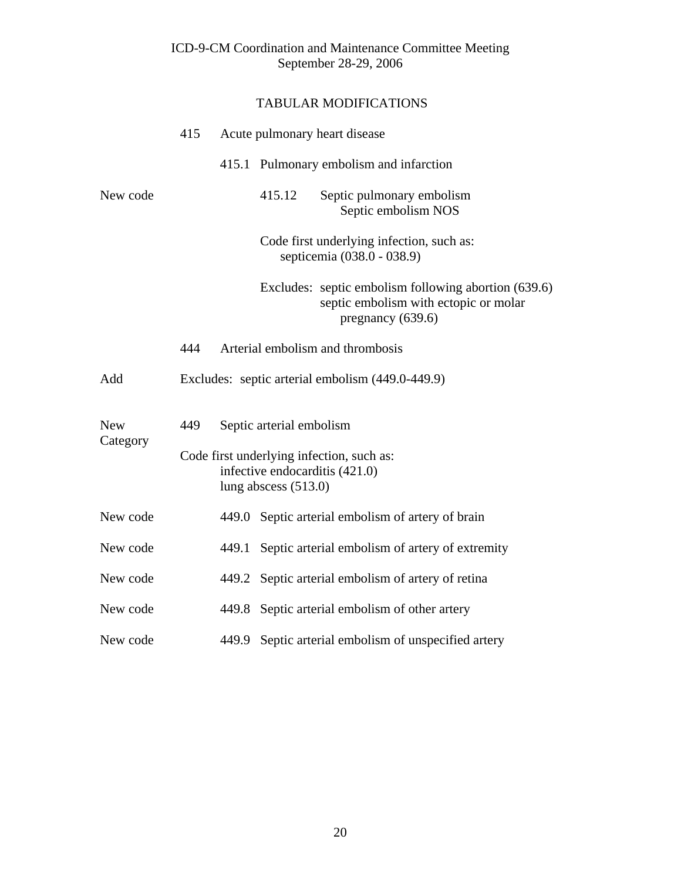## TABULAR MODIFICATIONS

415 Acute pulmonary heart disease

415.1 Pulmonary embolism and infarction

New code — 415.12 Septic pulmonary embolism
Septic embolism NOS

Code first underlying infection, such as:
septicemia (038.0 - 038.9)

Excludes: septic embolism following abortion (639.6)
septic embolism with ectopic or molar pregnancy (639.6)

444 Arterial embolism and thrombosis

Add — Excludes: septic arterial embolism (449.0-449.9)

New Category — 449 Septic arterial embolism

Code first underlying infection, such as:
infective endocarditis (421.0)
lung abscess (513.0)

New code — 449.0 Septic arterial embolism of artery of brain

New code — 449.1 Septic arterial embolism of artery of extremity

New code — 449.2 Septic arterial embolism of artery of retina

New code — 449.8 Septic arterial embolism of other artery

New code — 449.9 Septic arterial embolism of unspecified artery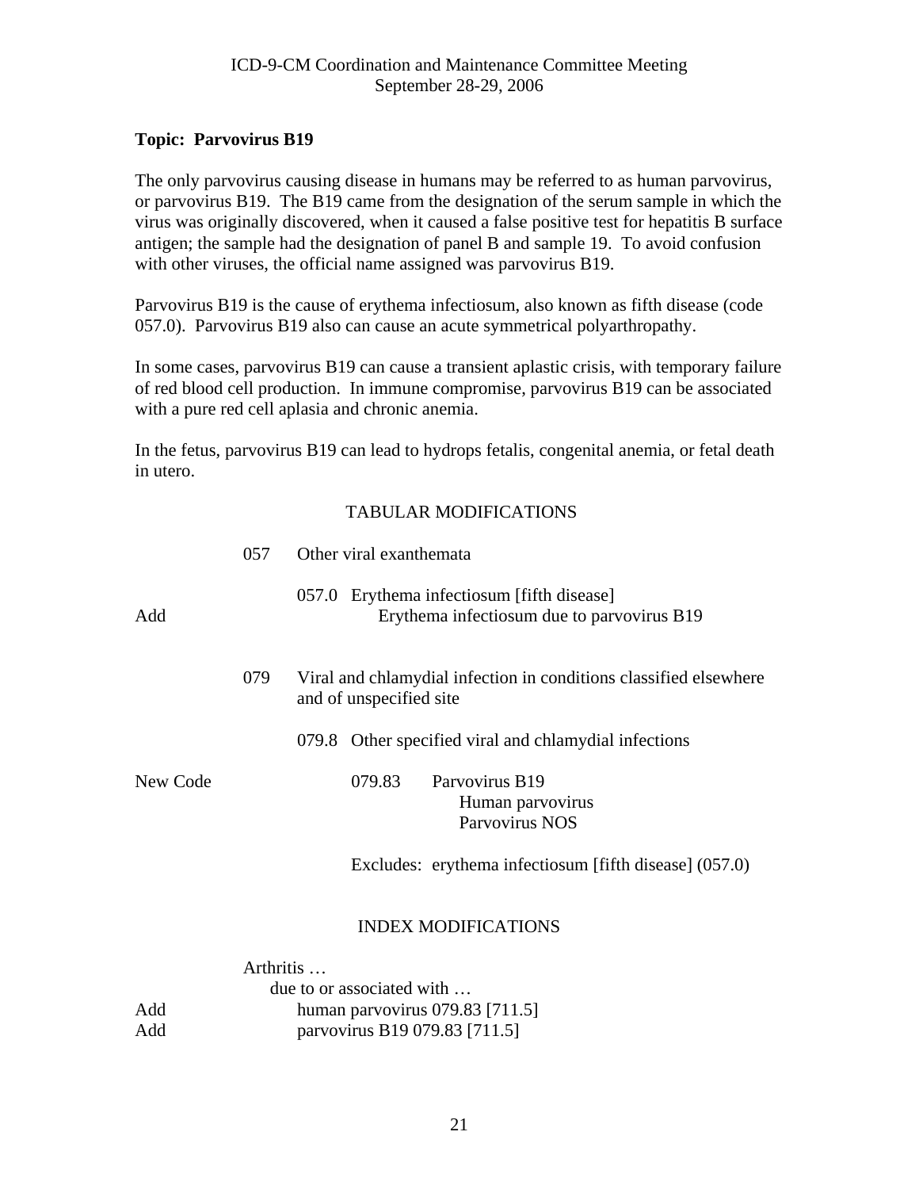**Topic: Parvovirus B19**

The only parvovirus causing disease in humans may be referred to as human parvovirus, or parvovirus B19. The B19 came from the designation of the serum sample in which the virus was originally discovered, when it caused a false positive test for hepatitis B surface antigen; the sample had the designation of panel B and sample 19. To avoid confusion with other viruses, the official name assigned was parvovirus B19.

Parvovirus B19 is the cause of erythema infectiosum, also known as fifth disease (code 057.0). Parvovirus B19 also can cause an acute symmetrical polyarthropathy.

In some cases, parvovirus B19 can cause a transient aplastic crisis, with temporary failure of red blood cell production. In immune compromise, parvovirus B19 can be associated with a pure red cell aplasia and chronic anemia.

In the fetus, parvovirus B19 can lead to hydrops fetalis, congenital anemia, or fetal death in utero.

TABULAR MODIFICATIONS

057 Other viral exanthemata

057.0 Erythema infectiosum [fifth disease]

Add — Erythema infectiosum due to parvovirus B19

079 Viral and chlamydial infection in conditions classified elsewhere and of unspecified site

079.8 Other specified viral and chlamydial infections

New Code — 079.83 Parvovirus B19
- Human parvovirus
- Parvovirus NOS

Excludes: erythema infectiosum [fifth disease] (057.0)

INDEX MODIFICATIONS

Arthritis …
- due to or associated with …
  - Add — human parvovirus 079.83 [711.5]
  - Add — parvovirus B19 079.83 [711.5]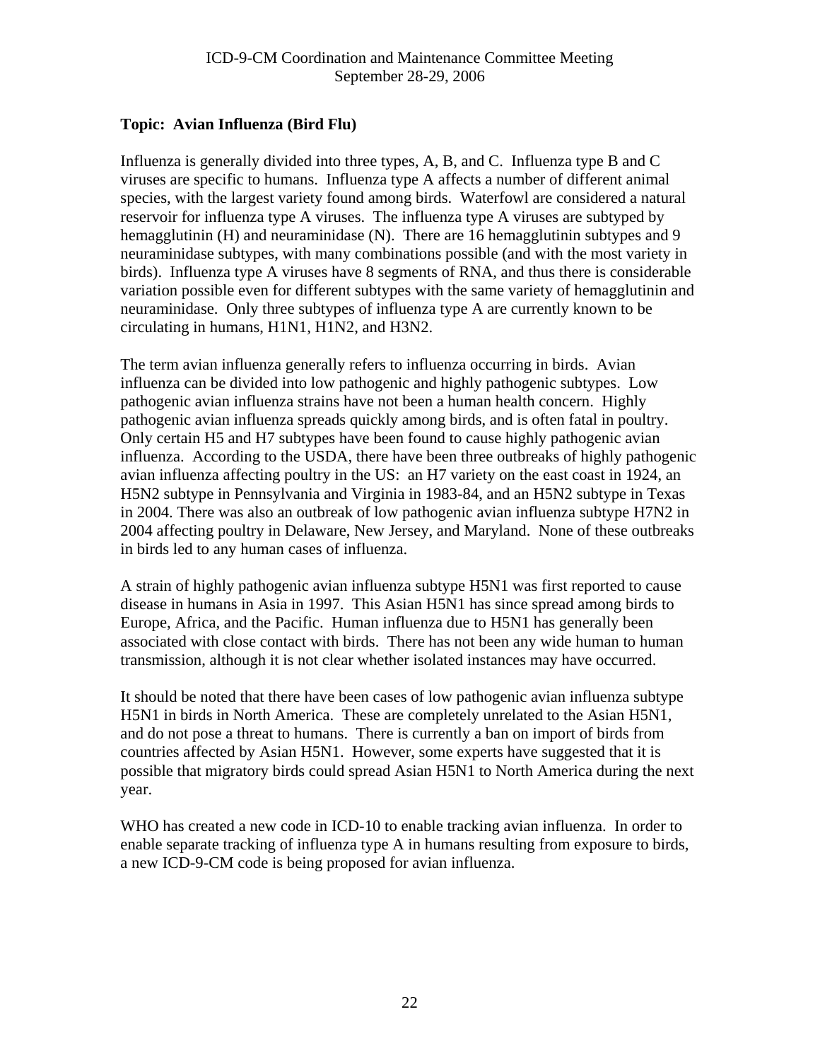**Topic: Avian Influenza (Bird Flu)**

Influenza is generally divided into three types, A, B, and C. Influenza type B and C viruses are specific to humans. Influenza type A affects a number of different animal species, with the largest variety found among birds. Waterfowl are considered a natural reservoir for influenza type A viruses. The influenza type A viruses are subtyped by hemagglutinin (H) and neuraminidase (N). There are 16 hemagglutinin subtypes and 9 neuraminidase subtypes, with many combinations possible (and with the most variety in birds). Influenza type A viruses have 8 segments of RNA, and thus there is considerable variation possible even for different subtypes with the same variety of hemagglutinin and neuraminidase. Only three subtypes of influenza type A are currently known to be circulating in humans, H1N1, H1N2, and H3N2.

The term avian influenza generally refers to influenza occurring in birds. Avian influenza can be divided into low pathogenic and highly pathogenic subtypes. Low pathogenic avian influenza strains have not been a human health concern. Highly pathogenic avian influenza spreads quickly among birds, and is often fatal in poultry. Only certain H5 and H7 subtypes have been found to cause highly pathogenic avian influenza. According to the USDA, there have been three outbreaks of highly pathogenic avian influenza affecting poultry in the US: an H7 variety on the east coast in 1924, an H5N2 subtype in Pennsylvania and Virginia in 1983-84, and an H5N2 subtype in Texas in 2004. There was also an outbreak of low pathogenic avian influenza subtype H7N2 in 2004 affecting poultry in Delaware, New Jersey, and Maryland. None of these outbreaks in birds led to any human cases of influenza.

A strain of highly pathogenic avian influenza subtype H5N1 was first reported to cause disease in humans in Asia in 1997. This Asian H5N1 has since spread among birds to Europe, Africa, and the Pacific. Human influenza due to H5N1 has generally been associated with close contact with birds. There has not been any wide human to human transmission, although it is not clear whether isolated instances may have occurred.

It should be noted that there have been cases of low pathogenic avian influenza subtype H5N1 in birds in North America. These are completely unrelated to the Asian H5N1, and do not pose a threat to humans. There is currently a ban on import of birds from countries affected by Asian H5N1. However, some experts have suggested that it is possible that migratory birds could spread Asian H5N1 to North America during the next year.

WHO has created a new code in ICD-10 to enable tracking avian influenza. In order to enable separate tracking of influenza type A in humans resulting from exposure to birds, a new ICD-9-CM code is being proposed for avian influenza.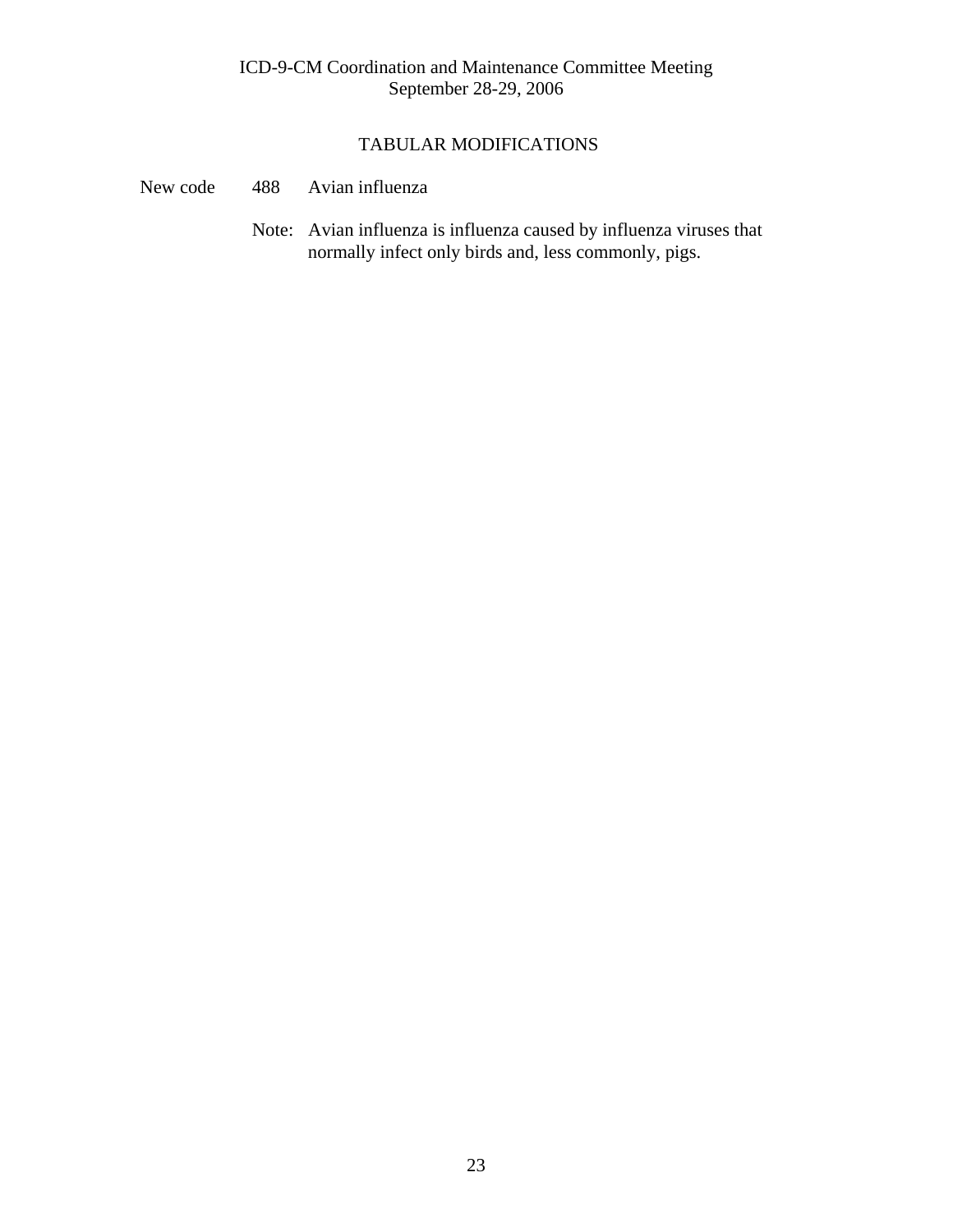## TABULAR MODIFICATIONS

New code 488 Avian influenza

Note: Avian influenza is influenza caused by influenza viruses that normally infect only birds and, less commonly, pigs.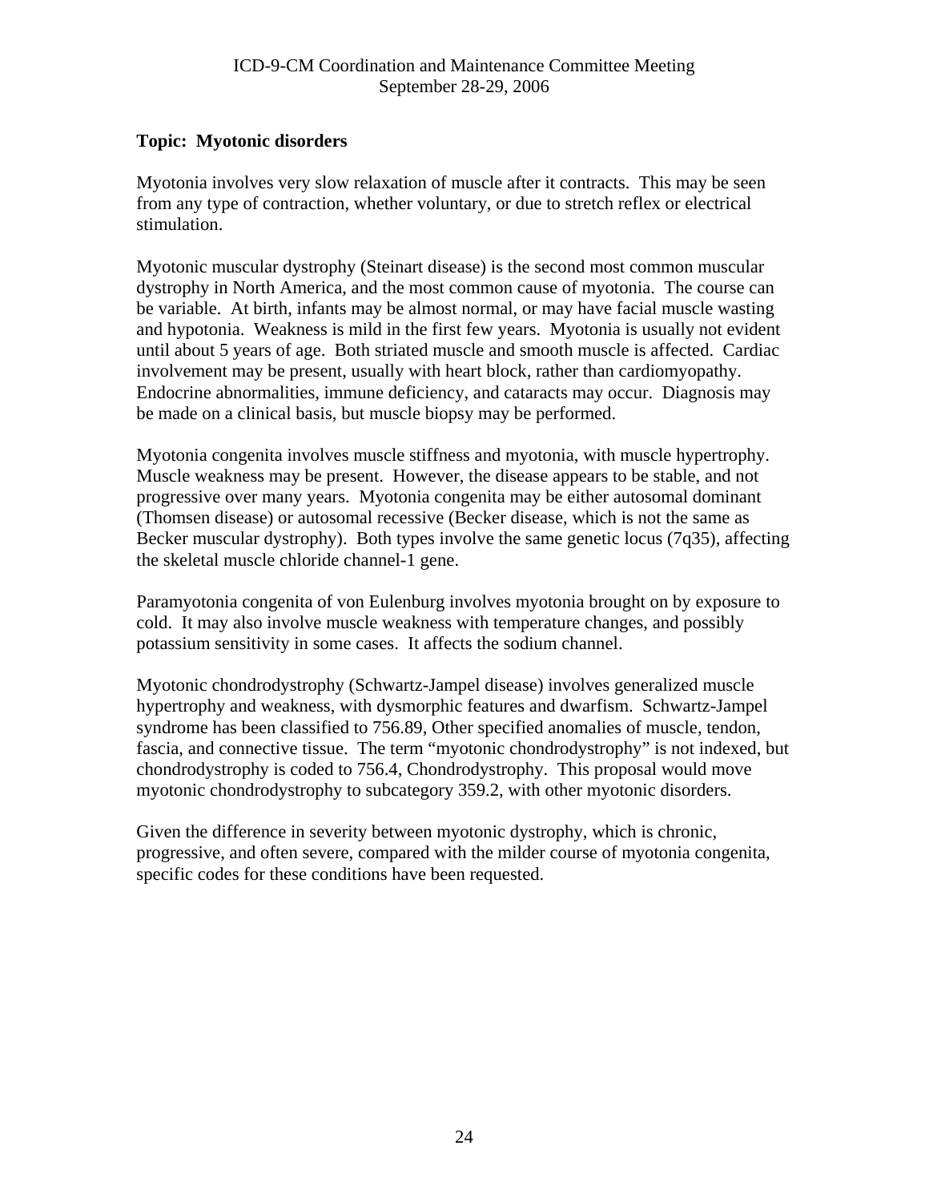**Topic: Myotonic disorders**

Myotonia involves very slow relaxation of muscle after it contracts. This may be seen from any type of contraction, whether voluntary, or due to stretch reflex or electrical stimulation.

Myotonic muscular dystrophy (Steinart disease) is the second most common muscular dystrophy in North America, and the most common cause of myotonia. The course can be variable. At birth, infants may be almost normal, or may have facial muscle wasting and hypotonia. Weakness is mild in the first few years. Myotonia is usually not evident until about 5 years of age. Both striated muscle and smooth muscle is affected. Cardiac involvement may be present, usually with heart block, rather than cardiomyopathy. Endocrine abnormalities, immune deficiency, and cataracts may occur. Diagnosis may be made on a clinical basis, but muscle biopsy may be performed.

Myotonia congenita involves muscle stiffness and myotonia, with muscle hypertrophy. Muscle weakness may be present. However, the disease appears to be stable, and not progressive over many years. Myotonia congenita may be either autosomal dominant (Thomsen disease) or autosomal recessive (Becker disease, which is not the same as Becker muscular dystrophy). Both types involve the same genetic locus (7q35), affecting the skeletal muscle chloride channel-1 gene.

Paramyotonia congenita of von Eulenburg involves myotonia brought on by exposure to cold. It may also involve muscle weakness with temperature changes, and possibly potassium sensitivity in some cases. It affects the sodium channel.

Myotonic chondrodystrophy (Schwartz-Jampel disease) involves generalized muscle hypertrophy and weakness, with dysmorphic features and dwarfism. Schwartz-Jampel syndrome has been classified to 756.89, Other specified anomalies of muscle, tendon, fascia, and connective tissue. The term "myotonic chondrodystrophy" is not indexed, but chondrodystrophy is coded to 756.4, Chondrodystrophy. This proposal would move myotonic chondrodystrophy to subcategory 359.2, with other myotonic disorders.

Given the difference in severity between myotonic dystrophy, which is chronic, progressive, and often severe, compared with the milder course of myotonia congenita, specific codes for these conditions have been requested.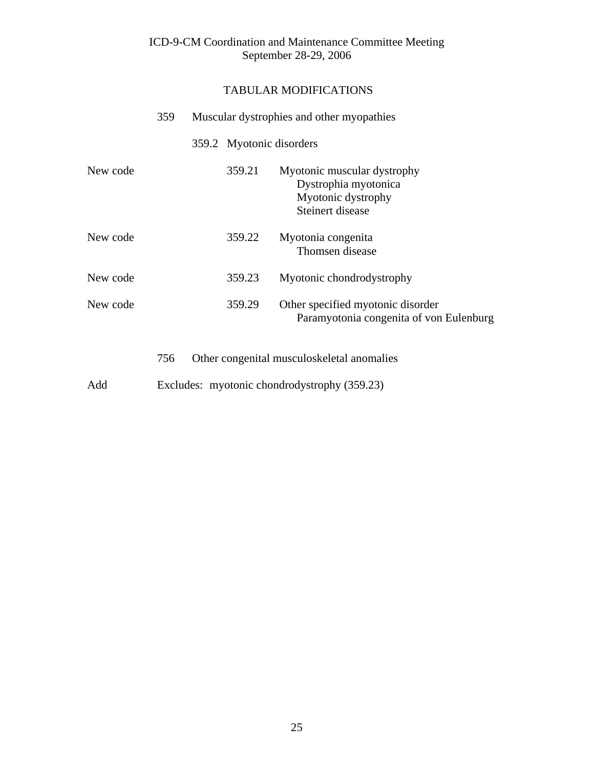ICD-9-CM Coordination and Maintenance Committee Meeting
September 28-29, 2006

## TABULAR MODIFICATIONS

359 Muscular dystrophies and other myopathies

359.2 Myotonic disorders

New code 359.21 Myotonic muscular dystrophy
- Dystrophia myotonica
- Myotonic dystrophy
- Steinert disease

New code 359.22 Myotonia congenita
- Thomsen disease

New code 359.23 Myotonic chondrodystrophy

New code 359.29 Other specified myotonic disorder
- Paramyotonia congenita of von Eulenburg

756 Other congenital musculoskeletal anomalies

Add Excludes: myotonic chondrodystrophy (359.23)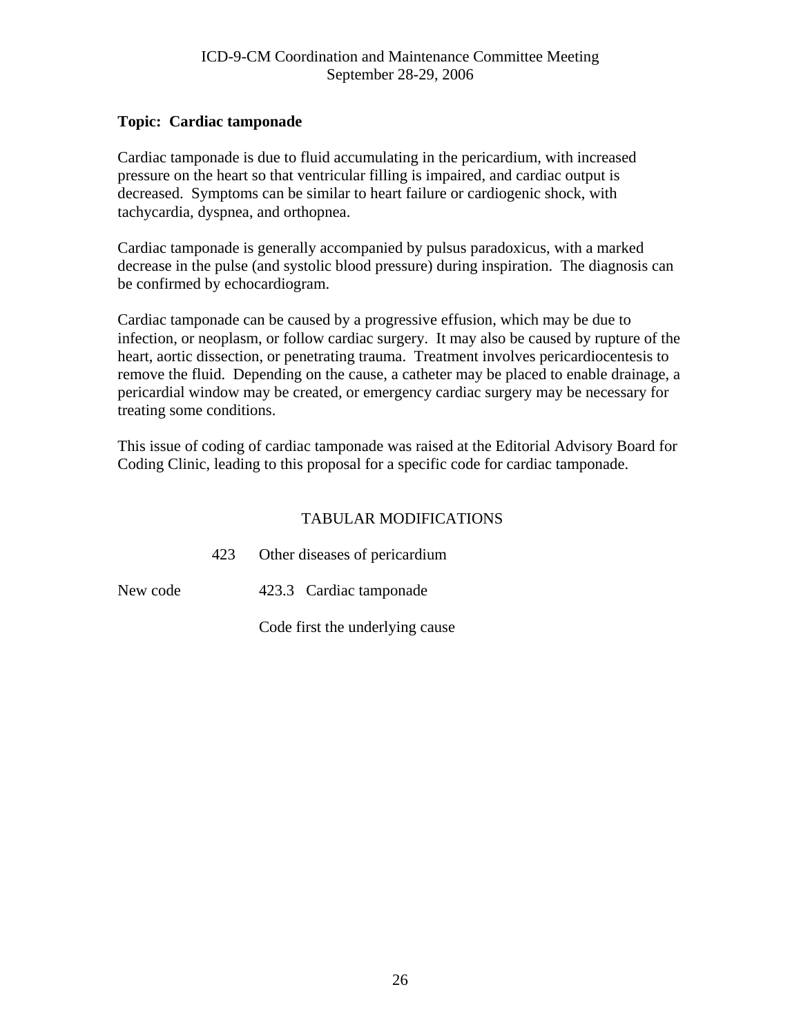**Topic: Cardiac tamponade**

Cardiac tamponade is due to fluid accumulating in the pericardium, with increased pressure on the heart so that ventricular filling is impaired, and cardiac output is decreased. Symptoms can be similar to heart failure or cardiogenic shock, with tachycardia, dyspnea, and orthopnea.

Cardiac tamponade is generally accompanied by pulsus paradoxicus, with a marked decrease in the pulse (and systolic blood pressure) during inspiration. The diagnosis can be confirmed by echocardiogram.

Cardiac tamponade can be caused by a progressive effusion, which may be due to infection, or neoplasm, or follow cardiac surgery. It may also be caused by rupture of the heart, aortic dissection, or penetrating trauma. Treatment involves pericardiocentesis to remove the fluid. Depending on the cause, a catheter may be placed to enable drainage, a pericardial window may be created, or emergency cardiac surgery may be necessary for treating some conditions.

This issue of coding of cardiac tamponade was raised at the Editorial Advisory Board for Coding Clinic, leading to this proposal for a specific code for cardiac tamponade.

TABULAR MODIFICATIONS

423 Other diseases of pericardium

New code 423.3 Cardiac tamponade

Code first the underlying cause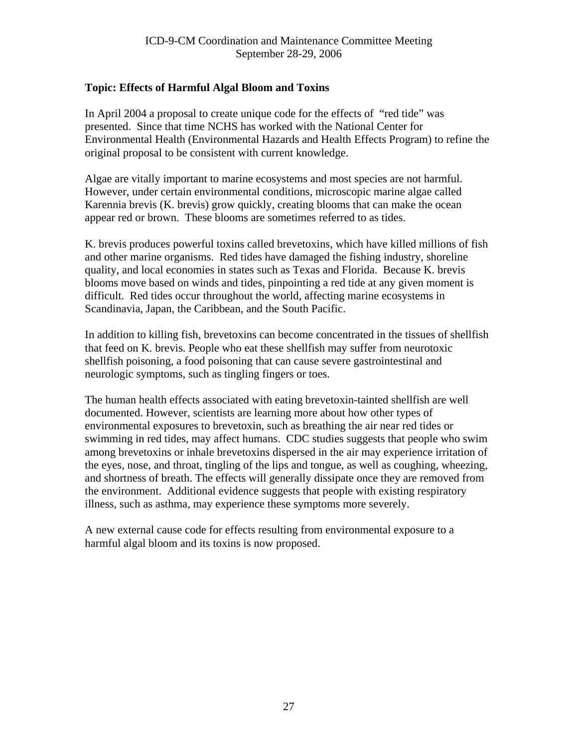**Topic: Effects of Harmful Algal Bloom and Toxins**

In April 2004 a proposal to create unique code for the effects of "red tide" was presented. Since that time NCHS has worked with the National Center for Environmental Health (Environmental Hazards and Health Effects Program) to refine the original proposal to be consistent with current knowledge.

Algae are vitally important to marine ecosystems and most species are not harmful. However, under certain environmental conditions, microscopic marine algae called Karennia brevis (K. brevis) grow quickly, creating blooms that can make the ocean appear red or brown. These blooms are sometimes referred to as tides.

K. brevis produces powerful toxins called brevetoxins, which have killed millions of fish and other marine organisms. Red tides have damaged the fishing industry, shoreline quality, and local economies in states such as Texas and Florida. Because K. brevis blooms move based on winds and tides, pinpointing a red tide at any given moment is difficult. Red tides occur throughout the world, affecting marine ecosystems in Scandinavia, Japan, the Caribbean, and the South Pacific.

In addition to killing fish, brevetoxins can become concentrated in the tissues of shellfish that feed on K. brevis. People who eat these shellfish may suffer from neurotoxic shellfish poisoning, a food poisoning that can cause severe gastrointestinal and neurologic symptoms, such as tingling fingers or toes.

The human health effects associated with eating brevetoxin-tainted shellfish are well documented. However, scientists are learning more about how other types of environmental exposures to brevetoxin, such as breathing the air near red tides or swimming in red tides, may affect humans. CDC studies suggests that people who swim among brevetoxins or inhale brevetoxins dispersed in the air may experience irritation of the eyes, nose, and throat, tingling of the lips and tongue, as well as coughing, wheezing, and shortness of breath. The effects will generally dissipate once they are removed from the environment. Additional evidence suggests that people with existing respiratory illness, such as asthma, may experience these symptoms more severely.

A new external cause code for effects resulting from environmental exposure to a harmful algal bloom and its toxins is now proposed.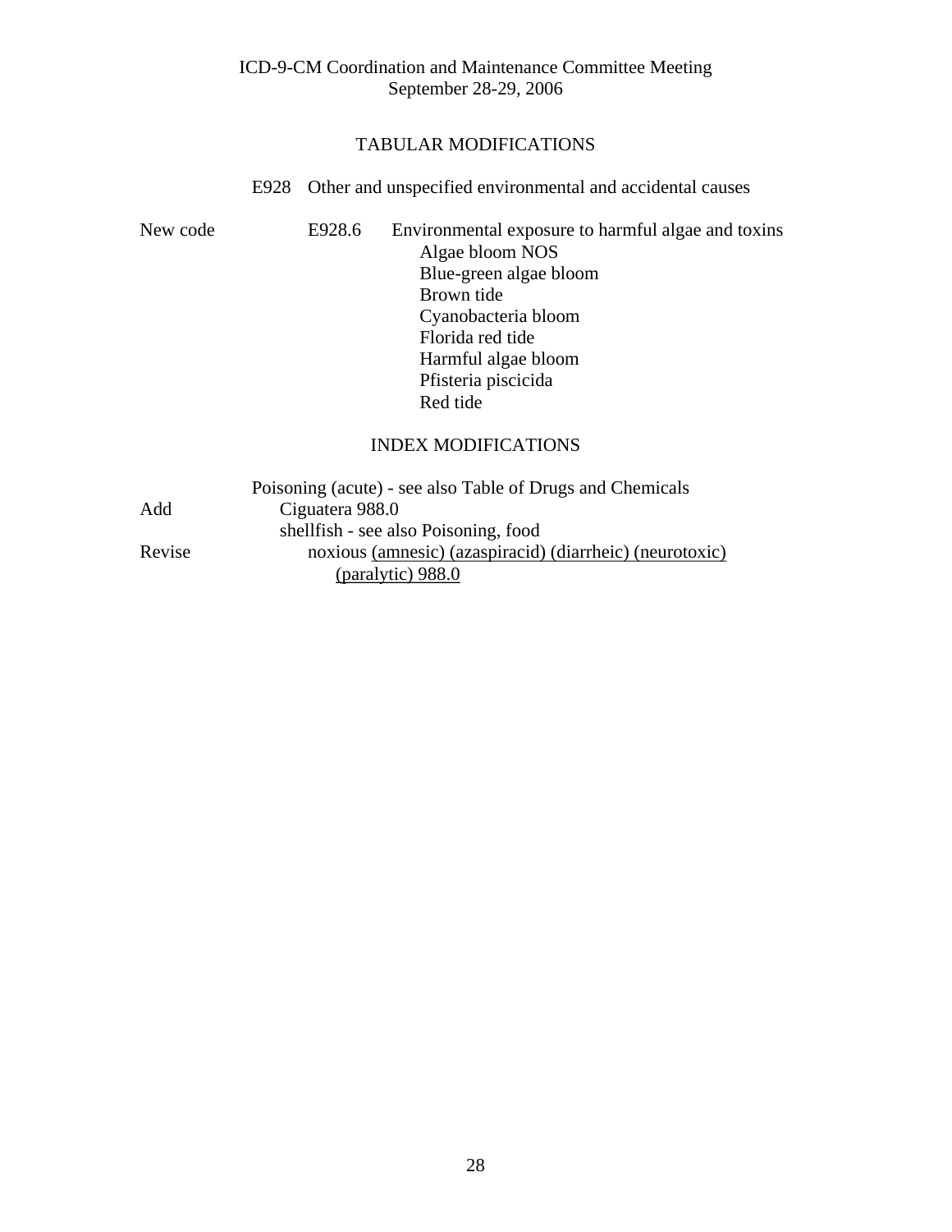ICD-9-CM Coordination and Maintenance Committee Meeting
September 28-29, 2006

## TABULAR MODIFICATIONS

E928 Other and unspecified environmental and accidental causes

New code E928.6 Environmental exposure to harmful algae and toxins
- Algae bloom NOS
- Blue-green algae bloom
- Brown tide
- Cyanobacteria bloom
- Florida red tide
- Harmful algae bloom
- Pfisteria piscicida
- Red tide

## INDEX MODIFICATIONS

Poisoning (acute) - see also Table of Drugs and Chemicals

Add: Ciguatera 988.0

shellfish - see also Poisoning, food

Revise: noxious <u>(amnesic) (azaspiracid) (diarrheic) (neurotoxic) (paralytic) 988.0</u>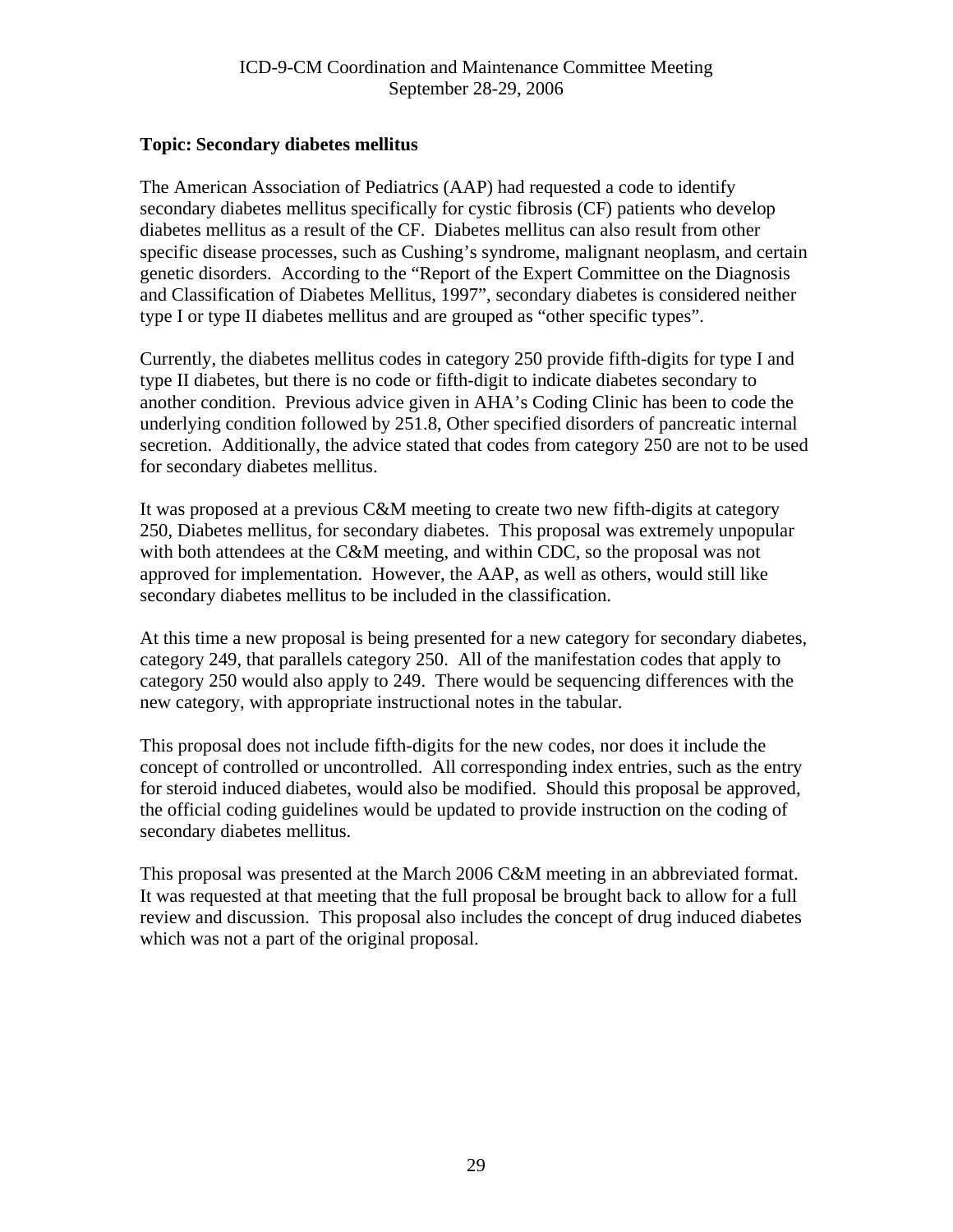**Topic: Secondary diabetes mellitus**

The American Association of Pediatrics (AAP) had requested a code to identify secondary diabetes mellitus specifically for cystic fibrosis (CF) patients who develop diabetes mellitus as a result of the CF. Diabetes mellitus can also result from other specific disease processes, such as Cushing's syndrome, malignant neoplasm, and certain genetic disorders. According to the "Report of the Expert Committee on the Diagnosis and Classification of Diabetes Mellitus, 1997", secondary diabetes is considered neither type I or type II diabetes mellitus and are grouped as "other specific types".

Currently, the diabetes mellitus codes in category 250 provide fifth-digits for type I and type II diabetes, but there is no code or fifth-digit to indicate diabetes secondary to another condition. Previous advice given in AHA's Coding Clinic has been to code the underlying condition followed by 251.8, Other specified disorders of pancreatic internal secretion. Additionally, the advice stated that codes from category 250 are not to be used for secondary diabetes mellitus.

It was proposed at a previous C&M meeting to create two new fifth-digits at category 250, Diabetes mellitus, for secondary diabetes. This proposal was extremely unpopular with both attendees at the C&M meeting, and within CDC, so the proposal was not approved for implementation. However, the AAP, as well as others, would still like secondary diabetes mellitus to be included in the classification.

At this time a new proposal is being presented for a new category for secondary diabetes, category 249, that parallels category 250. All of the manifestation codes that apply to category 250 would also apply to 249. There would be sequencing differences with the new category, with appropriate instructional notes in the tabular.

This proposal does not include fifth-digits for the new codes, nor does it include the concept of controlled or uncontrolled. All corresponding index entries, such as the entry for steroid induced diabetes, would also be modified. Should this proposal be approved, the official coding guidelines would be updated to provide instruction on the coding of secondary diabetes mellitus.

This proposal was presented at the March 2006 C&M meeting in an abbreviated format. It was requested at that meeting that the full proposal be brought back to allow for a full review and discussion. This proposal also includes the concept of drug induced diabetes which was not a part of the original proposal.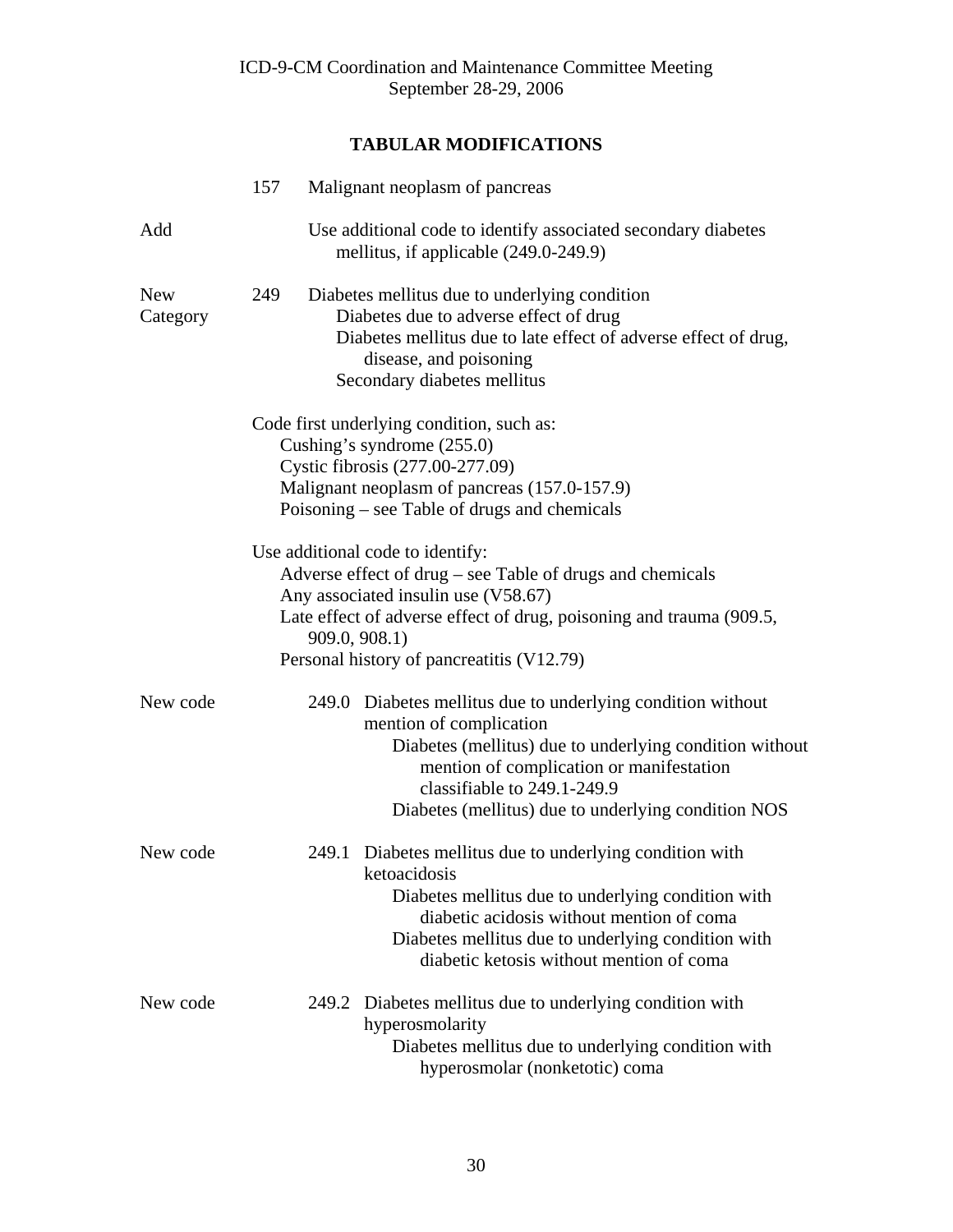## TABULAR MODIFICATIONS

| | | |
|---|---|---|
| | 157 | Malignant neoplasm of pancreas |
| Add | | Use additional code to identify associated secondary diabetes mellitus, if applicable (249.0-249.9) |
| New Category | 249 | Diabetes mellitus due to underlying condition<br>Diabetes due to adverse effect of drug<br>Diabetes mellitus due to late effect of adverse effect of drug, disease, and poisoning<br>Secondary diabetes mellitus |

Code first underlying condition, such as:
- Cushing's syndrome (255.0)
- Cystic fibrosis (277.00-277.09)
- Malignant neoplasm of pancreas (157.0-157.9)
- Poisoning – see Table of drugs and chemicals

Use additional code to identify:
- Adverse effect of drug – see Table of drugs and chemicals
- Any associated insulin use (V58.67)
- Late effect of adverse effect of drug, poisoning and trauma (909.5, 909.0, 908.1)
- Personal history of pancreatitis (V12.79)

| | | |
|---|---|---|
| New code | 249.0 | Diabetes mellitus due to underlying condition without mention of complication<br>Diabetes (mellitus) due to underlying condition without mention of complication or manifestation classifiable to 249.1-249.9<br>Diabetes (mellitus) due to underlying condition NOS |
| New code | 249.1 | Diabetes mellitus due to underlying condition with ketoacidosis<br>Diabetes mellitus due to underlying condition with diabetic acidosis without mention of coma<br>Diabetes mellitus due to underlying condition with diabetic ketosis without mention of coma |
| New code | 249.2 | Diabetes mellitus due to underlying condition with hyperosmolarity<br>Diabetes mellitus due to underlying condition with hyperosmolar (nonketotic) coma |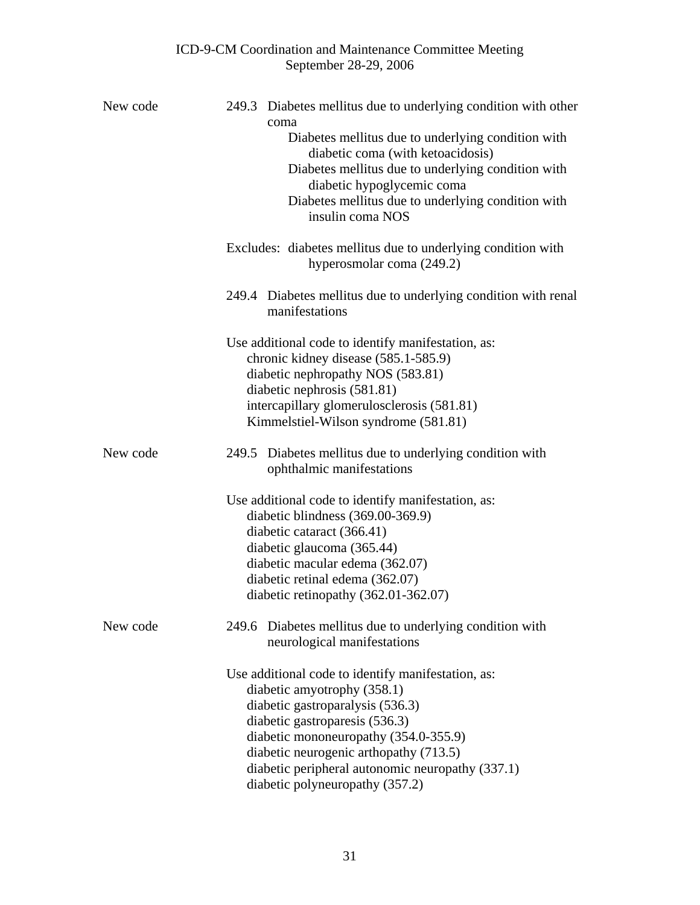New code 249.3 Diabetes mellitus due to underlying condition with other coma

Diabetes mellitus due to underlying condition with diabetic coma (with ketoacidosis)
Diabetes mellitus due to underlying condition with diabetic hypoglycemic coma
Diabetes mellitus due to underlying condition with insulin coma NOS

Excludes: diabetes mellitus due to underlying condition with hyperosmolar coma (249.2)

249.4 Diabetes mellitus due to underlying condition with renal manifestations

Use additional code to identify manifestation, as:
- chronic kidney disease (585.1-585.9)
- diabetic nephropathy NOS (583.81)
- diabetic nephrosis (581.81)
- intercapillary glomerulosclerosis (581.81)
- Kimmelstiel-Wilson syndrome (581.81)

New code 249.5 Diabetes mellitus due to underlying condition with ophthalmic manifestations

Use additional code to identify manifestation, as:
- diabetic blindness (369.00-369.9)
- diabetic cataract (366.41)
- diabetic glaucoma (365.44)
- diabetic macular edema (362.07)
- diabetic retinal edema (362.07)
- diabetic retinopathy (362.01-362.07)

New code 249.6 Diabetes mellitus due to underlying condition with neurological manifestations

Use additional code to identify manifestation, as:
- diabetic amyotrophy (358.1)
- diabetic gastroparalysis (536.3)
- diabetic gastroparesis (536.3)
- diabetic mononeuropathy (354.0-355.9)
- diabetic neurogenic arthopathy (713.5)
- diabetic peripheral autonomic neuropathy (337.1)
- diabetic polyneuropathy (357.2)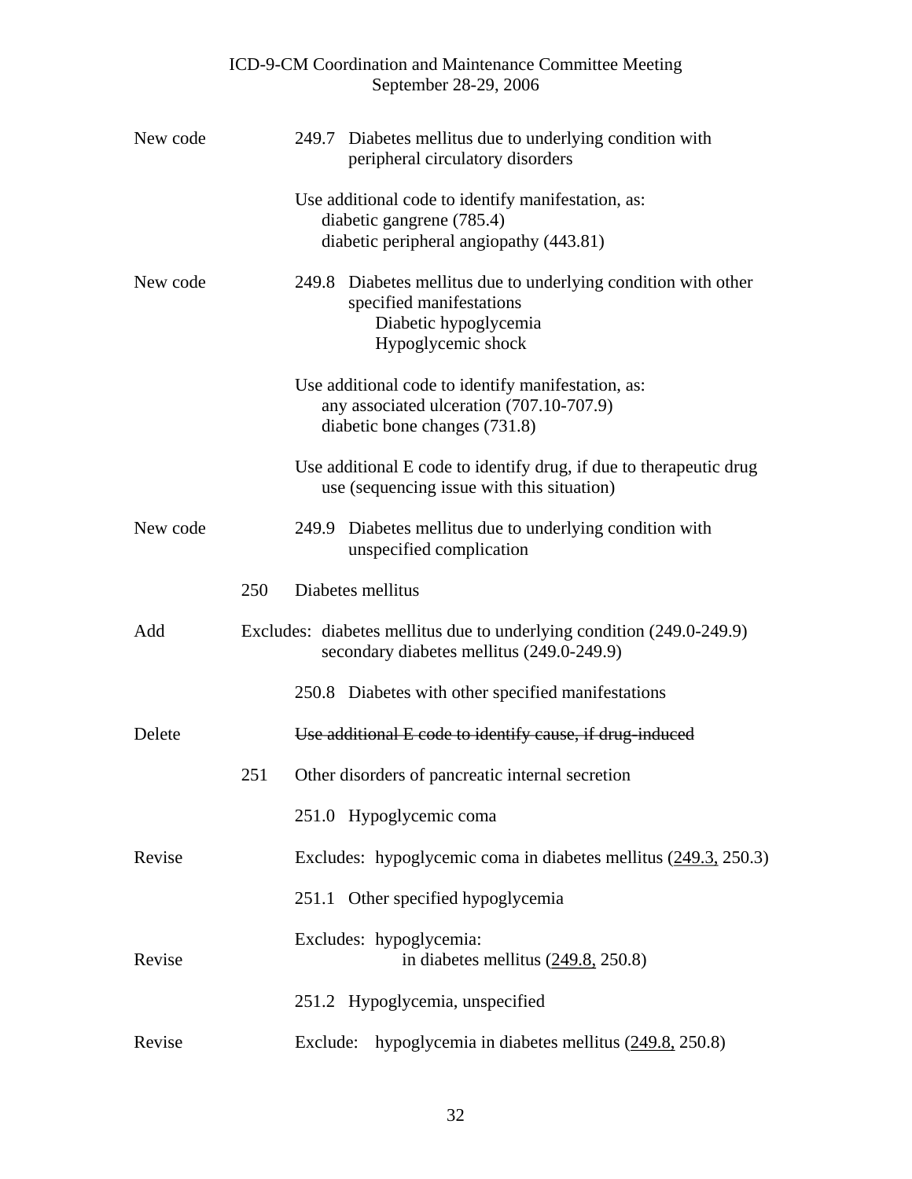New code 249.7 Diabetes mellitus due to underlying condition with peripheral circulatory disorders

Use additional code to identify manifestation, as:
diabetic gangrene (785.4)
diabetic peripheral angiopathy (443.81)

New code 249.8 Diabetes mellitus due to underlying condition with other specified manifestations
Diabetic hypoglycemia
Hypoglycemic shock

Use additional code to identify manifestation, as:
any associated ulceration (707.10-707.9)
diabetic bone changes (731.8)

Use additional E code to identify drug, if due to therapeutic drug use (sequencing issue with this situation)

New code 249.9 Diabetes mellitus due to underlying condition with unspecified complication

250 Diabetes mellitus

Add Excludes: diabetes mellitus due to underlying condition (249.0-249.9)
secondary diabetes mellitus (249.0-249.9)

250.8 Diabetes with other specified manifestations

Delete ~~Use additional E code to identify cause, if drug-induced~~

251 Other disorders of pancreatic internal secretion

251.0 Hypoglycemic coma

Revise Excludes: hypoglycemic coma in diabetes mellitus (<u>249.3,</u> 250.3)

251.1 Other specified hypoglycemia

Excludes: hypoglycemia:
Revise in diabetes mellitus (<u>249.8,</u> 250.8)

251.2 Hypoglycemia, unspecified

Revise Exclude: hypoglycemia in diabetes mellitus (<u>249.8,</u> 250.8)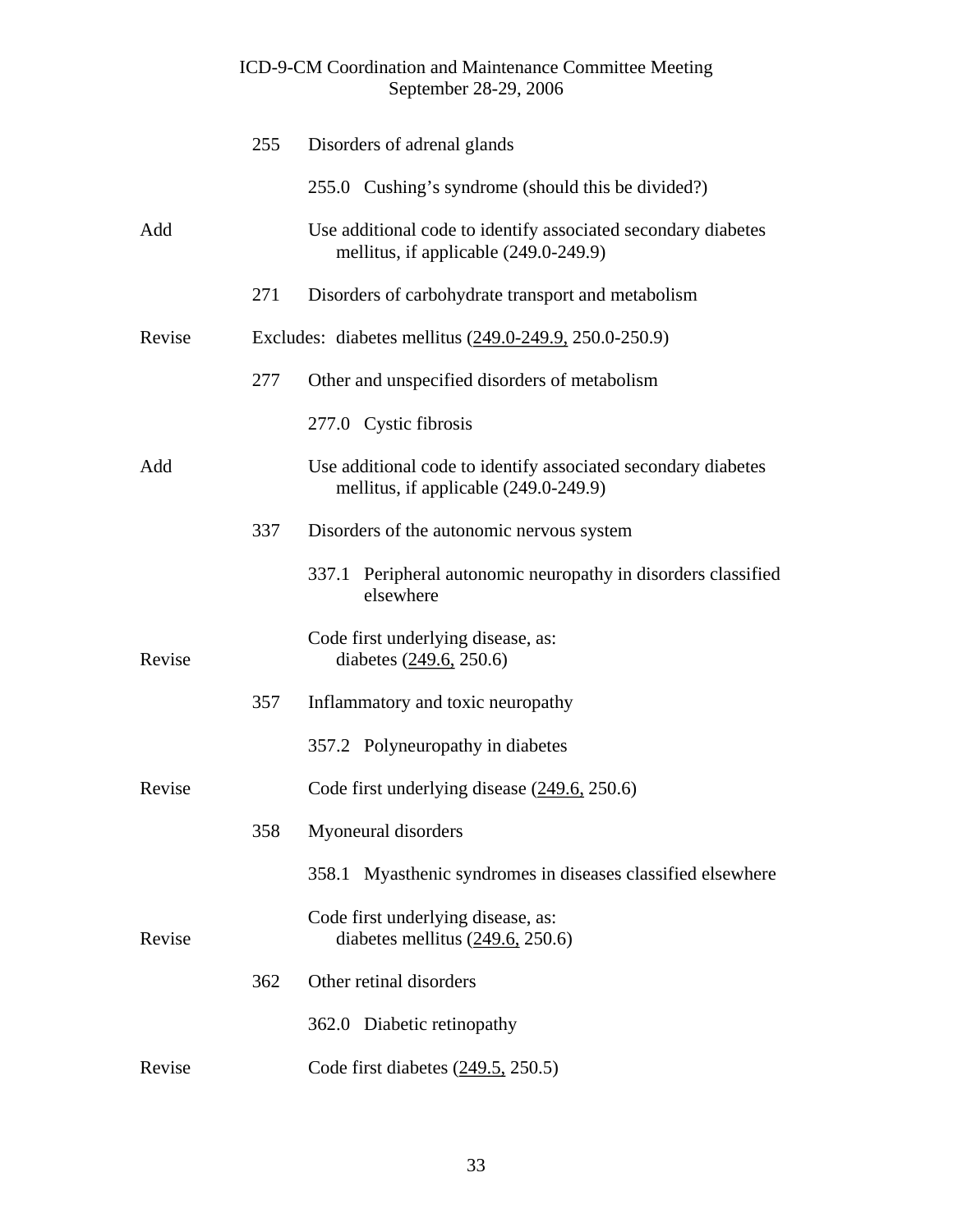| | | |
|---|---|---|
| | 255 | Disorders of adrenal glands |
| | | 255.0 Cushing's syndrome (should this be divided?) |
| Add | | Use additional code to identify associated secondary diabetes mellitus, if applicable (249.0-249.9) |
| | 271 | Disorders of carbohydrate transport and metabolism |
| Revise | | Excludes: diabetes mellitus (<u>249.0-249.9,</u> 250.0-250.9) |
| | 277 | Other and unspecified disorders of metabolism |
| | | 277.0 Cystic fibrosis |
| Add | | Use additional code to identify associated secondary diabetes mellitus, if applicable (249.0-249.9) |
| | 337 | Disorders of the autonomic nervous system |
| | | 337.1 Peripheral autonomic neuropathy in disorders classified elsewhere |
| | | Code first underlying disease, as: |
| Revise | | diabetes (<u>249.6,</u> 250.6) |
| | 357 | Inflammatory and toxic neuropathy |
| | | 357.2 Polyneuropathy in diabetes |
| Revise | | Code first underlying disease (<u>249.6,</u> 250.6) |
| | 358 | Myoneural disorders |
| | | 358.1 Myasthenic syndromes in diseases classified elsewhere |
| | | Code first underlying disease, as: |
| Revise | | diabetes mellitus (<u>249.6,</u> 250.6) |
| | 362 | Other retinal disorders |
| | | 362.0 Diabetic retinopathy |
| Revise | | Code first diabetes (<u>249.5,</u> 250.5) |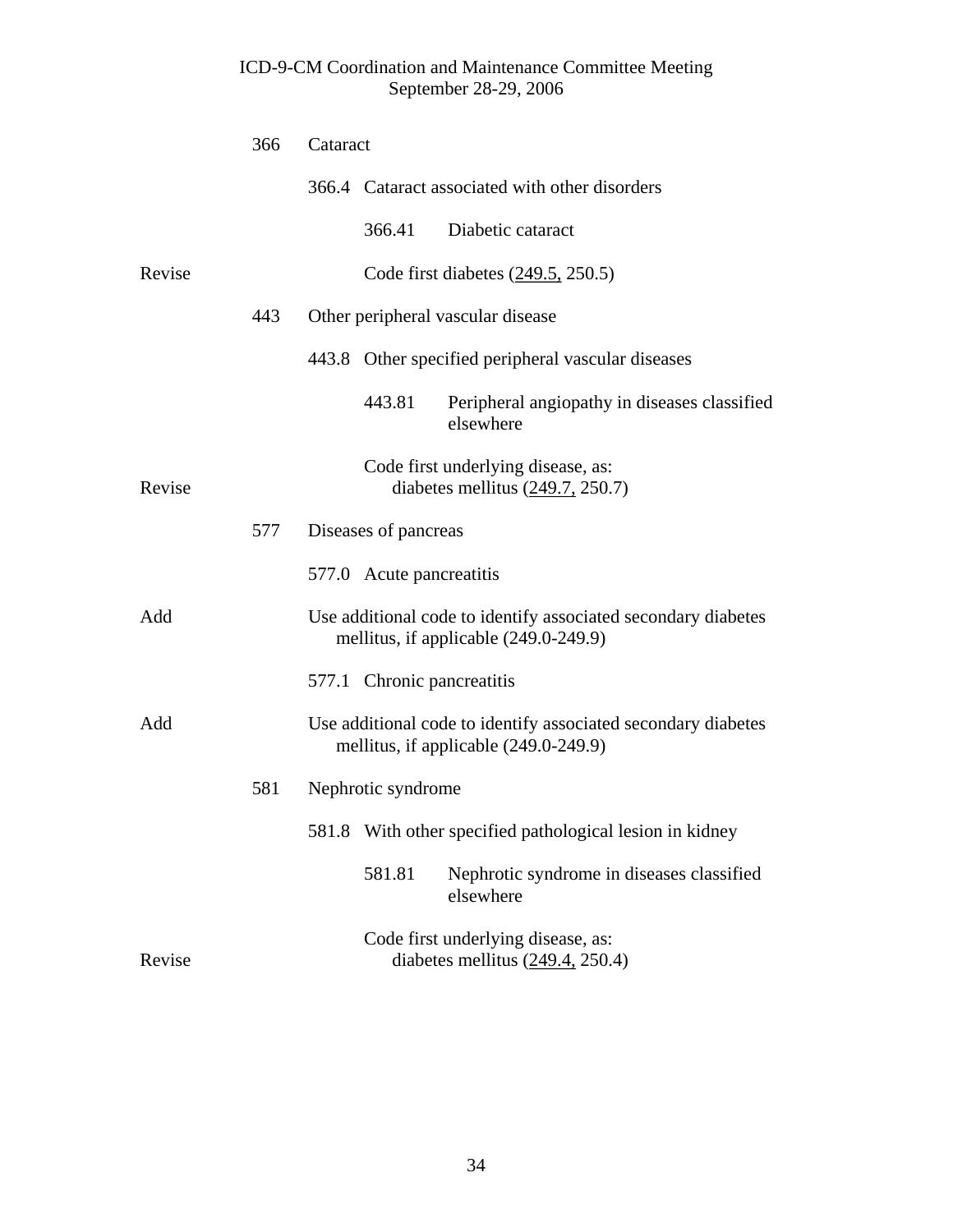| | | | |
|---|---|---|---|
| | 366 | Cataract | |
| | | 366.4 Cataract associated with other disorders | |
| | | | 366.41 Diabetic cataract |
| Revise | | | Code first diabetes (<u>249.5,</u> 250.5) |
| | 443 | Other peripheral vascular disease | |
| | | 443.8 Other specified peripheral vascular diseases | |
| | | | 443.81 Peripheral angiopathy in diseases classified elsewhere |
| Revise | | | Code first underlying disease, as: diabetes mellitus (<u>249.7,</u> 250.7) |
| | 577 | Diseases of pancreas | |
| | | 577.0 Acute pancreatitis | |
| Add | | Use additional code to identify associated secondary diabetes mellitus, if applicable (249.0-249.9) | |
| | | 577.1 Chronic pancreatitis | |
| Add | | Use additional code to identify associated secondary diabetes mellitus, if applicable (249.0-249.9) | |
| | 581 | Nephrotic syndrome | |
| | | 581.8 With other specified pathological lesion in kidney | |
| | | | 581.81 Nephrotic syndrome in diseases classified elsewhere |
| Revise | | | Code first underlying disease, as: diabetes mellitus (<u>249.4,</u> 250.4) |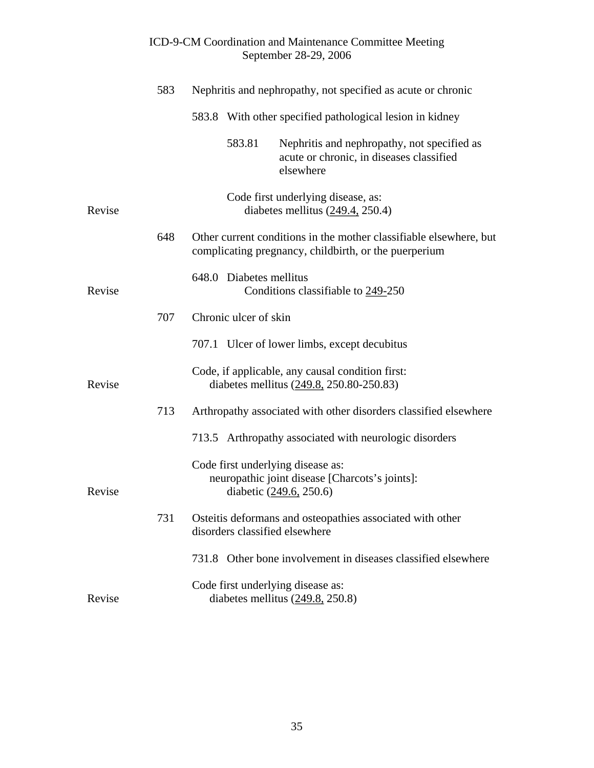583 Nephritis and nephropathy, not specified as acute or chronic

583.8 With other specified pathological lesion in kidney

583.81 Nephritis and nephropathy, not specified as acute or chronic, in diseases classified elsewhere

Code first underlying disease, as:

Revise — diabetes mellitus (<u>249.4,</u> 250.4)

648 Other current conditions in the mother classifiable elsewhere, but complicating pregnancy, childbirth, or the puerperium

648.0 Diabetes mellitus

Revise — Conditions classifiable to <u>249-</u>250

707 Chronic ulcer of skin

707.1 Ulcer of lower limbs, except decubitus

Code, if applicable, any causal condition first:

Revise — diabetes mellitus (<u>249.8,</u> 250.80-250.83)

713 Arthropathy associated with other disorders classified elsewhere

713.5 Arthropathy associated with neurologic disorders

Code first underlying disease as:

neuropathic joint disease [Charcots's joints]:

Revise — diabetic (<u>249.6,</u> 250.6)

731 Osteitis deformans and osteopathies associated with other disorders classified elsewhere

731.8 Other bone involvement in diseases classified elsewhere

Code first underlying disease as:

Revise — diabetes mellitus (<u>249.8,</u> 250.8)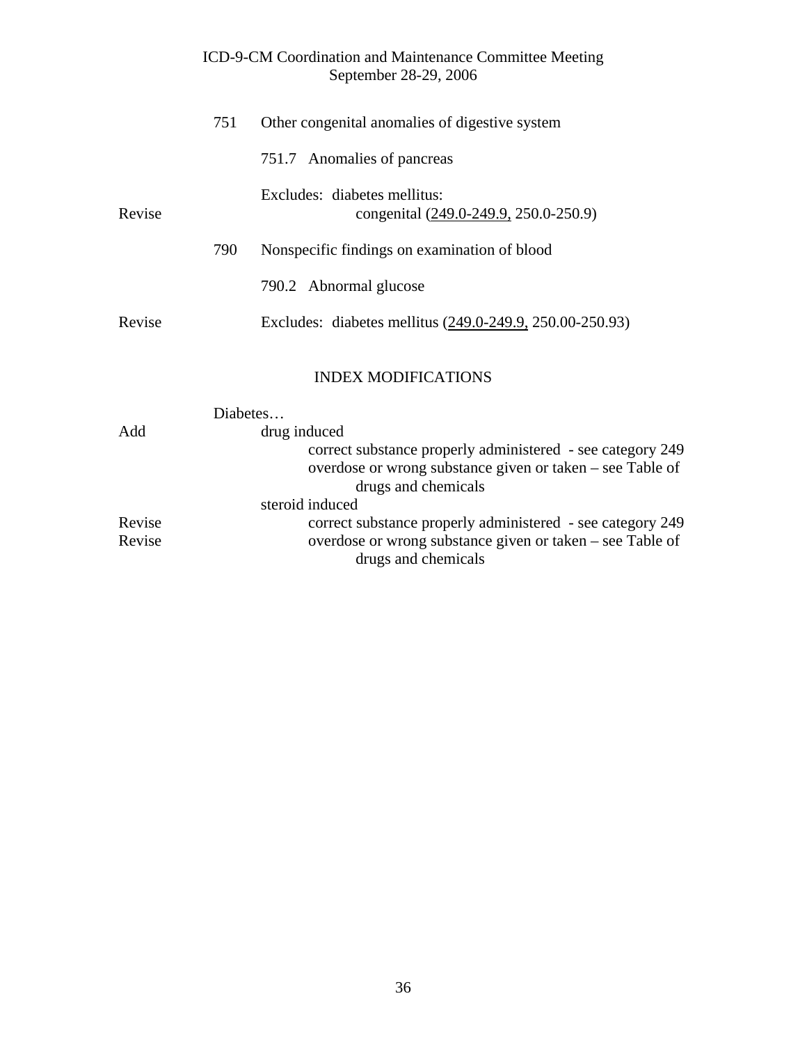| | | |
|---|---|---|
| | 751 | Other congenital anomalies of digestive system |
| | | 751.7 Anomalies of pancreas |
| Revise | | Excludes: diabetes mellitus:<br>congenital (249.0-249.9, 250.0-250.9) |
| | 790 | Nonspecific findings on examination of blood |
| | | 790.2 Abnormal glucose |
| Revise | | Excludes: diabetes mellitus (249.0-249.9, 250.00-250.93) |

## INDEX MODIFICATIONS

Diabetes…

| | |
|---|---|
| Add | drug induced |
| | correct substance properly administered - see category 249 |
| | overdose or wrong substance given or taken – see Table of drugs and chemicals |
| | steroid induced |
| Revise | correct substance properly administered - see category 249 |
| Revise | overdose or wrong substance given or taken – see Table of drugs and chemicals |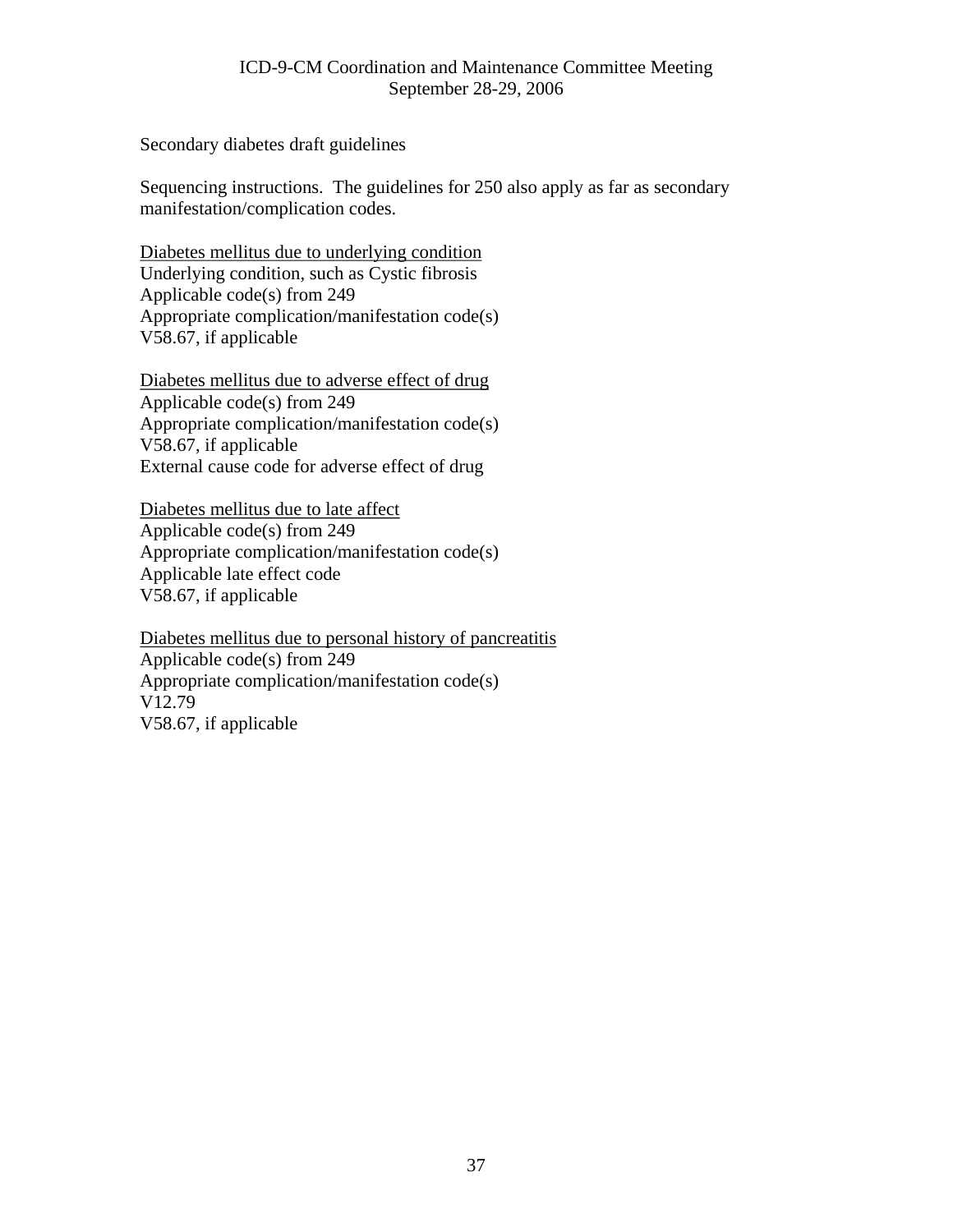Secondary diabetes draft guidelines

Sequencing instructions. The guidelines for 250 also apply as far as secondary manifestation/complication codes.

<u>Diabetes mellitus due to underlying condition</u>
Underlying condition, such as Cystic fibrosis
Applicable code(s) from 249
Appropriate complication/manifestation code(s)
V58.67, if applicable

<u>Diabetes mellitus due to adverse effect of drug</u>
Applicable code(s) from 249
Appropriate complication/manifestation code(s)
V58.67, if applicable
External cause code for adverse effect of drug

<u>Diabetes mellitus due to late affect</u>
Applicable code(s) from 249
Appropriate complication/manifestation code(s)
Applicable late effect code
V58.67, if applicable

<u>Diabetes mellitus due to personal history of pancreatitis</u>
Applicable code(s) from 249
Appropriate complication/manifestation code(s)
V12.79
V58.67, if applicable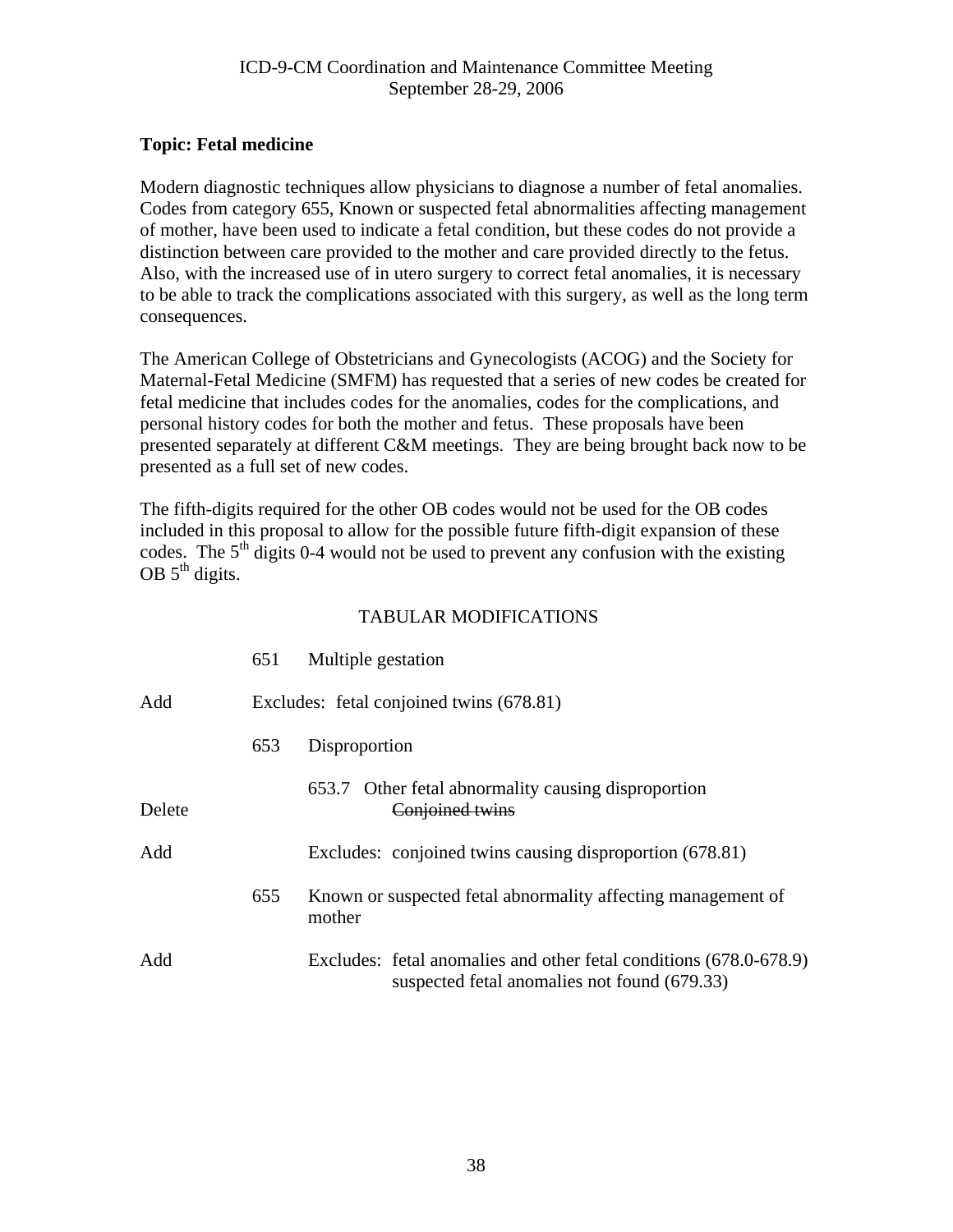ICD-9-CM Coordination and Maintenance Committee Meeting
September 28-29, 2006

**Topic: Fetal medicine**

Modern diagnostic techniques allow physicians to diagnose a number of fetal anomalies. Codes from category 655, Known or suspected fetal abnormalities affecting management of mother, have been used to indicate a fetal condition, but these codes do not provide a distinction between care provided to the mother and care provided directly to the fetus. Also, with the increased use of in utero surgery to correct fetal anomalies, it is necessary to be able to track the complications associated with this surgery, as well as the long term consequences.

The American College of Obstetricians and Gynecologists (ACOG) and the Society for Maternal-Fetal Medicine (SMFM) has requested that a series of new codes be created for fetal medicine that includes codes for the anomalies, codes for the complications, and personal history codes for both the mother and fetus. These proposals have been presented separately at different C&M meetings. They are being brought back now to be presented as a full set of new codes.

The fifth-digits required for the other OB codes would not be used for the OB codes included in this proposal to allow for the possible future fifth-digit expansion of these codes. The 5th digits 0-4 would not be used to prevent any confusion with the existing OB 5th digits.

TABULAR MODIFICATIONS

651 Multiple gestation

Add — Excludes: fetal conjoined twins (678.81)

653 Disproportion

653.7 Other fetal abnormality causing disproportion

Delete — ~~Conjoined twins~~

Add — Excludes: conjoined twins causing disproportion (678.81)

655 Known or suspected fetal abnormality affecting management of mother

Add — Excludes: fetal anomalies and other fetal conditions (678.0-678.9)
suspected fetal anomalies not found (679.33)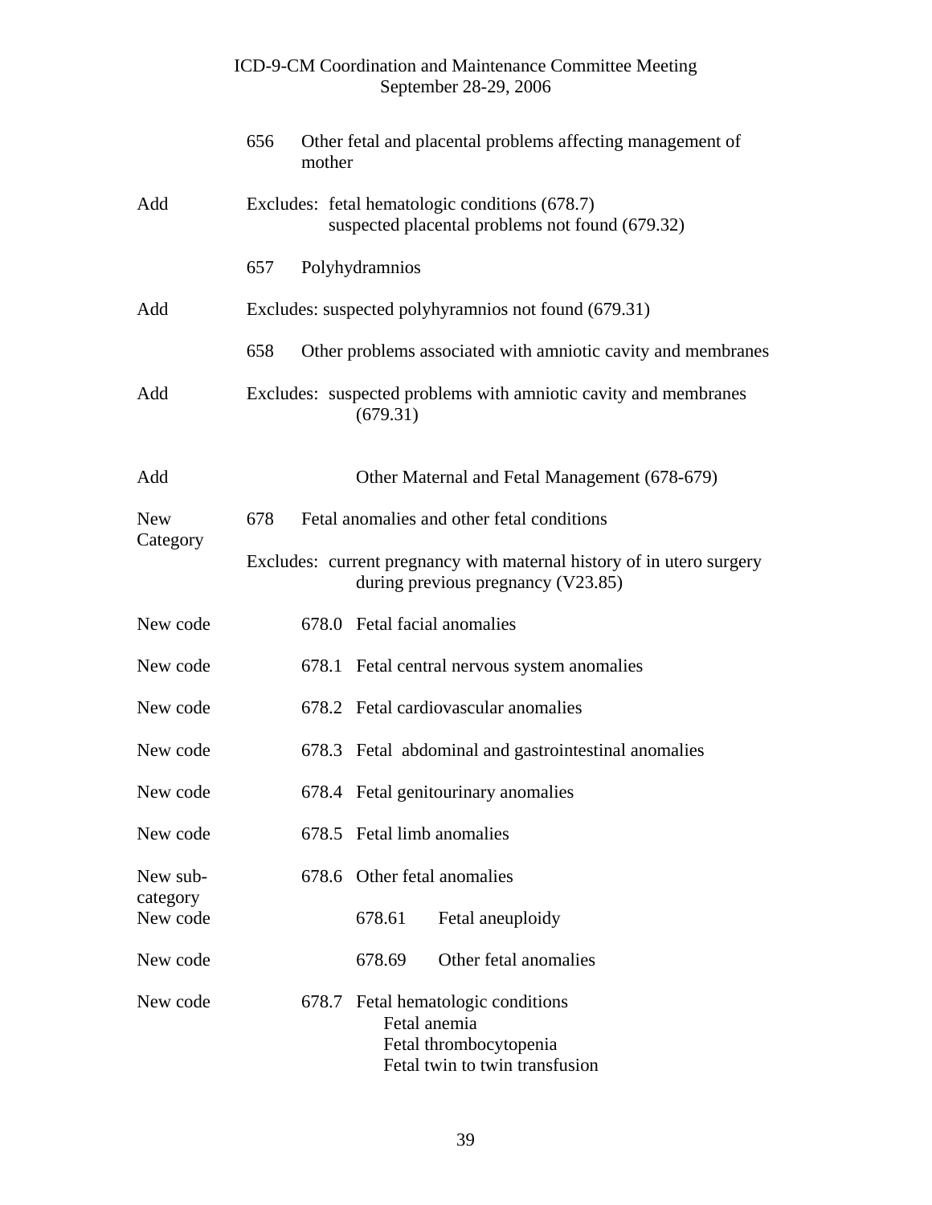| | | |
|---|---|---|
| | 656 | Other fetal and placental problems affecting management of mother |
| Add | | Excludes: fetal hematologic conditions (678.7)<br>suspected placental problems not found (679.32) |
| | 657 | Polyhydramnios |
| Add | | Excludes: suspected polyhyramnios not found (679.31) |
| | 658 | Other problems associated with amniotic cavity and membranes |
| Add | | Excludes: suspected problems with amniotic cavity and membranes (679.31) |
| Add | | Other Maternal and Fetal Management (678-679) |
| New Category | 678 | Fetal anomalies and other fetal conditions |
| | | Excludes: current pregnancy with maternal history of in utero surgery during previous pregnancy (V23.85) |
| New code | 678.0 | Fetal facial anomalies |
| New code | 678.1 | Fetal central nervous system anomalies |
| New code | 678.2 | Fetal cardiovascular anomalies |
| New code | 678.3 | Fetal abdominal and gastrointestinal anomalies |
| New code | 678.4 | Fetal genitourinary anomalies |
| New code | 678.5 | Fetal limb anomalies |
| New sub-category | 678.6 | Other fetal anomalies |
| New code | 678.61 | Fetal aneuploidy |
| New code | 678.69 | Other fetal anomalies |
| New code | 678.7 | Fetal hematologic conditions<br>Fetal anemia<br>Fetal thrombocytopenia<br>Fetal twin to twin transfusion |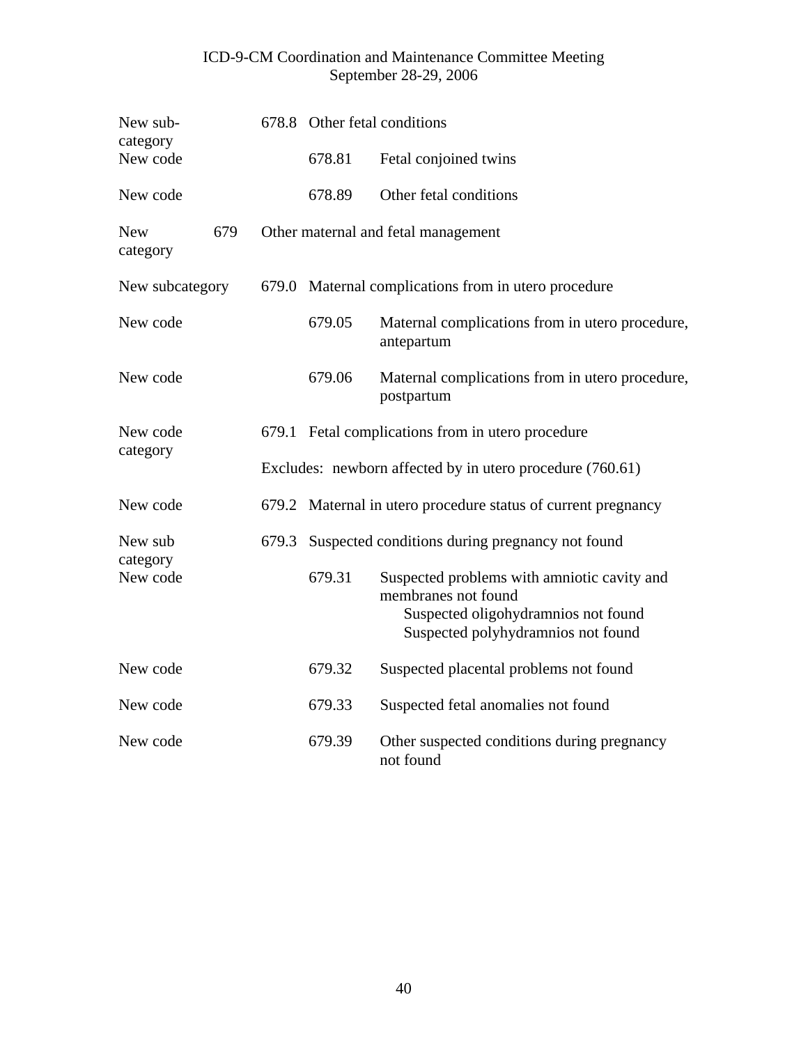| | | | |
|---|---|---|---|
| New sub-category | 678.8 | Other fetal conditions | |
| New code | | 678.81 | Fetal conjoined twins |
| New code | | 678.89 | Other fetal conditions |
| New category 679 | Other maternal and fetal management | | |
| New subcategory | 679.0 | Maternal complications from in utero procedure | |
| New code | | 679.05 | Maternal complications from in utero procedure, antepartum |
| New code | | 679.06 | Maternal complications from in utero procedure, postpartum |
| New code category | 679.1 | Fetal complications from in utero procedure | |
| | Excludes: newborn affected by in utero procedure (760.61) | | |
| New code | 679.2 | Maternal in utero procedure status of current pregnancy | |
| New sub category | 679.3 | Suspected conditions during pregnancy not found | |
| New code | | 679.31 | Suspected problems with amniotic cavity and membranes not found<br>Suspected oligohydramnios not found<br>Suspected polyhydramnios not found |
| New code | | 679.32 | Suspected placental problems not found |
| New code | | 679.33 | Suspected fetal anomalies not found |
| New code | | 679.39 | Other suspected conditions during pregnancy not found |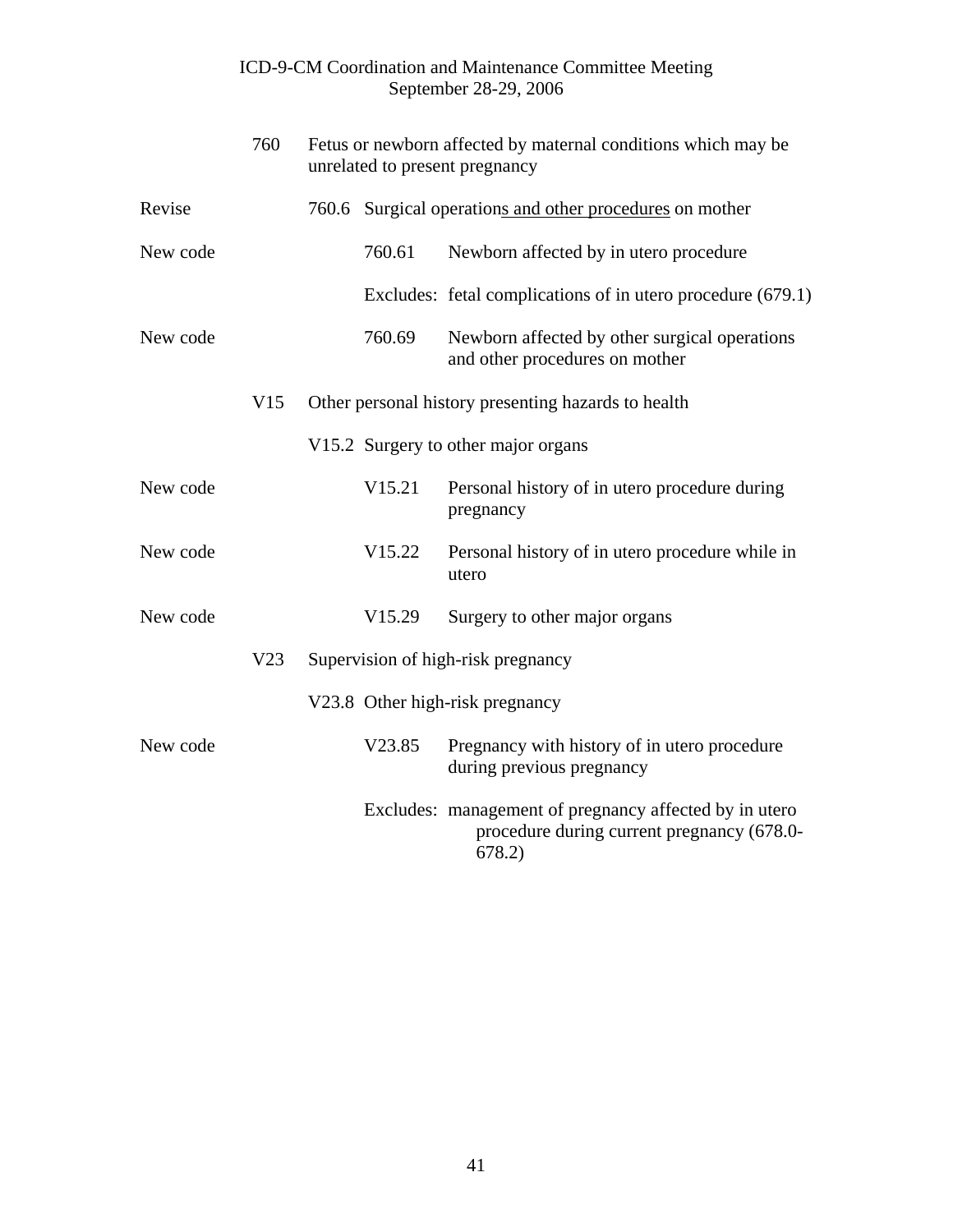| | | | |
|---|---|---|---|
| | 760 | Fetus or newborn affected by maternal conditions which may be unrelated to present pregnancy | |
| Revise | | 760.6 Surgical operation<u>s and other procedures</u> on mother | |
| New code | | 760.61 | Newborn affected by in utero procedure |
| | | Excludes: | fetal complications of in utero procedure (679.1) |
| New code | | 760.69 | Newborn affected by other surgical operations and other procedures on mother |
| | V15 | Other personal history presenting hazards to health | |
| | | V15.2 Surgery to other major organs | |
| New code | | V15.21 | Personal history of in utero procedure during pregnancy |
| New code | | V15.22 | Personal history of in utero procedure while in utero |
| New code | | V15.29 | Surgery to other major organs |
| | V23 | Supervision of high-risk pregnancy | |
| | | V23.8 Other high-risk pregnancy | |
| New code | | V23.85 | Pregnancy with history of in utero procedure during previous pregnancy |
| | | Excludes: | management of pregnancy affected by in utero procedure during current pregnancy (678.0-678.2) |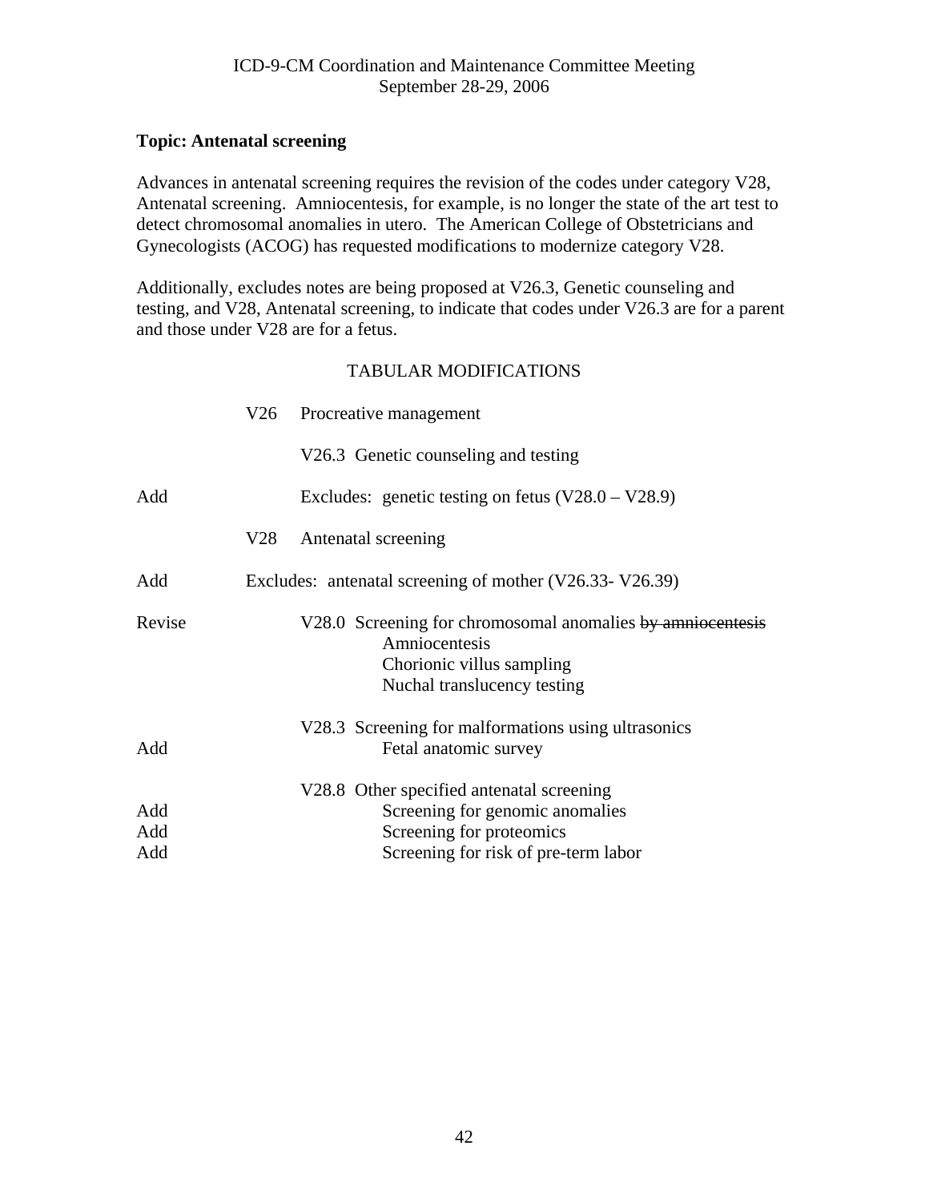ICD-9-CM Coordination and Maintenance Committee Meeting
September 28-29, 2006

**Topic: Antenatal screening**

Advances in antenatal screening requires the revision of the codes under category V28, Antenatal screening. Amniocentesis, for example, is no longer the state of the art test to detect chromosomal anomalies in utero. The American College of Obstetricians and Gynecologists (ACOG) has requested modifications to modernize category V28.

Additionally, excludes notes are being proposed at V26.3, Genetic counseling and testing, and V28, Antenatal screening, to indicate that codes under V26.3 are for a parent and those under V28 are for a fetus.

TABULAR MODIFICATIONS

| | | |
|---|---|---|
| | V26 | Procreative management |
| | | V26.3 Genetic counseling and testing |
| Add | | Excludes: genetic testing on fetus (V28.0 – V28.9) |
| | V28 | Antenatal screening |
| Add | | Excludes: antenatal screening of mother (V26.33- V26.39) |
| Revise | | V28.0 Screening for chromosomal anomalies ~~by amniocentesis~~ |
| | | Amniocentesis |
| | | Chorionic villus sampling |
| | | Nuchal translucency testing |
| | | V28.3 Screening for malformations using ultrasonics |
| Add | | Fetal anatomic survey |
| | | V28.8 Other specified antenatal screening |
| Add | | Screening for genomic anomalies |
| Add | | Screening for proteomics |
| Add | | Screening for risk of pre-term labor |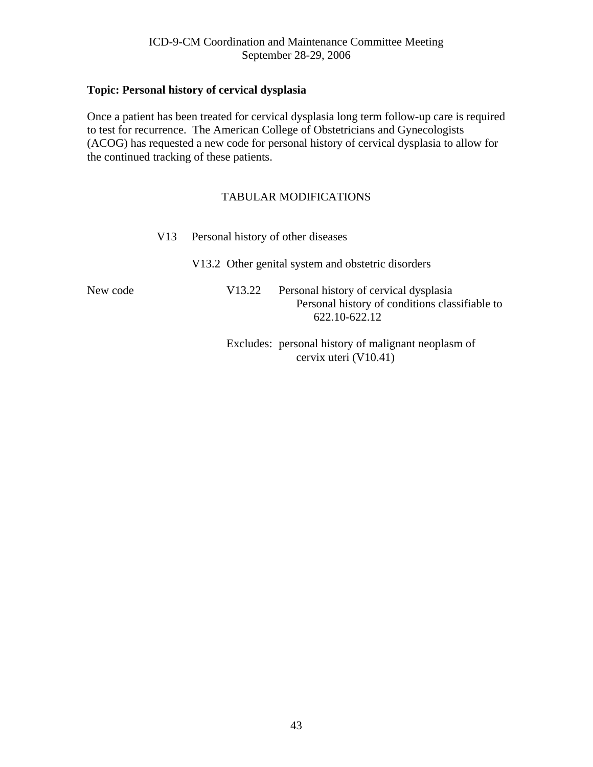**Topic: Personal history of cervical dysplasia**

Once a patient has been treated for cervical dysplasia long term follow-up care is required to test for recurrence. The American College of Obstetricians and Gynecologists (ACOG) has requested a new code for personal history of cervical dysplasia to allow for the continued tracking of these patients.

TABULAR MODIFICATIONS

V13 Personal history of other diseases

V13.2 Other genital system and obstetric disorders

New code V13.22 Personal history of cervical dysplasia
Personal history of conditions classifiable to 622.10-622.12

Excludes: personal history of malignant neoplasm of cervix uteri (V10.41)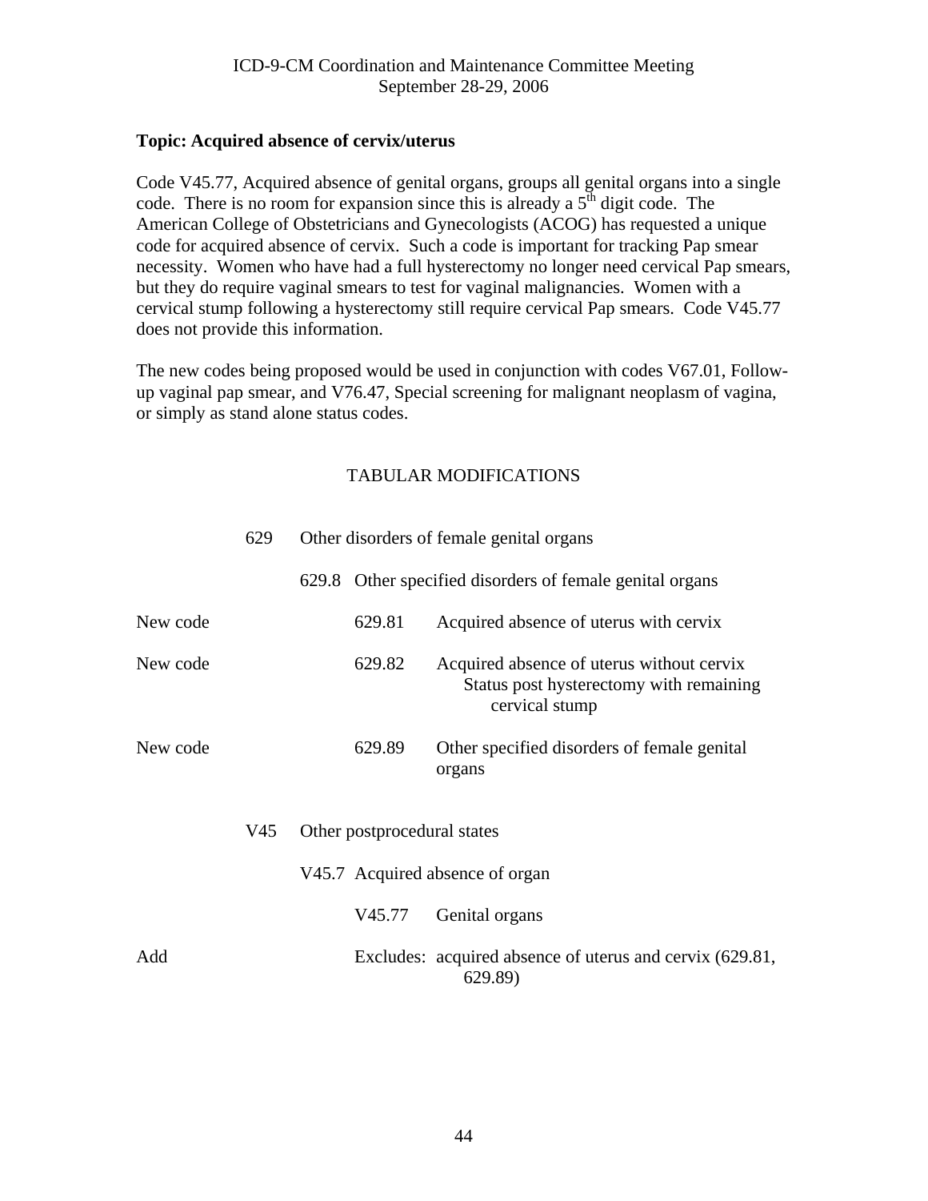ICD-9-CM Coordination and Maintenance Committee Meeting
September 28-29, 2006

**Topic: Acquired absence of cervix/uterus**

Code V45.77, Acquired absence of genital organs, groups all genital organs into a single code. There is no room for expansion since this is already a 5th digit code. The American College of Obstetricians and Gynecologists (ACOG) has requested a unique code for acquired absence of cervix. Such a code is important for tracking Pap smear necessity. Women who have had a full hysterectomy no longer need cervical Pap smears, but they do require vaginal smears to test for vaginal malignancies. Women with a cervical stump following a hysterectomy still require cervical Pap smears. Code V45.77 does not provide this information.

The new codes being proposed would be used in conjunction with codes V67.01, Follow-up vaginal pap smear, and V76.47, Special screening for malignant neoplasm of vagina, or simply as stand alone status codes.

TABULAR MODIFICATIONS

629 Other disorders of female genital organs

629.8 Other specified disorders of female genital organs

New code — 629.81 Acquired absence of uterus with cervix

New code — 629.82 Acquired absence of uterus without cervix
Status post hysterectomy with remaining cervical stump

New code — 629.89 Other specified disorders of female genital organs

V45 Other postprocedural states

V45.7 Acquired absence of organ

V45.77 Genital organs

Add — Excludes: acquired absence of uterus and cervix (629.81, 629.89)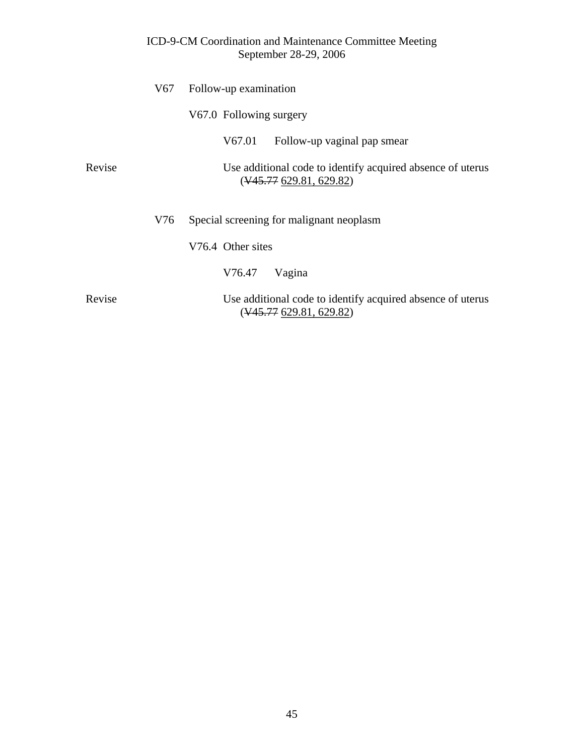V67 Follow-up examination

V67.0 Following surgery

V67.01 Follow-up vaginal pap smear

Revise — Use additional code to identify acquired absence of uterus (~~V45.77~~ <u>629.81, 629.82</u>)

V76 Special screening for malignant neoplasm

V76.4 Other sites

V76.47 Vagina

Revise — Use additional code to identify acquired absence of uterus (~~V45.77~~ <u>629.81, 629.82</u>)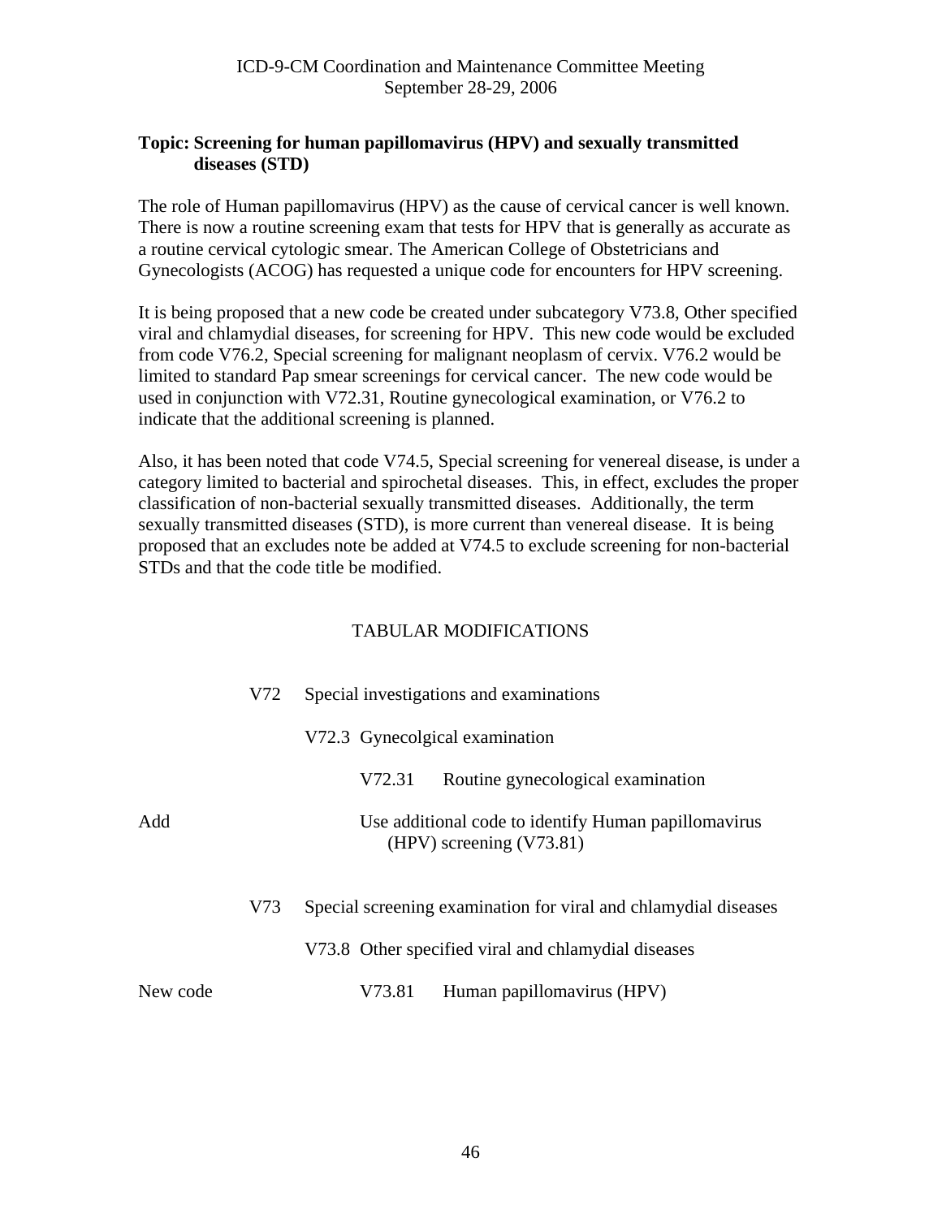ICD-9-CM Coordination and Maintenance Committee Meeting
September 28-29, 2006

**Topic: Screening for human papillomavirus (HPV) and sexually transmitted diseases (STD)**

The role of Human papillomavirus (HPV) as the cause of cervical cancer is well known. There is now a routine screening exam that tests for HPV that is generally as accurate as a routine cervical cytologic smear. The American College of Obstetricians and Gynecologists (ACOG) has requested a unique code for encounters for HPV screening.

It is being proposed that a new code be created under subcategory V73.8, Other specified viral and chlamydial diseases, for screening for HPV. This new code would be excluded from code V76.2, Special screening for malignant neoplasm of cervix. V76.2 would be limited to standard Pap smear screenings for cervical cancer. The new code would be used in conjunction with V72.31, Routine gynecological examination, or V76.2 to indicate that the additional screening is planned.

Also, it has been noted that code V74.5, Special screening for venereal disease, is under a category limited to bacterial and spirochetal diseases. This, in effect, excludes the proper classification of non-bacterial sexually transmitted diseases. Additionally, the term sexually transmitted diseases (STD), is more current than venereal disease. It is being proposed that an excludes note be added at V74.5 to exclude screening for non-bacterial STDs and that the code title be modified.

TABULAR MODIFICATIONS

V72 Special investigations and examinations

V72.3 Gynecolgical examination

V72.31 Routine gynecological examination

Add — Use additional code to identify Human papillomavirus (HPV) screening (V73.81)

V73 Special screening examination for viral and chlamydial diseases

V73.8 Other specified viral and chlamydial diseases

New code — V73.81 Human papillomavirus (HPV)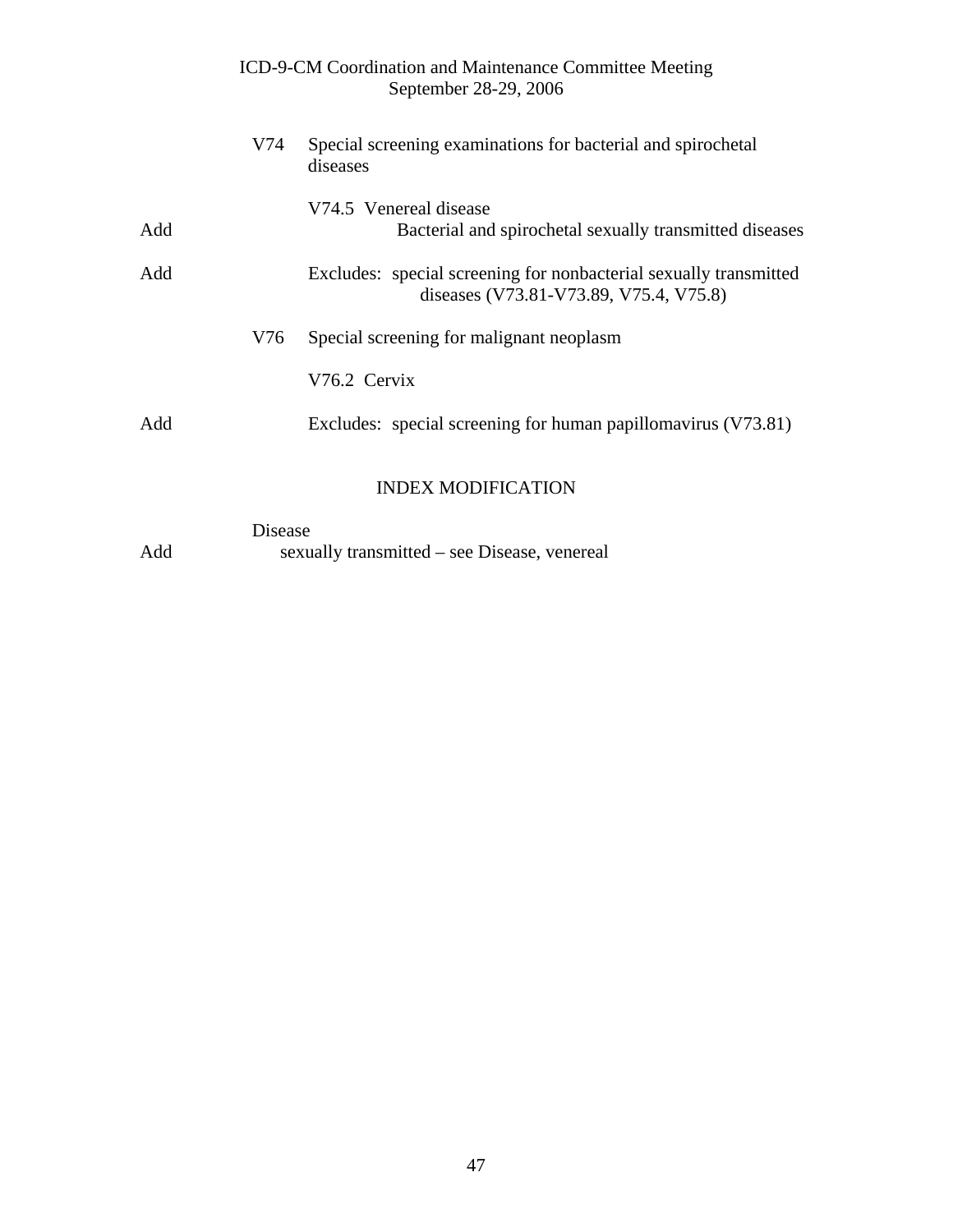V74 Special screening examinations for bacterial and spirochetal diseases

V74.5 Venereal disease

Add Bacterial and spirochetal sexually transmitted diseases

Add Excludes: special screening for nonbacterial sexually transmitted diseases (V73.81-V73.89, V75.4, V75.8)

V76 Special screening for malignant neoplasm

V76.2 Cervix

Add Excludes: special screening for human papillomavirus (V73.81)

INDEX MODIFICATION

Disease

Add sexually transmitted – see Disease, venereal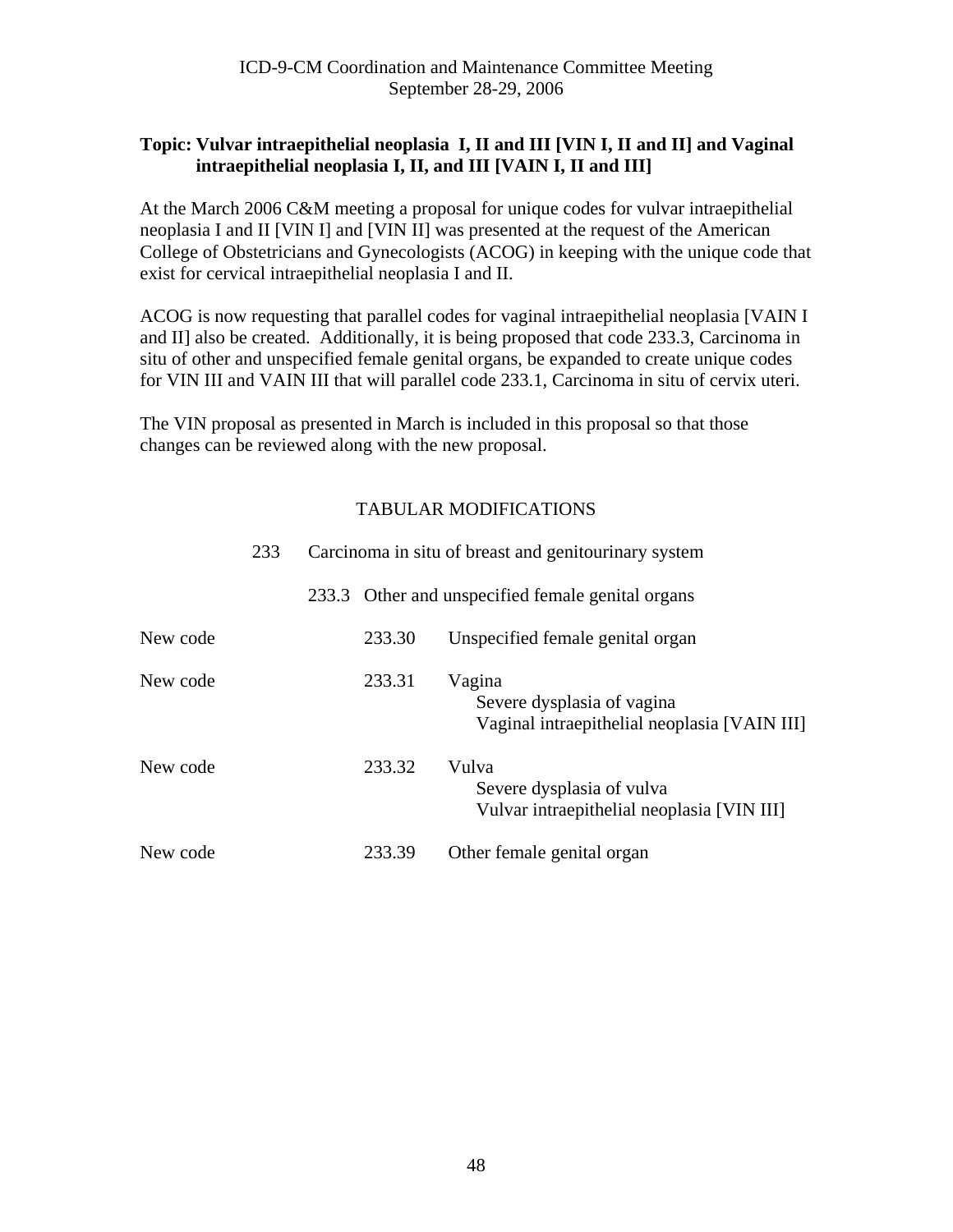ICD-9-CM Coordination and Maintenance Committee Meeting
September 28-29, 2006

**Topic: Vulvar intraepithelial neoplasia I, II and III [VIN I, II and II] and Vaginal intraepithelial neoplasia I, II, and III [VAIN I, II and III]**

At the March 2006 C&M meeting a proposal for unique codes for vulvar intraepithelial neoplasia I and II [VIN I] and [VIN II] was presented at the request of the American College of Obstetricians and Gynecologists (ACOG) in keeping with the unique code that exist for cervical intraepithelial neoplasia I and II.

ACOG is now requesting that parallel codes for vaginal intraepithelial neoplasia [VAIN I and II] also be created. Additionally, it is being proposed that code 233.3, Carcinoma in situ of other and unspecified female genital organs, be expanded to create unique codes for VIN III and VAIN III that will parallel code 233.1, Carcinoma in situ of cervix uteri.

The VIN proposal as presented in March is included in this proposal so that those changes can be reviewed along with the new proposal.

## TABULAR MODIFICATIONS

233 Carcinoma in situ of breast and genitourinary system

233.3 Other and unspecified female genital organs

New code 233.30 Unspecified female genital organ

New code 233.31 Vagina
- Severe dysplasia of vagina
- Vaginal intraepithelial neoplasia [VAIN III]

New code 233.32 Vulva
- Severe dysplasia of vulva
- Vulvar intraepithelial neoplasia [VIN III]

New code 233.39 Other female genital organ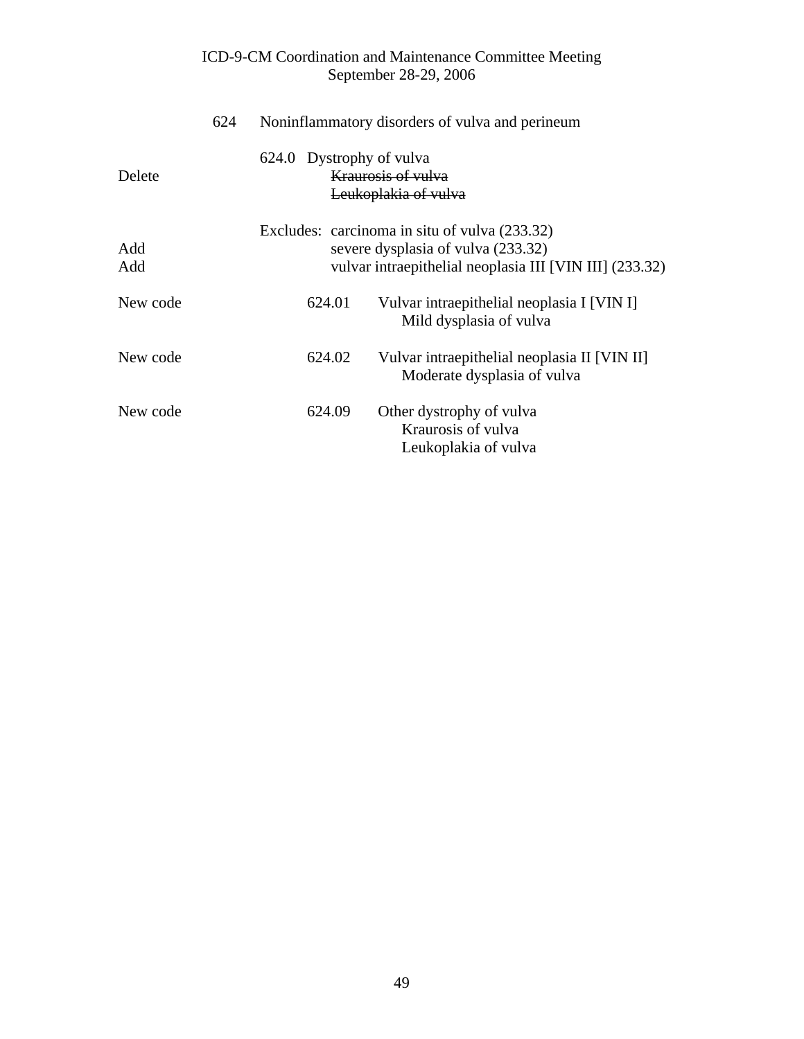624 Noninflammatory disorders of vulva and perineum

| | | |
|---|---|---|
| | 624.0 | Dystrophy of vulva |
| Delete | | ~~Kraurosis of vulva~~ |
| | | ~~Leukoplakia of vulva~~ |
| | Excludes: | carcinoma in situ of vulva (233.32) |
| Add | | severe dysplasia of vulva (233.32) |
| Add | | vulvar intraepithelial neoplasia III [VIN III] (233.32) |
| New code | 624.01 | Vulvar intraepithelial neoplasia I [VIN I] |
| | | Mild dysplasia of vulva |
| New code | 624.02 | Vulvar intraepithelial neoplasia II [VIN II] |
| | | Moderate dysplasia of vulva |
| New code | 624.09 | Other dystrophy of vulva |
| | | Kraurosis of vulva |
| | | Leukoplakia of vulva |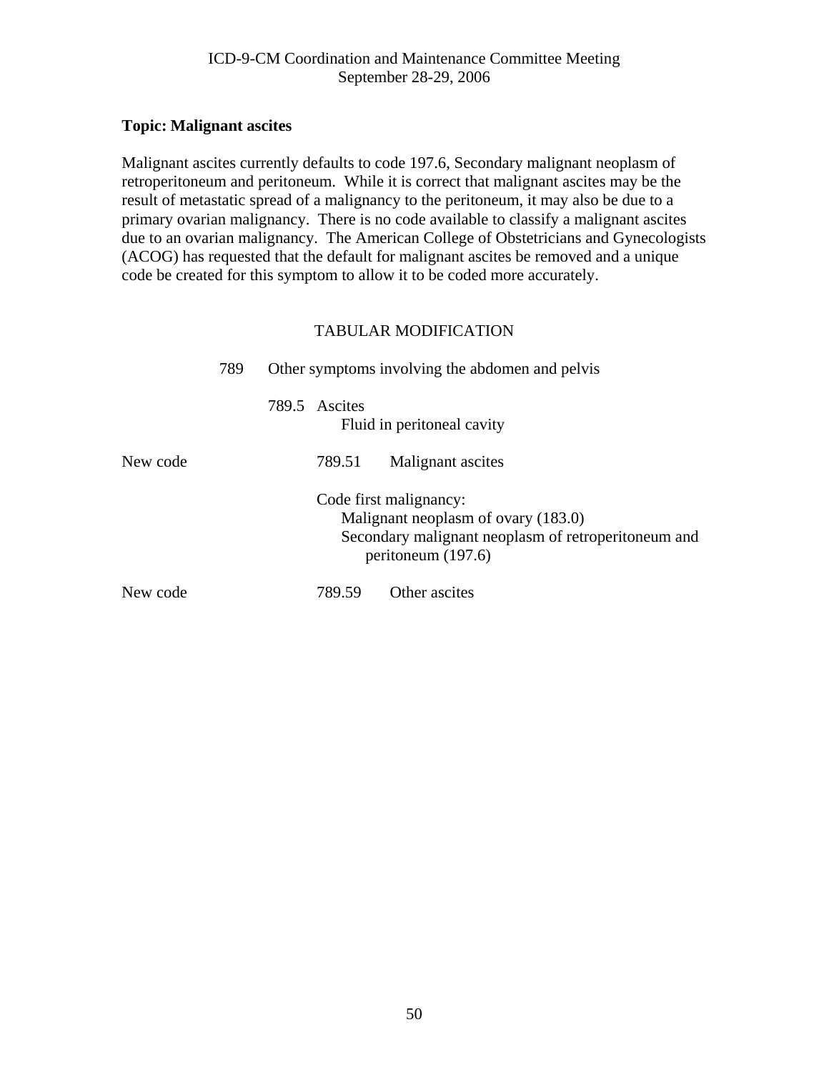**Topic: Malignant ascites**

Malignant ascites currently defaults to code 197.6, Secondary malignant neoplasm of retroperitoneum and peritoneum. While it is correct that malignant ascites may be the result of metastatic spread of a malignancy to the peritoneum, it may also be due to a primary ovarian malignancy. There is no code available to classify a malignant ascites due to an ovarian malignancy. The American College of Obstetricians and Gynecologists (ACOG) has requested that the default for malignant ascites be removed and a unique code be created for this symptom to allow it to be coded more accurately.

TABULAR MODIFICATION

789 Other symptoms involving the abdomen and pelvis

789.5 Ascites
  Fluid in peritoneal cavity

New code 789.51 Malignant ascites

Code first malignancy:
  Malignant neoplasm of ovary (183.0)
  Secondary malignant neoplasm of retroperitoneum and peritoneum (197.6)

New code 789.59 Other ascites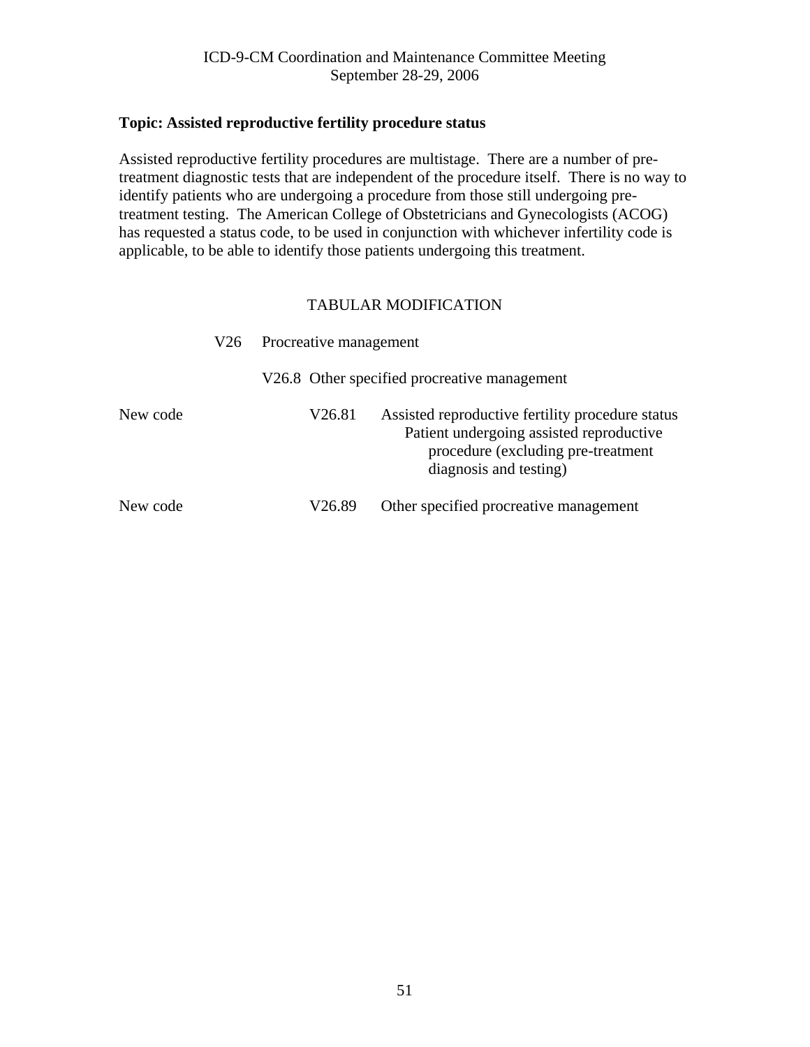**Topic: Assisted reproductive fertility procedure status**

Assisted reproductive fertility procedures are multistage. There are a number of pre-treatment diagnostic tests that are independent of the procedure itself. There is no way to identify patients who are undergoing a procedure from those still undergoing pre-treatment testing. The American College of Obstetricians and Gynecologists (ACOG) has requested a status code, to be used in conjunction with whichever infertility code is applicable, to be able to identify those patients undergoing this treatment.

TABULAR MODIFICATION

V26 Procreative management

V26.8 Other specified procreative management

New code V26.81 Assisted reproductive fertility procedure status
Patient undergoing assisted reproductive procedure (excluding pre-treatment diagnosis and testing)

New code V26.89 Other specified procreative management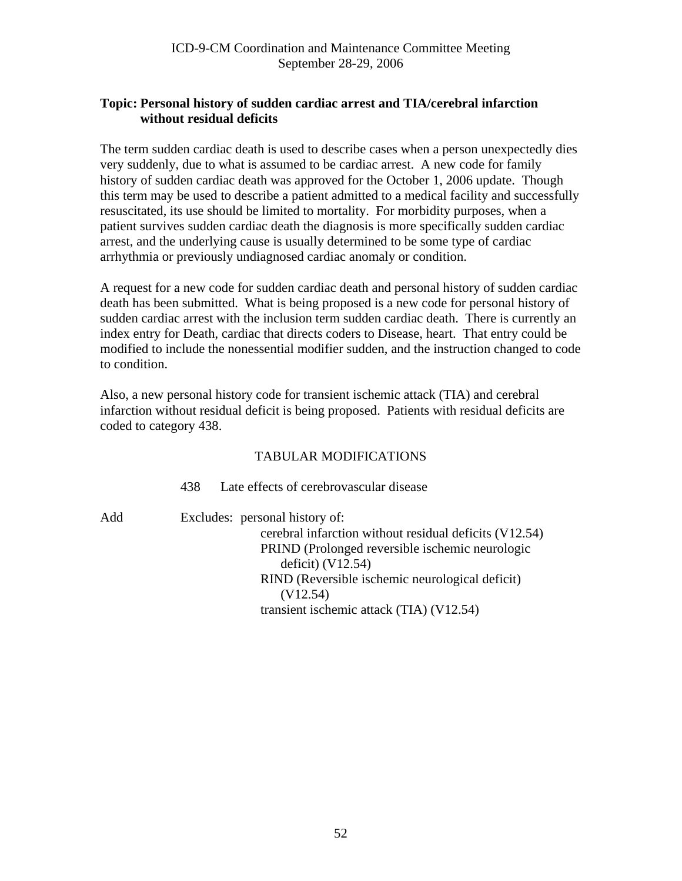**Topic: Personal history of sudden cardiac arrest and TIA/cerebral infarction without residual deficits**

The term sudden cardiac death is used to describe cases when a person unexpectedly dies very suddenly, due to what is assumed to be cardiac arrest. A new code for family history of sudden cardiac death was approved for the October 1, 2006 update. Though this term may be used to describe a patient admitted to a medical facility and successfully resuscitated, its use should be limited to mortality. For morbidity purposes, when a patient survives sudden cardiac death the diagnosis is more specifically sudden cardiac arrest, and the underlying cause is usually determined to be some type of cardiac arrhythmia or previously undiagnosed cardiac anomaly or condition.

A request for a new code for sudden cardiac death and personal history of sudden cardiac death has been submitted. What is being proposed is a new code for personal history of sudden cardiac arrest with the inclusion term sudden cardiac death. There is currently an index entry for Death, cardiac that directs coders to Disease, heart. That entry could be modified to include the nonessential modifier sudden, and the instruction changed to code to condition.

Also, a new personal history code for transient ischemic attack (TIA) and cerebral infarction without residual deficit is being proposed. Patients with residual deficits are coded to category 438.

TABULAR MODIFICATIONS

438 Late effects of cerebrovascular disease

Add Excludes: personal history of:
- cerebral infarction without residual deficits (V12.54)
- PRIND (Prolonged reversible ischemic neurologic deficit) (V12.54)
- RIND (Reversible ischemic neurological deficit) (V12.54)
- transient ischemic attack (TIA) (V12.54)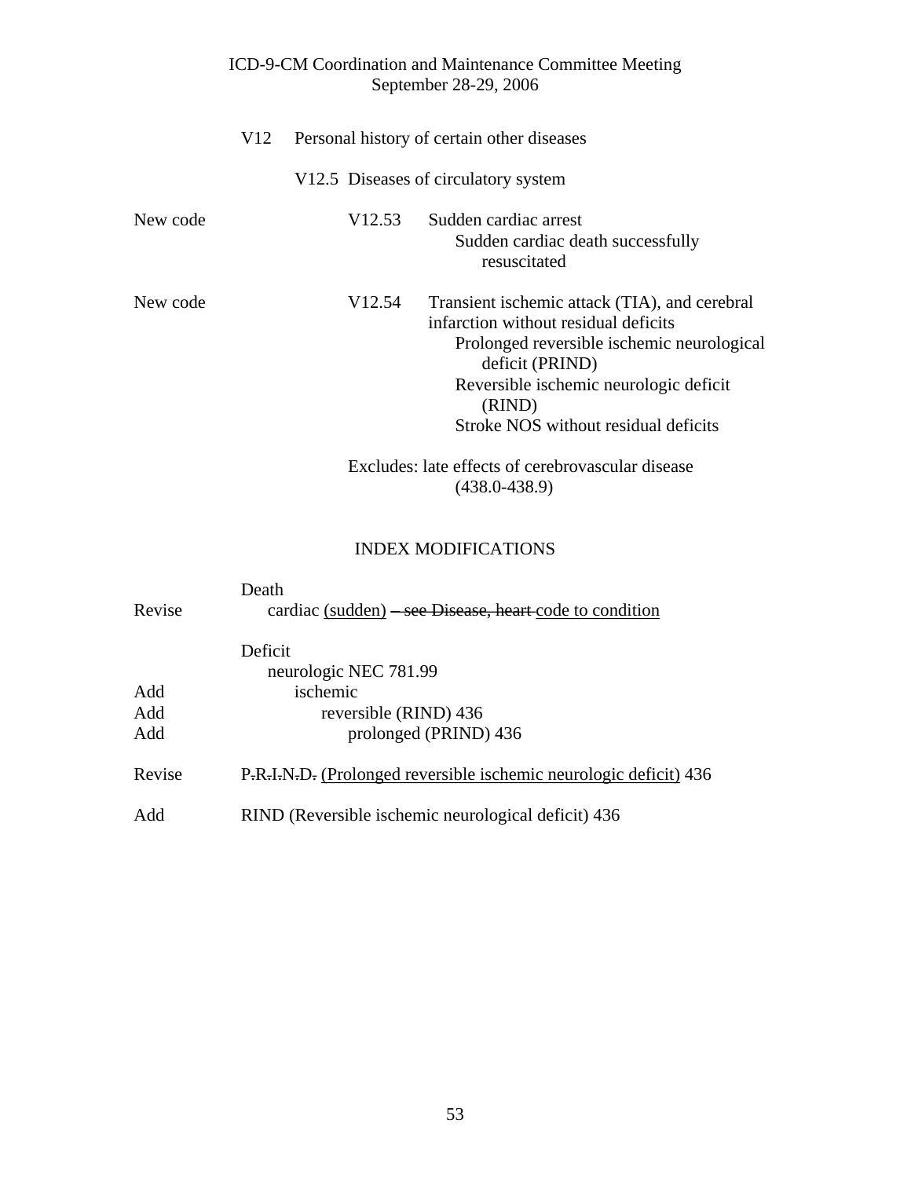V12 Personal history of certain other diseases

V12.5 Diseases of circulatory system

New code — V12.53 Sudden cardiac arrest
  Sudden cardiac death successfully resuscitated

New code — V12.54 Transient ischemic attack (TIA), and cerebral infarction without residual deficits
  Prolonged reversible ischemic neurological deficit (PRIND)
  Reversible ischemic neurologic deficit (RIND)
  Stroke NOS without residual deficits

Excludes: late effects of cerebrovascular disease (438.0-438.9)

## INDEX MODIFICATIONS

Death
Revise — cardiac <u>(sudden)</u> ~~– see Disease, heart~~ <u>code to condition</u>

Deficit
  neurologic NEC 781.99
Add — ischemic
Add — reversible (RIND) 436
Add — prolonged (PRIND) 436

Revise — P~~.~~R~~.~~I~~.~~N~~.~~D~~.~~ <u>(Prolonged reversible ischemic neurologic deficit)</u> 436

Add — RIND (Reversible ischemic neurological deficit) 436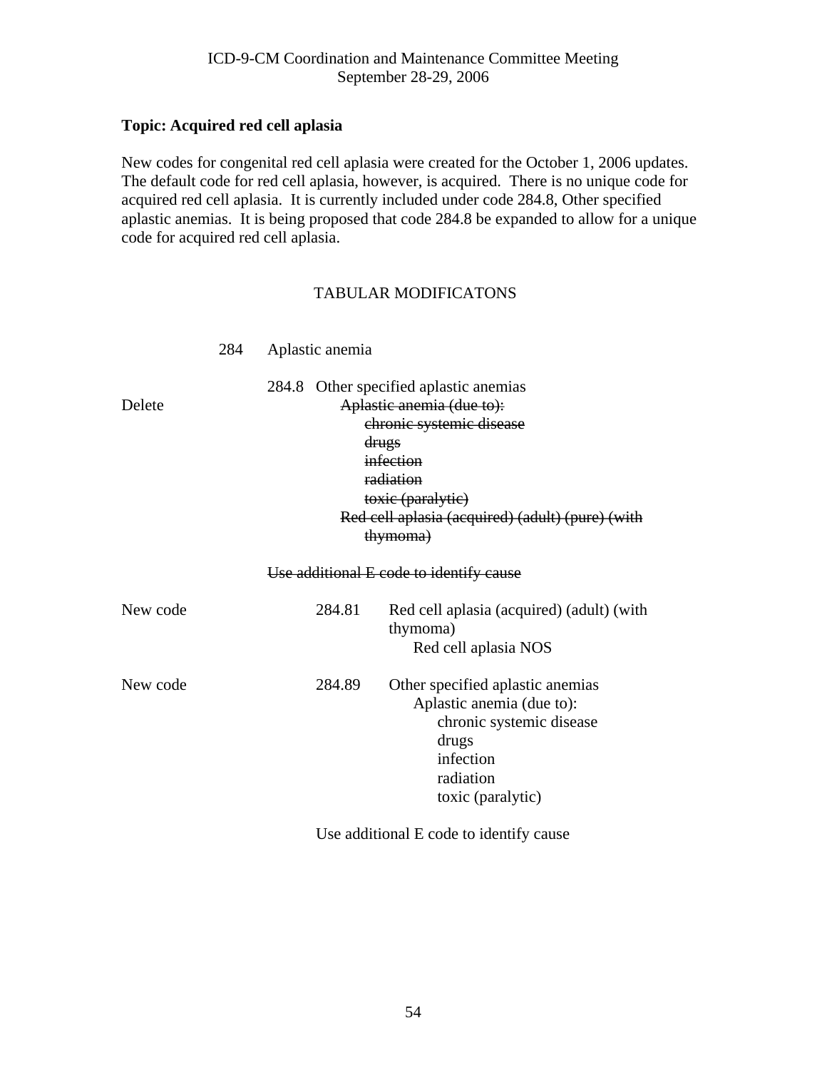ICD-9-CM Coordination and Maintenance Committee Meeting
September 28-29, 2006

**Topic: Acquired red cell aplasia**

New codes for congenital red cell aplasia were created for the October 1, 2006 updates. The default code for red cell aplasia, however, is acquired. There is no unique code for acquired red cell aplasia. It is currently included under code 284.8, Other specified aplastic anemias. It is being proposed that code 284.8 be expanded to allow for a unique code for acquired red cell aplasia.

TABULAR MODIFICATONS

284 Aplastic anemia

284.8 Other specified aplastic anemias

Delete ~~Aplastic anemia (due to):~~
~~chronic systemic disease~~
~~drugs~~
~~infection~~
~~radiation~~
~~toxic (paralytic)~~
~~Red cell aplasia (acquired) (adult) (pure) (with thymoma)~~

~~Use additional E code to identify cause~~

New code 284.81 Red cell aplasia (acquired) (adult) (with thymoma)
Red cell aplasia NOS

New code 284.89 Other specified aplastic anemias
Aplastic anemia (due to):
chronic systemic disease
drugs
infection
radiation
toxic (paralytic)

Use additional E code to identify cause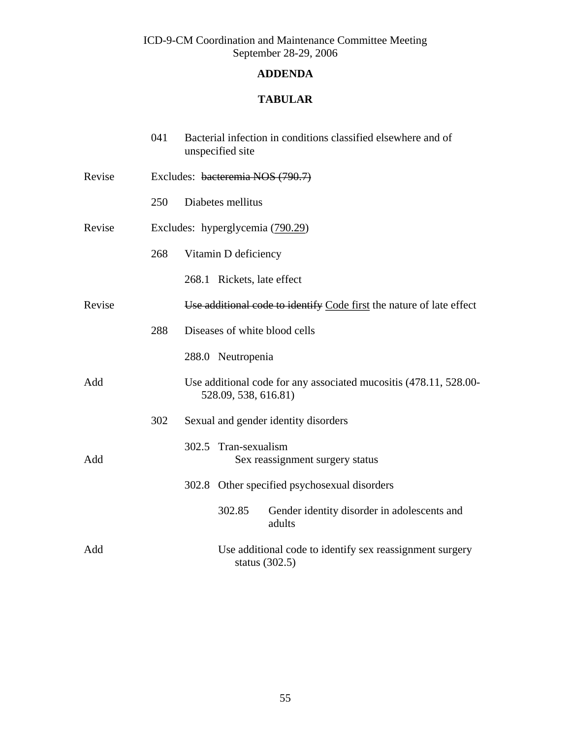ICD-9-CM Coordination and Maintenance Committee Meeting
September 28-29, 2006

## ADDENDA

## TABULAR

041 Bacterial infection in conditions classified elsewhere and of unspecified site

Revise — Excludes: ~~bacteremia NOS (790.7)~~

250 Diabetes mellitus

Revise — Excludes: hyperglycemia (<u>790.29</u>)

268 Vitamin D deficiency

268.1 Rickets, late effect

Revise — ~~Use additional code to identify~~ <u>Code first</u> the nature of late effect

288 Diseases of white blood cells

288.0 Neutropenia

Add — Use additional code for any associated mucositis (478.11, 528.00-528.09, 538, 616.81)

302 Sexual and gender identity disorders

302.5 Tran-sexualism

Add — Sex reassignment surgery status

302.8 Other specified psychosexual disorders

302.85 Gender identity disorder in adolescents and adults

Add — Use additional code to identify sex reassignment surgery status (302.5)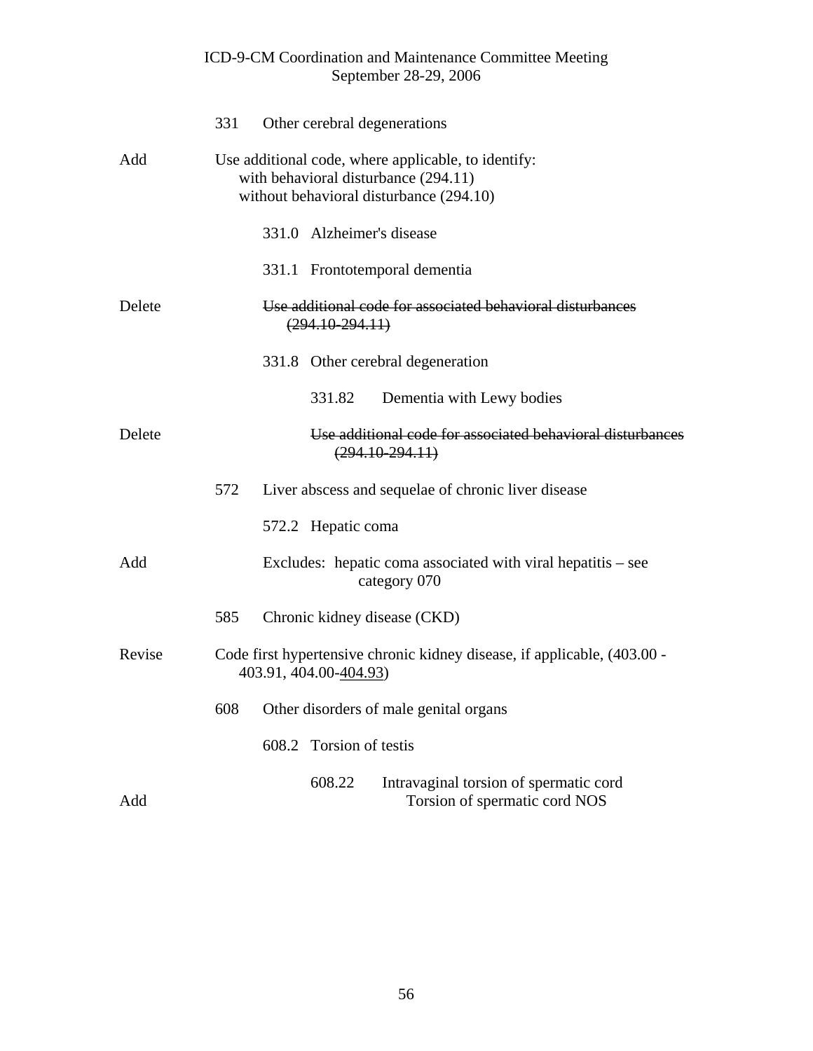| | |
|---|---|
| | 331 Other cerebral degenerations |
| Add | Use additional code, where applicable, to identify:<br>with behavioral disturbance (294.11)<br>without behavioral disturbance (294.10) |
| | 331.0 Alzheimer's disease |
| | 331.1 Frontotemporal dementia |
| Delete | ~~Use additional code for associated behavioral disturbances (294.10-294.11)~~ |
| | 331.8 Other cerebral degeneration |
| | 331.82 Dementia with Lewy bodies |
| Delete | ~~Use additional code for associated behavioral disturbances (294.10-294.11)~~ |
| | 572 Liver abscess and sequelae of chronic liver disease |
| | 572.2 Hepatic coma |
| Add | Excludes: hepatic coma associated with viral hepatitis – see category 070 |
| | 585 Chronic kidney disease (CKD) |
| Revise | Code first hypertensive chronic kidney disease, if applicable, (403.00 - 403.91, 404.00-<u>404.93</u>) |
| | 608 Other disorders of male genital organs |
| | 608.2 Torsion of testis |
| | 608.22 Intravaginal torsion of spermatic cord |
| Add | Torsion of spermatic cord NOS |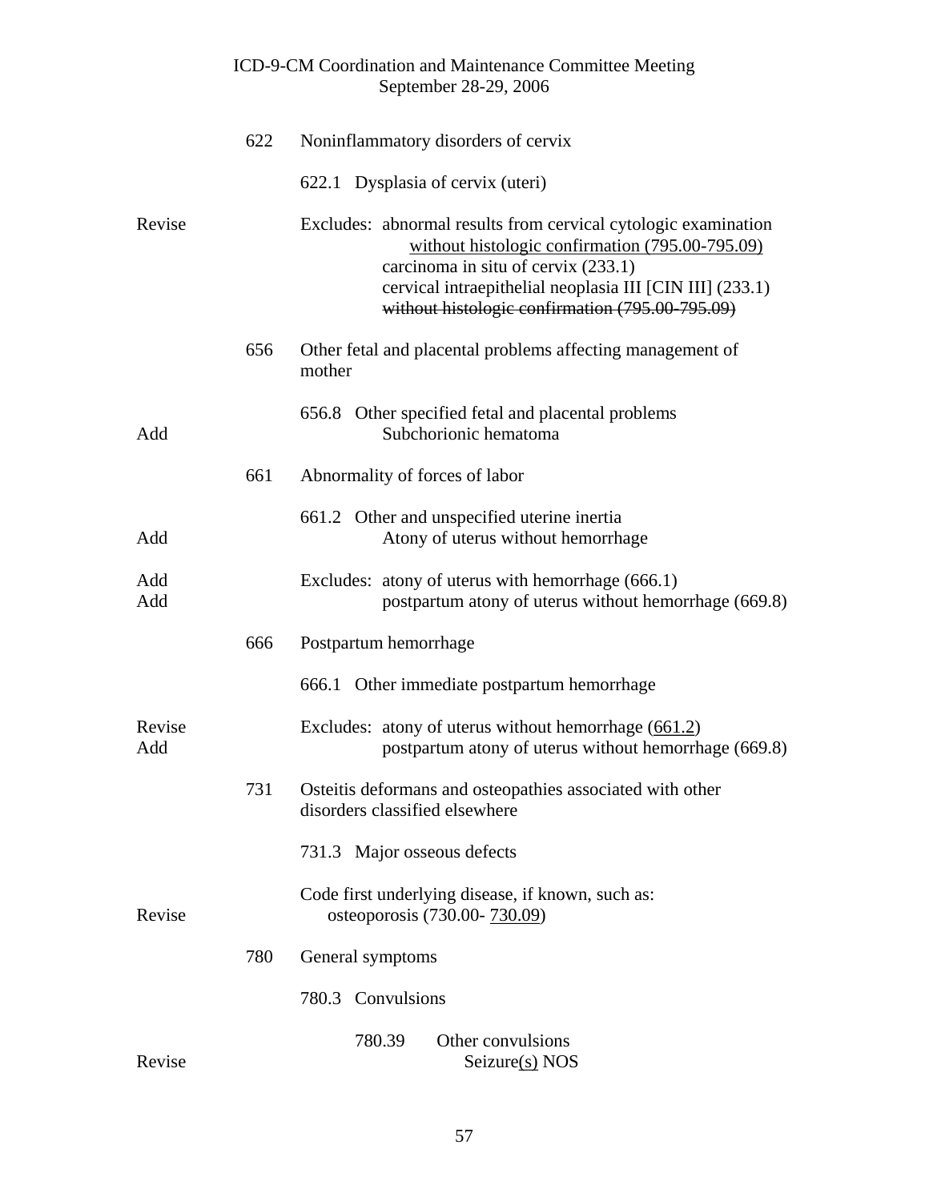| | | |
|---|---|---|
| | 622 | Noninflammatory disorders of cervix |
| | | 622.1 Dysplasia of cervix (uteri) |
| Revise | | Excludes: abnormal results from cervical cytologic examination <u>without histologic confirmation (795.00-795.09)</u><br>carcinoma in situ of cervix (233.1)<br>cervical intraepithelial neoplasia III [CIN III] (233.1) ~~without histologic confirmation (795.00-795.09)~~ |
| | 656 | Other fetal and placental problems affecting management of mother |
| | | 656.8 Other specified fetal and placental problems |
| Add | | Subchorionic hematoma |
| | 661 | Abnormality of forces of labor |
| | | 661.2 Other and unspecified uterine inertia |
| Add | | Atony of uterus without hemorrhage |
| Add | | Excludes: atony of uterus with hemorrhage (666.1) |
| Add | | postpartum atony of uterus without hemorrhage (669.8) |
| | 666 | Postpartum hemorrhage |
| | | 666.1 Other immediate postpartum hemorrhage |
| Revise | | Excludes: atony of uterus without hemorrhage (<u>661.2</u>) |
| Add | | postpartum atony of uterus without hemorrhage (669.8) |
| | 731 | Osteitis deformans and osteopathies associated with other disorders classified elsewhere |
| | | 731.3 Major osseous defects |
| | | Code first underlying disease, if known, such as: |
| Revise | | osteoporosis (730.00- <u>730.09</u>) |
| | 780 | General symptoms |
| | | 780.3 Convulsions |
| | | 780.39 Other convulsions |
| Revise | | Seizure<u>(s)</u> NOS |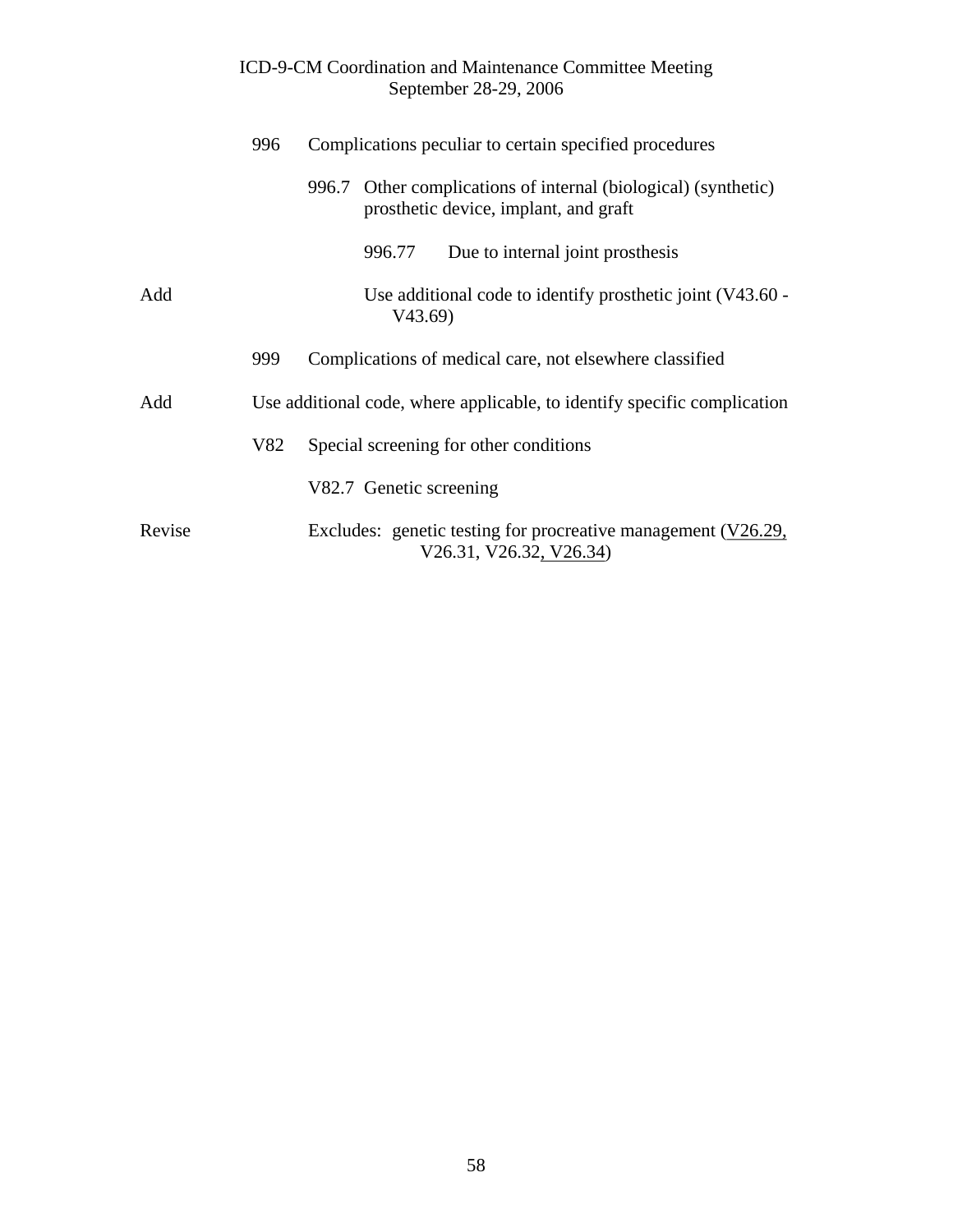| | | | |
|---|---|---|---|
| | 996 | Complications peculiar to certain specified procedures | |
| | | 996.7 Other complications of internal (biological) (synthetic) prosthetic device, implant, and graft | |
| | | | 996.77 Due to internal joint prosthesis |
| Add | | | Use additional code to identify prosthetic joint (V43.60 - V43.69) |
| | 999 | Complications of medical care, not elsewhere classified | |
| Add | Use additional code, where applicable, to identify specific complication | | |
| | V82 | Special screening for other conditions | |
| | | V82.7 Genetic screening | |
| Revise | | Excludes: genetic testing for procreative management (<u>V26.29,</u> V26.31, V26.32<u>, V26.34</u>) | |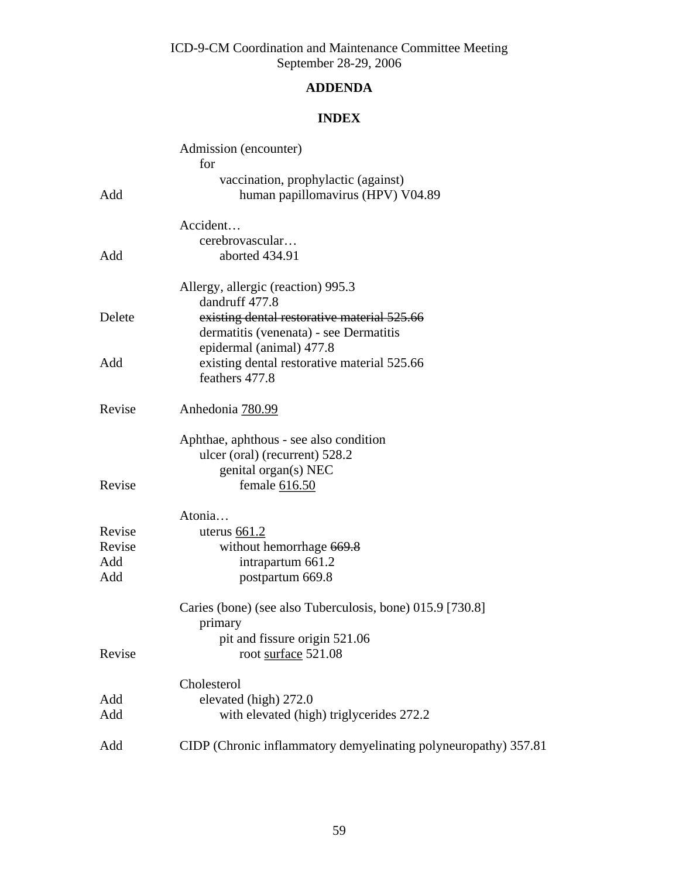ICD-9-CM Coordination and Maintenance Committee Meeting
September 28-29, 2006

## ADDENDA

### INDEX

| | |
|---|---|
| | Admission (encounter) |
| | &nbsp;&nbsp;&nbsp;&nbsp;for |
| | &nbsp;&nbsp;&nbsp;&nbsp;&nbsp;&nbsp;&nbsp;&nbsp;vaccination, prophylactic (against) |
| Add | &nbsp;&nbsp;&nbsp;&nbsp;&nbsp;&nbsp;&nbsp;&nbsp;&nbsp;&nbsp;&nbsp;&nbsp;human papillomavirus (HPV) V04.89 |
| | |
| | Accident… |
| | &nbsp;&nbsp;&nbsp;&nbsp;cerebrovascular… |
| Add | &nbsp;&nbsp;&nbsp;&nbsp;&nbsp;&nbsp;&nbsp;&nbsp;aborted 434.91 |
| | |
| | Allergy, allergic (reaction) 995.3 |
| | &nbsp;&nbsp;&nbsp;&nbsp;dandruff 477.8 |
| Delete | &nbsp;&nbsp;&nbsp;&nbsp;~~existing dental restorative material 525.66~~ |
| | &nbsp;&nbsp;&nbsp;&nbsp;dermatitis (venenata) - see Dermatitis |
| | &nbsp;&nbsp;&nbsp;&nbsp;epidermal (animal) 477.8 |
| Add | &nbsp;&nbsp;&nbsp;&nbsp;existing dental restorative material 525.66 |
| | &nbsp;&nbsp;&nbsp;&nbsp;feathers 477.8 |
| | |
| Revise | Anhedonia <u>780.99</u> |
| | |
| | Aphthae, aphthous - see also condition |
| | &nbsp;&nbsp;&nbsp;&nbsp;ulcer (oral) (recurrent) 528.2 |
| | &nbsp;&nbsp;&nbsp;&nbsp;&nbsp;&nbsp;&nbsp;&nbsp;genital organ(s) NEC |
| Revise | &nbsp;&nbsp;&nbsp;&nbsp;&nbsp;&nbsp;&nbsp;&nbsp;&nbsp;&nbsp;&nbsp;&nbsp;female <u>616.50</u> |
| | |
| | Atonia… |
| Revise | &nbsp;&nbsp;&nbsp;&nbsp;uterus <u>661.2</u> |
| Revise | &nbsp;&nbsp;&nbsp;&nbsp;&nbsp;&nbsp;&nbsp;&nbsp;without hemorrhage ~~669.8~~ |
| Add | &nbsp;&nbsp;&nbsp;&nbsp;&nbsp;&nbsp;&nbsp;&nbsp;&nbsp;&nbsp;&nbsp;&nbsp;intrapartum 661.2 |
| Add | &nbsp;&nbsp;&nbsp;&nbsp;&nbsp;&nbsp;&nbsp;&nbsp;&nbsp;&nbsp;&nbsp;&nbsp;postpartum 669.8 |
| | |
| | Caries (bone) (see also Tuberculosis, bone) 015.9 [730.8] |
| | &nbsp;&nbsp;&nbsp;&nbsp;primary |
| | &nbsp;&nbsp;&nbsp;&nbsp;&nbsp;&nbsp;&nbsp;&nbsp;pit and fissure origin 521.06 |
| Revise | &nbsp;&nbsp;&nbsp;&nbsp;&nbsp;&nbsp;&nbsp;&nbsp;root <u>surface</u> 521.08 |
| | |
| | Cholesterol |
| Add | &nbsp;&nbsp;&nbsp;&nbsp;elevated (high) 272.0 |
| Add | &nbsp;&nbsp;&nbsp;&nbsp;&nbsp;&nbsp;&nbsp;&nbsp;with elevated (high) triglycerides 272.2 |
| | |
| Add | CIDP (Chronic inflammatory demyelinating polyneuropathy) 357.81 |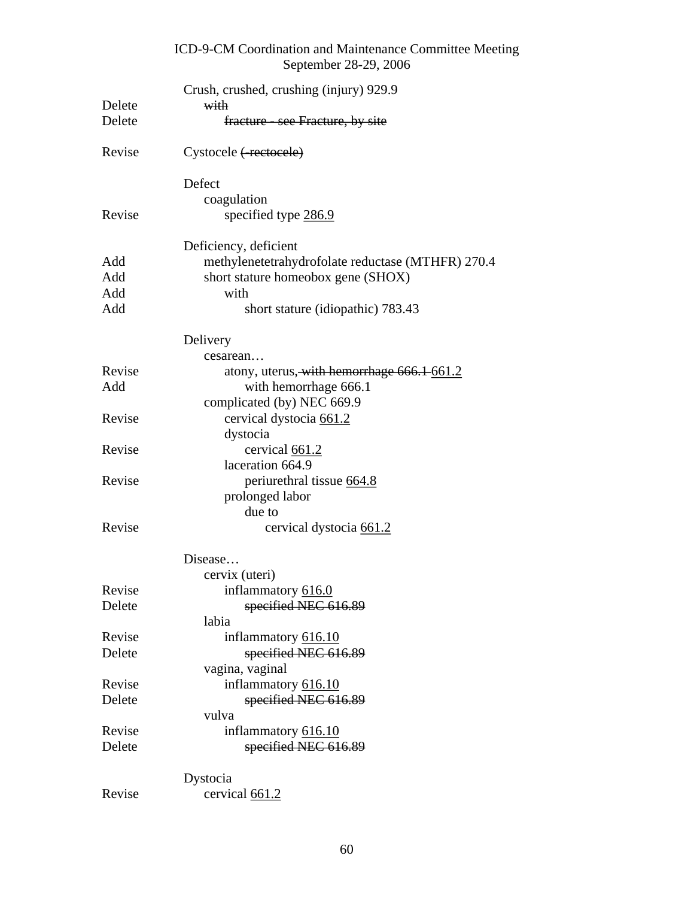| | |
|---|---|
| | Crush, crushed, crushing (injury) 929.9 |
| Delete | ~~with~~ |
| Delete | ~~fracture - see Fracture, by site~~ |
| | |
| Revise | Cystocele ~~(-rectocele)~~ |
| | |
| | Defect |
| | coagulation |
| Revise | specified type <u>286.9</u> |
| | |
| | Deficiency, deficient |
| Add | methylenetetrahydrofolate reductase (MTHFR) 270.4 |
| Add | short stature homeobox gene (SHOX) |
| Add | with |
| Add | short stature (idiopathic) 783.43 |
| | |
| | Delivery |
| | cesarean… |
| Revise | atony, uterus, ~~with hemorrhage 666.1~~ <u>661.2</u> |
| Add | with hemorrhage 666.1 |
| | complicated (by) NEC 669.9 |
| Revise | cervical dystocia <u>661.2</u> |
| | dystocia |
| Revise | cervical <u>661.2</u> |
| | laceration 664.9 |
| Revise | periurethral tissue <u>664.8</u> |
| | prolonged labor |
| | due to |
| Revise | cervical dystocia <u>661.2</u> |
| | |
| | Disease… |
| | cervix (uteri) |
| Revise | inflammatory <u>616.0</u> |
| Delete | ~~specified NEC 616.89~~ |
| | labia |
| Revise | inflammatory <u>616.10</u> |
| Delete | ~~specified NEC 616.89~~ |
| | vagina, vaginal |
| Revise | inflammatory <u>616.10</u> |
| Delete | ~~specified NEC 616.89~~ |
| | vulva |
| Revise | inflammatory <u>616.10</u> |
| Delete | ~~specified NEC 616.89~~ |
| | |
| | Dystocia |
| Revise | cervical <u>661.2</u> |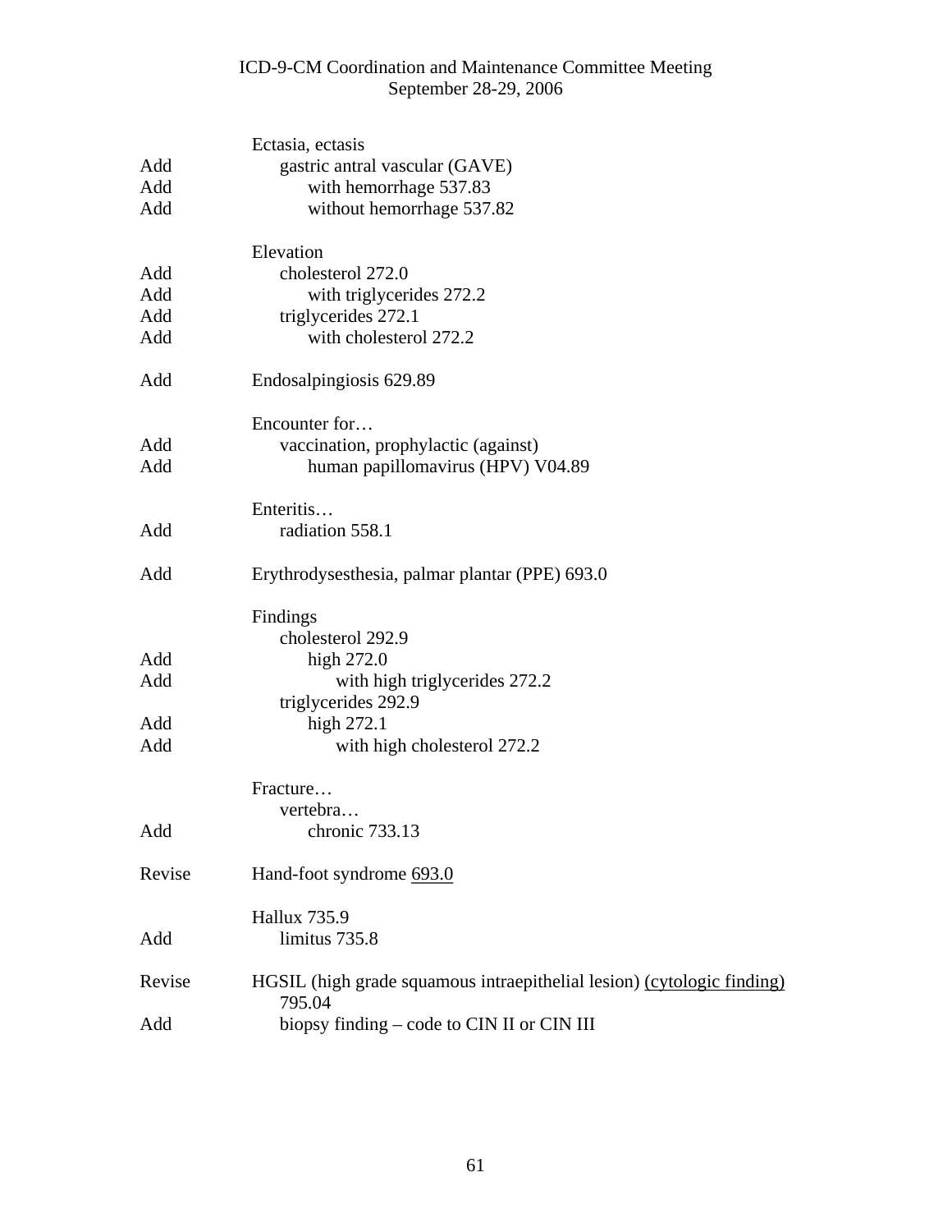| | |
|---|---|
| | Ectasia, ectasis |
| Add | gastric antral vascular (GAVE) |
| Add | with hemorrhage 537.83 |
| Add | without hemorrhage 537.82 |
| | |
| | Elevation |
| Add | cholesterol 272.0 |
| Add | with triglycerides 272.2 |
| Add | triglycerides 272.1 |
| Add | with cholesterol 272.2 |
| | |
| Add | Endosalpingiosis 629.89 |
| | |
| | Encounter for… |
| Add | vaccination, prophylactic (against) |
| Add | human papillomavirus (HPV) V04.89 |
| | |
| | Enteritis… |
| Add | radiation 558.1 |
| | |
| Add | Erythrodysesthesia, palmar plantar (PPE) 693.0 |
| | |
| | Findings |
| | cholesterol 292.9 |
| Add | high 272.0 |
| Add | with high triglycerides 272.2 |
| | triglycerides 292.9 |
| Add | high 272.1 |
| Add | with high cholesterol 272.2 |
| | |
| | Fracture… |
| | vertebra… |
| Add | chronic 733.13 |
| | |
| Revise | Hand-foot syndrome <u>693.0</u> |
| | |
| | Hallux 735.9 |
| Add | limitus 735.8 |
| | |
| Revise | HGSIL (high grade squamous intraepithelial lesion) <u>(cytologic finding)</u> 795.04 |
| Add | biopsy finding – code to CIN II or CIN III |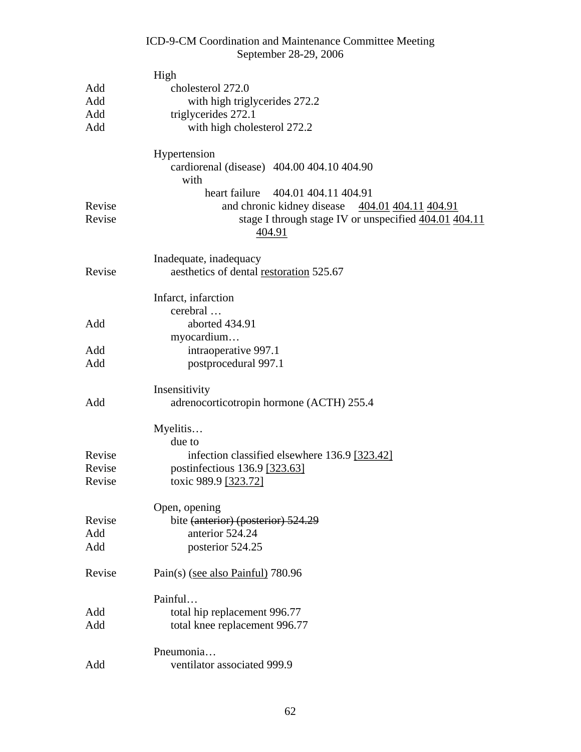| | |
|---|---|
| | High |
| Add | cholesterol 272.0 |
| Add | with high triglycerides 272.2 |
| Add | triglycerides 272.1 |
| Add | with high cholesterol 272.2 |
| | |
| | Hypertension |
| | cardiorenal (disease) 404.00 404.10 404.90 |
| | with |
| | heart failure 404.01 404.11 404.91 |
| Revise | and chronic kidney disease <u>404.01</u> <u>404.11</u> <u>404.91</u> |
| Revise | stage I through stage IV or unspecified <u>404.01</u> <u>404.11</u> <u>404.91</u> |
| | |
| | Inadequate, inadequacy |
| Revise | aesthetics of dental <u>restoration</u> 525.67 |
| | |
| | Infarct, infarction |
| | cerebral … |
| Add | aborted 434.91 |
| | myocardium… |
| Add | intraoperative 997.1 |
| Add | postprocedural 997.1 |
| | |
| | Insensitivity |
| Add | adrenocorticotropin hormone (ACTH) 255.4 |
| | |
| | Myelitis… |
| | due to |
| Revise | infection classified elsewhere 136.9 <u>[323.42]</u> |
| Revise | postinfectious 136.9 <u>[323.63]</u> |
| Revise | toxic 989.9 <u>[323.72]</u> |
| | |
| | Open, opening |
| Revise | bite ~~(anterior) (posterior) 524.29~~ |
| Add | anterior 524.24 |
| Add | posterior 524.25 |
| | |
| Revise | Pain(s) <u>(see also Painful)</u> 780.96 |
| | |
| | Painful… |
| Add | total hip replacement 996.77 |
| Add | total knee replacement 996.77 |
| | |
| | Pneumonia… |
| Add | ventilator associated 999.9 |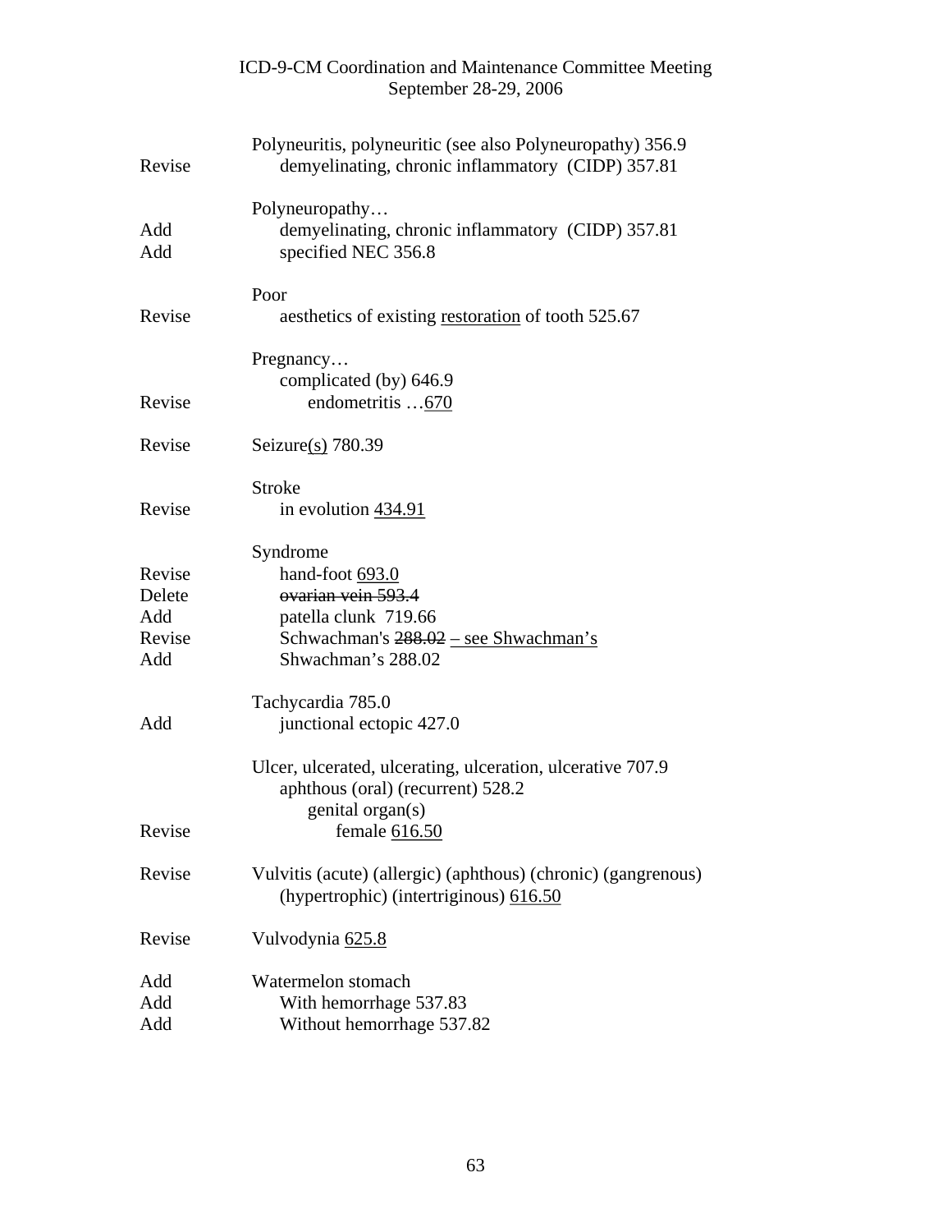| | |
|---|---|
| | Polyneuritis, polyneuritic (see also Polyneuropathy) 356.9 |
| Revise | demyelinating, chronic inflammatory (CIDP) 357.81 |
| | |
| | Polyneuropathy… |
| Add | demyelinating, chronic inflammatory (CIDP) 357.81 |
| Add | specified NEC 356.8 |
| | |
| | Poor |
| Revise | aesthetics of existing <u>restoration</u> of tooth 525.67 |
| | |
| | Pregnancy… |
| | complicated (by) 646.9 |
| Revise | endometritis …<u>670</u> |
| | |
| Revise | Seizure<u>(s)</u> 780.39 |
| | |
| | Stroke |
| Revise | in evolution <u>434.91</u> |
| | |
| | Syndrome |
| Revise | hand-foot <u>693.0</u> |
| Delete | ~~ovarian vein 593.4~~ |
| Add | patella clunk 719.66 |
| Revise | Schwachman's ~~288.02~~ <u>– see Shwachman's</u> |
| Add | Shwachman's 288.02 |
| | |
| | Tachycardia 785.0 |
| Add | junctional ectopic 427.0 |
| | |
| | Ulcer, ulcerated, ulcerating, ulceration, ulcerative 707.9 |
| | aphthous (oral) (recurrent) 528.2 |
| | genital organ(s) |
| Revise | female <u>616.50</u> |
| | |
| Revise | Vulvitis (acute) (allergic) (aphthous) (chronic) (gangrenous) (hypertrophic) (intertriginous) <u>616.50</u> |
| | |
| Revise | Vulvodynia <u>625.8</u> |
| | |
| Add | Watermelon stomach |
| Add | With hemorrhage 537.83 |
| Add | Without hemorrhage 537.82 |